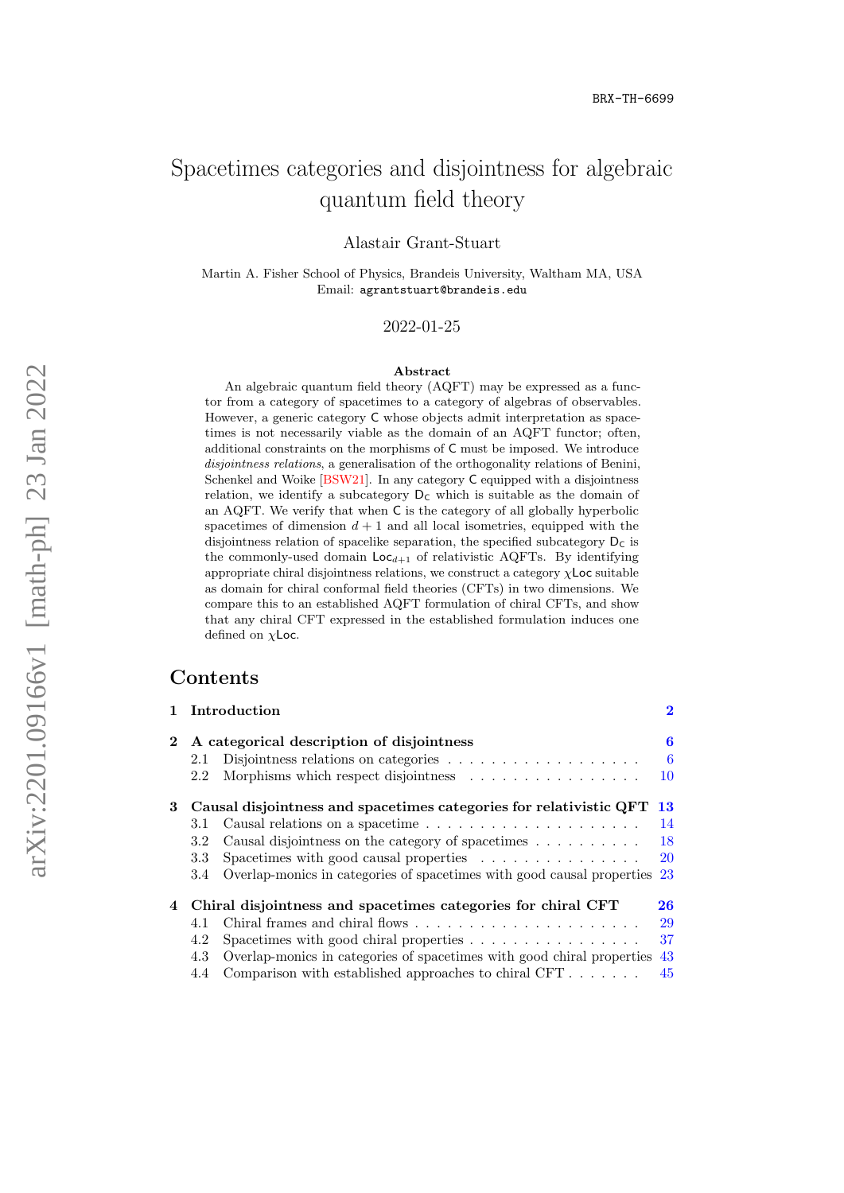BRX-TH-6699

# Spacetimes categories and disjointness for algebraic quantum field theory

Alastair Grant-Stuart

Martin A. Fisher School of Physics, Brandeis University, Waltham MA, USA
Email: agrantstuart@brandeis.edu

2022-01-25

**Abstract**

An algebraic quantum field theory (AQFT) may be expressed as a functor from a category of spacetimes to a category of algebras of observables. However, a generic category $\mathsf{C}$ whose objects admit interpretation as spacetimes is not necessarily viable as the domain of an AQFT functor; often, additional constraints on the morphisms of $\mathsf{C}$ must be imposed. We introduce *disjointness relations*, a generalisation of the orthogonality relations of Benini, Schenkel and Woike [BSW21]. In any category $\mathsf{C}$ equipped with a disjointness relation, we identify a subcategory $\mathsf{D}_{\mathsf{C}}$ which is suitable as the domain of an AQFT. We verify that when $\mathsf{C}$ is the category of all globally hyperbolic spacetimes of dimension $d+1$ and all local isometries, equipped with the disjointness relation of spacelike separation, the specified subcategory $\mathsf{D}_{\mathsf{C}}$ is the commonly-used domain $\mathsf{Loc}_{d+1}$ of relativistic AQFTs. By identifying appropriate chiral disjointness relations, we construct a category $\chi\mathsf{Loc}$ suitable as domain for chiral conformal field theories (CFTs) in two dimensions. We compare this to an established AQFT formulation of chiral CFTs, and show that any chiral CFT expressed in the established formulation induces one defined on $\chi\mathsf{Loc}$.

## Contents

**1 Introduction** — 2

**2 A categorical description of disjointness** — 6
- 2.1 Disjointness relations on categories — 6
- 2.2 Morphisms which respect disjointness — 10

**3 Causal disjointness and spacetimes categories for relativistic QFT** — 13
- 3.1 Causal relations on a spacetime — 14
- 3.2 Causal disjointness on the category of spacetimes — 18
- 3.3 Spacetimes with good causal properties — 20
- 3.4 Overlap-monics in categories of spacetimes with good causal properties — 23

**4 Chiral disjointness and spacetimes categories for chiral CFT** — 26
- 4.1 Chiral frames and chiral flows — 29
- 4.2 Spacetimes with good chiral properties — 37
- 4.3 Overlap-monics in categories of spacetimes with good chiral properties — 43
- 4.4 Comparison with established approaches to chiral CFT — 45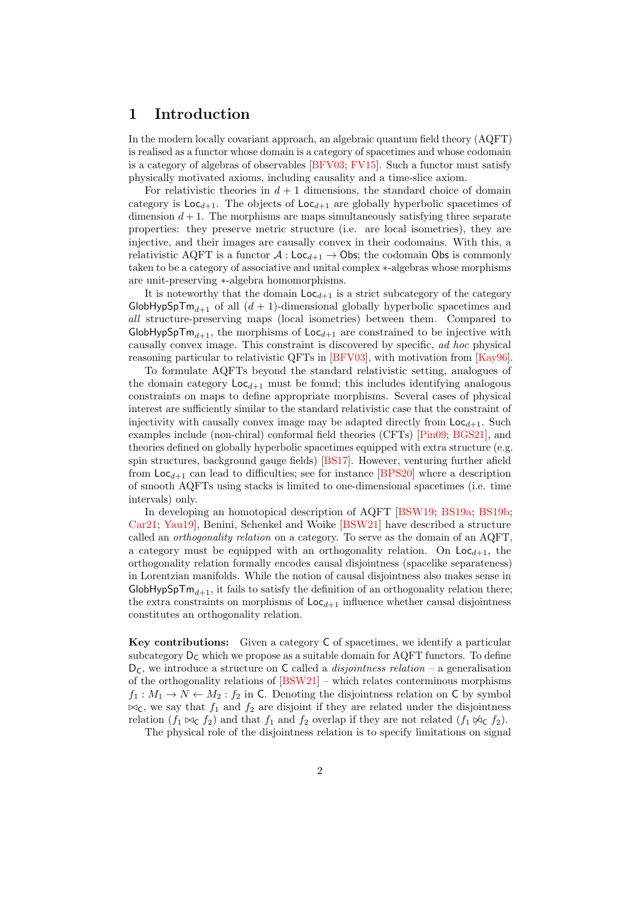# 1 Introduction

In the modern locally covariant approach, an algebraic quantum field theory (AQFT) is realised as a functor whose domain is a category of spacetimes and whose codomain is a category of algebras of observables [BFV03; FV15]. Such a functor must satisfy physically motivated axioms, including causality and a time-slice axiom.

For relativistic theories in $d+1$ dimensions, the standard choice of domain category is $\mathsf{Loc}_{d+1}$. The objects of $\mathsf{Loc}_{d+1}$ are globally hyperbolic spacetimes of dimension $d+1$. The morphisms are maps simultaneously satisfying three separate properties: they preserve metric structure (i.e. are local isometries), they are injective, and their images are causally convex in their codomains. With this, a relativistic AQFT is a functor $\mathcal{A} : \mathsf{Loc}_{d+1} \to \mathsf{Obs}$; the codomain $\mathsf{Obs}$ is commonly taken to be a category of associative and unital complex $*$-algebras whose morphisms are unit-preserving $*$-algebra homomorphisms.

It is noteworthy that the domain $\mathsf{Loc}_{d+1}$ is a strict subcategory of the category $\mathsf{GlobHypSpTm}_{d+1}$ of all $(d+1)$-dimensional globally hyperbolic spacetimes and *all* structure-preserving maps (local isometries) between them. Compared to $\mathsf{GlobHypSpTm}_{d+1}$, the morphisms of $\mathsf{Loc}_{d+1}$ are constrained to be injective with causally convex image. This constraint is discovered by specific, *ad hoc* physical reasoning particular to relativistic QFTs in [BFV03], with motivation from [Kay96].

To formulate AQFTs beyond the standard relativistic setting, analogues of the domain category $\mathsf{Loc}_{d+1}$ must be found; this includes identifying analogous constraints on maps to define appropriate morphisms. Several cases of physical interest are sufficiently similar to the standard relativistic case that the constraint of injectivity with causally convex image may be adapted directly from $\mathsf{Loc}_{d+1}$. Such examples include (non-chiral) conformal field theories (CFTs) [Pin09; BGS21], and theories defined on globally hyperbolic spacetimes equipped with extra structure (e.g. spin structures, background gauge fields) [BS17]. However, venturing further afield from $\mathsf{Loc}_{d+1}$ can lead to difficulties; see for instance [BPS20] where a description of smooth AQFTs using stacks is limited to one-dimensional spacetimes (i.e. time intervals) only.

In developing an homotopical description of AQFT [BSW19; BS19a; BS19b; Car21; Yau19], Benini, Schenkel and Woike [BSW21] have described a structure called an *orthogonality relation* on a category. To serve as the domain of an AQFT, a category must be equipped with an orthogonality relation. On $\mathsf{Loc}_{d+1}$, the orthogonality relation formally encodes causal disjointness (spacelike separateness) in Lorentzian manifolds. While the notion of causal disjointness also makes sense in $\mathsf{GlobHypSpTm}_{d+1}$, it fails to satisfy the definition of an orthogonality relation there; the extra constraints on morphisms of $\mathsf{Loc}_{d+1}$ influence whether causal disjointness constitutes an orthogonality relation.

**Key contributions:** Given a category $\mathsf{C}$ of spacetimes, we identify a particular subcategory $\mathsf{D}_\mathsf{C}$ which we propose as a suitable domain for AQFT functors. To define $\mathsf{D}_\mathsf{C}$, we introduce a structure on $\mathsf{C}$ called a *disjointness relation* – a generalisation of the orthogonality relations of [BSW21] – which relates conterminous morphisms $f_1 : M_1 \to N \leftarrow M_2 : f_2$ in $\mathsf{C}$. Denoting the disjointness relation on $\mathsf{C}$ by symbol $\Join_\mathsf{C}$, we say that $f_1$ and $f_2$ are disjoint if they are related under the disjointness relation ($f_1 \Join_\mathsf{C} f_2$) and that $f_1$ and $f_2$ overlap if they are not related ($f_1 \not\Join_\mathsf{C} f_2$).

The physical role of the disjointness relation is to specify limitations on signal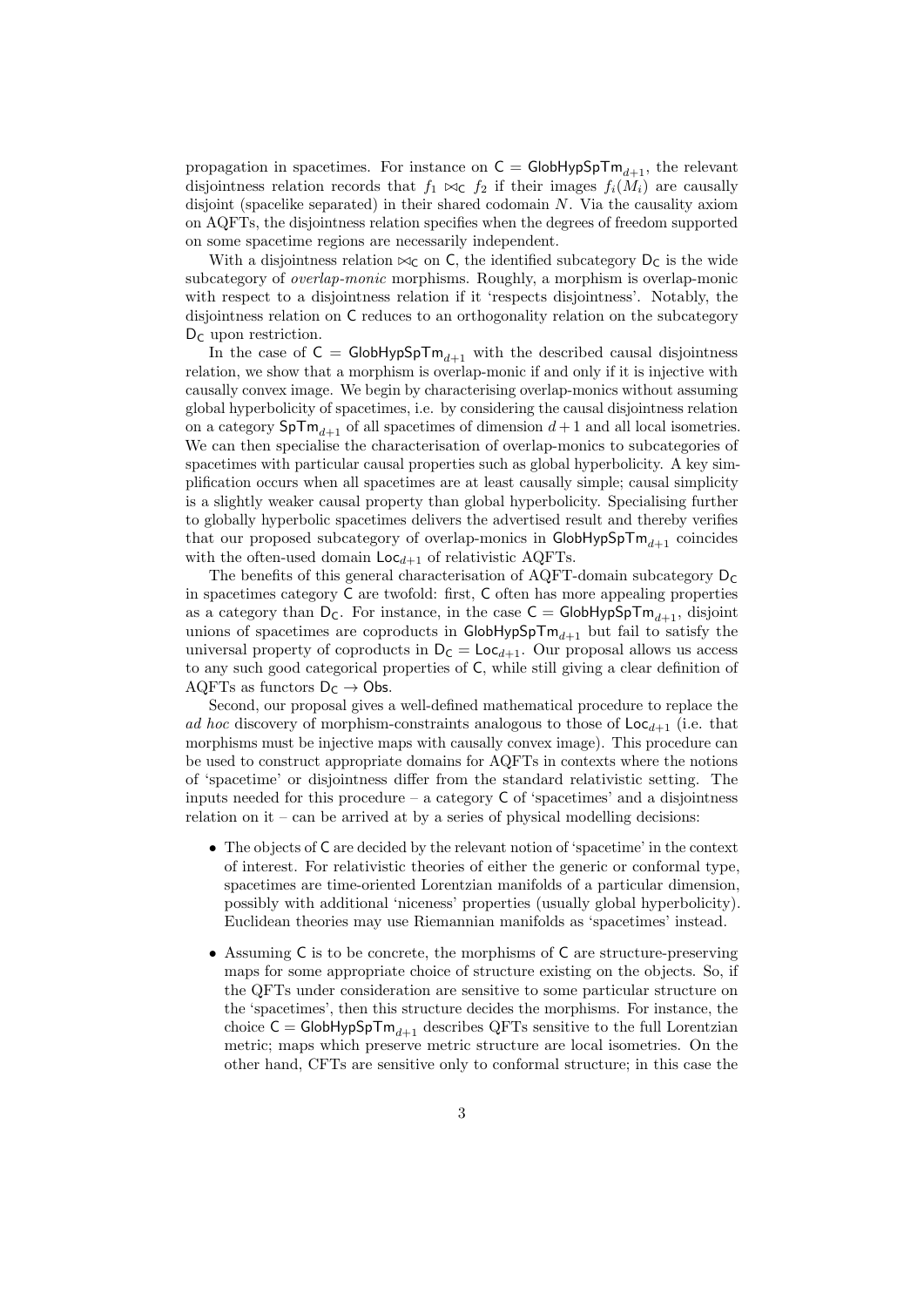propagation in spacetimes. For instance on $\mathsf{C} = \mathsf{GlobHypSpTm}_{d+1}$, the relevant disjointness relation records that $f_1 \bowtie_{\mathsf{C}} f_2$ if their images $f_i(M_i)$ are causally disjoint (spacelike separated) in their shared codomain $N$. Via the causality axiom on AQFTs, the disjointness relation specifies when the degrees of freedom supported on some spacetime regions are necessarily independent.

With a disjointness relation $\bowtie_{\mathsf{C}}$ on $\mathsf{C}$, the identified subcategory $\mathsf{D}_{\mathsf{C}}$ is the wide subcategory of *overlap-monic* morphisms. Roughly, a morphism is overlap-monic with respect to a disjointness relation if it 'respects disjointness'. Notably, the disjointness relation on $\mathsf{C}$ reduces to an orthogonality relation on the subcategory $\mathsf{D}_{\mathsf{C}}$ upon restriction.

In the case of $\mathsf{C} = \mathsf{GlobHypSpTm}_{d+1}$ with the described causal disjointness relation, we show that a morphism is overlap-monic if and only if it is injective with causally convex image. We begin by characterising overlap-monics without assuming global hyperbolicity of spacetimes, i.e. by considering the causal disjointness relation on a category $\mathsf{SpTm}_{d+1}$ of all spacetimes of dimension $d+1$ and all local isometries. We can then specialise the characterisation of overlap-monics to subcategories of spacetimes with particular causal properties such as global hyperbolicity. A key simplification occurs when all spacetimes are at least causally simple; causal simplicity is a slightly weaker causal property than global hyperbolicity. Specialising further to globally hyperbolic spacetimes delivers the advertised result and thereby verifies that our proposed subcategory of overlap-monics in $\mathsf{GlobHypSpTm}_{d+1}$ coincides with the often-used domain $\mathsf{Loc}_{d+1}$ of relativistic AQFTs.

The benefits of this general characterisation of AQFT-domain subcategory $\mathsf{D}_{\mathsf{C}}$ in spacetimes category $\mathsf{C}$ are twofold: first, $\mathsf{C}$ often has more appealing properties as a category than $\mathsf{D}_{\mathsf{C}}$. For instance, in the case $\mathsf{C} = \mathsf{GlobHypSpTm}_{d+1}$, disjoint unions of spacetimes are coproducts in $\mathsf{GlobHypSpTm}_{d+1}$ but fail to satisfy the universal property of coproducts in $\mathsf{D}_{\mathsf{C}} = \mathsf{Loc}_{d+1}$. Our proposal allows us access to any such good categorical properties of $\mathsf{C}$, while still giving a clear definition of AQFTs as functors $\mathsf{D}_{\mathsf{C}} \to \mathsf{Obs}$.

Second, our proposal gives a well-defined mathematical procedure to replace the *ad hoc* discovery of morphism-constraints analogous to those of $\mathsf{Loc}_{d+1}$ (i.e. that morphisms must be injective maps with causally convex image). This procedure can be used to construct appropriate domains for AQFTs in contexts where the notions of 'spacetime' or disjointness differ from the standard relativistic setting. The inputs needed for this procedure – a category $\mathsf{C}$ of 'spacetimes' and a disjointness relation on it – can be arrived at by a series of physical modelling decisions:

- The objects of $\mathsf{C}$ are decided by the relevant notion of 'spacetime' in the context of interest. For relativistic theories of either the generic or conformal type, spacetimes are time-oriented Lorentzian manifolds of a particular dimension, possibly with additional 'niceness' properties (usually global hyperbolicity). Euclidean theories may use Riemannian manifolds as 'spacetimes' instead.
- Assuming $\mathsf{C}$ is to be concrete, the morphisms of $\mathsf{C}$ are structure-preserving maps for some appropriate choice of structure existing on the objects. So, if the QFTs under consideration are sensitive to some particular structure on the 'spacetimes', then this structure decides the morphisms. For instance, the choice $\mathsf{C} = \mathsf{GlobHypSpTm}_{d+1}$ describes QFTs sensitive to the full Lorentzian metric; maps which preserve metric structure are local isometries. On the other hand, CFTs are sensitive only to conformal structure; in this case the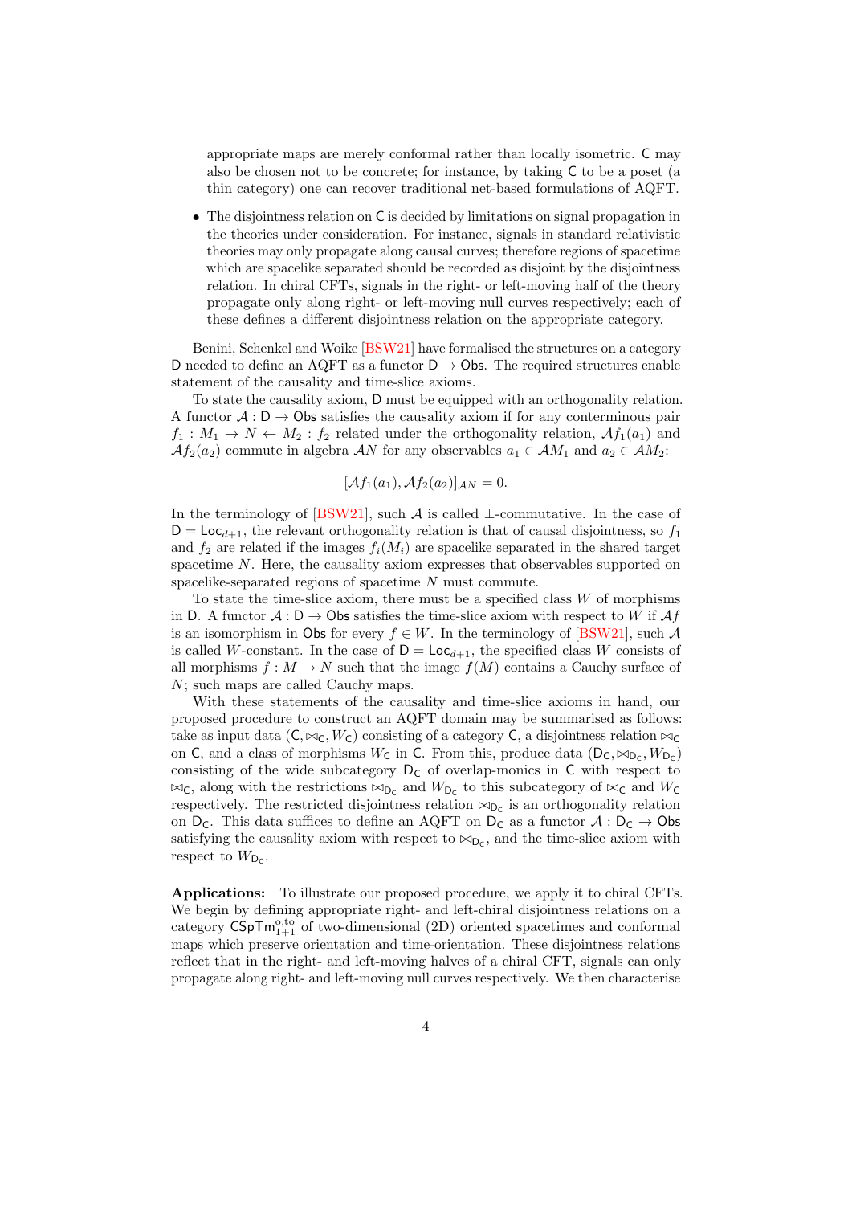appropriate maps are merely conformal rather than locally isometric. $\mathsf{C}$ may also be chosen not to be concrete; for instance, by taking $\mathsf{C}$ to be a poset (a thin category) one can recover traditional net-based formulations of AQFT.

- The disjointness relation on $\mathsf{C}$ is decided by limitations on signal propagation in the theories under consideration. For instance, signals in standard relativistic theories may only propagate along causal curves; therefore regions of spacetime which are spacelike separated should be recorded as disjoint by the disjointness relation. In chiral CFTs, signals in the right- or left-moving half of the theory propagate only along right- or left-moving null curves respectively; each of these defines a different disjointness relation on the appropriate category.

Benini, Schenkel and Woike [BSW21] have formalised the structures on a category $\mathsf{D}$ needed to define an AQFT as a functor $\mathsf{D} \to \mathsf{Obs}$. The required structures enable statement of the causality and time-slice axioms.

To state the causality axiom, $\mathsf{D}$ must be equipped with an orthogonality relation. A functor $\mathcal{A} : \mathsf{D} \to \mathsf{Obs}$ satisfies the causality axiom if for any conterminous pair $f_1 : M_1 \to N \leftarrow M_2 : f_2$ related under the orthogonality relation, $\mathcal{A}f_1(a_1)$ and $\mathcal{A}f_2(a_2)$ commute in algebra $\mathcal{A}N$ for any observables $a_1 \in \mathcal{A}M_1$ and $a_2 \in \mathcal{A}M_2$:

$$[\mathcal{A}f_1(a_1), \mathcal{A}f_2(a_2)]_{\mathcal{A}N} = 0.$$

In the terminology of [BSW21], such $\mathcal{A}$ is called $\perp$-commutative. In the case of $\mathsf{D} = \mathsf{Loc}_{d+1}$, the relevant orthogonality relation is that of causal disjointness, so $f_1$ and $f_2$ are related if the images $f_i(M_i)$ are spacelike separated in the shared target spacetime $N$. Here, the causality axiom expresses that observables supported on spacelike-separated regions of spacetime $N$ must commute.

To state the time-slice axiom, there must be a specified class $W$ of morphisms in $\mathsf{D}$. A functor $\mathcal{A} : \mathsf{D} \to \mathsf{Obs}$ satisfies the time-slice axiom with respect to $W$ if $\mathcal{A}f$ is an isomorphism in $\mathsf{Obs}$ for every $f \in W$. In the terminology of [BSW21], such $\mathcal{A}$ is called $W$-constant. In the case of $\mathsf{D} = \mathsf{Loc}_{d+1}$, the specified class $W$ consists of all morphisms $f : M \to N$ such that the image $f(M)$ contains a Cauchy surface of $N$; such maps are called Cauchy maps.

With these statements of the causality and time-slice axioms in hand, our proposed procedure to construct an AQFT domain may be summarised as follows: take as input data $(\mathsf{C}, \bowtie_{\mathsf{C}}, W_{\mathsf{C}})$ consisting of a category $\mathsf{C}$, a disjointness relation $\bowtie_{\mathsf{C}}$ on $\mathsf{C}$, and a class of morphisms $W_{\mathsf{C}}$ in $\mathsf{C}$. From this, produce data $(\mathsf{D}_{\mathsf{C}}, \bowtie_{\mathsf{D}_{\mathsf{C}}}, W_{\mathsf{D}_{\mathsf{C}}})$ consisting of the wide subcategory $\mathsf{D}_{\mathsf{C}}$ of overlap-monics in $\mathsf{C}$ with respect to $\bowtie_{\mathsf{C}}$, along with the restrictions $\bowtie_{\mathsf{D}_{\mathsf{C}}}$ and $W_{\mathsf{D}_{\mathsf{C}}}$ to this subcategory of $\bowtie_{\mathsf{C}}$ and $W_{\mathsf{C}}$ respectively. The restricted disjointness relation $\bowtie_{\mathsf{D}_{\mathsf{C}}}$ is an orthogonality relation on $\mathsf{D}_{\mathsf{C}}$. This data suffices to define an AQFT on $\mathsf{D}_{\mathsf{C}}$ as a functor $\mathcal{A} : \mathsf{D}_{\mathsf{C}} \to \mathsf{Obs}$ satisfying the causality axiom with respect to $\bowtie_{\mathsf{D}_{\mathsf{C}}}$, and the time-slice axiom with respect to $W_{\mathsf{D}_{\mathsf{C}}}$.

**Applications:** To illustrate our proposed procedure, we apply it to chiral CFTs. We begin by defining appropriate right- and left-chiral disjointness relations on a category $\mathsf{CSpTm}^{\mathrm{o,to}}_{1+1}$ of two-dimensional (2D) oriented spacetimes and conformal maps which preserve orientation and time-orientation. These disjointness relations reflect that in the right- and left-moving halves of a chiral CFT, signals can only propagate along right- and left-moving null curves respectively. We then characterise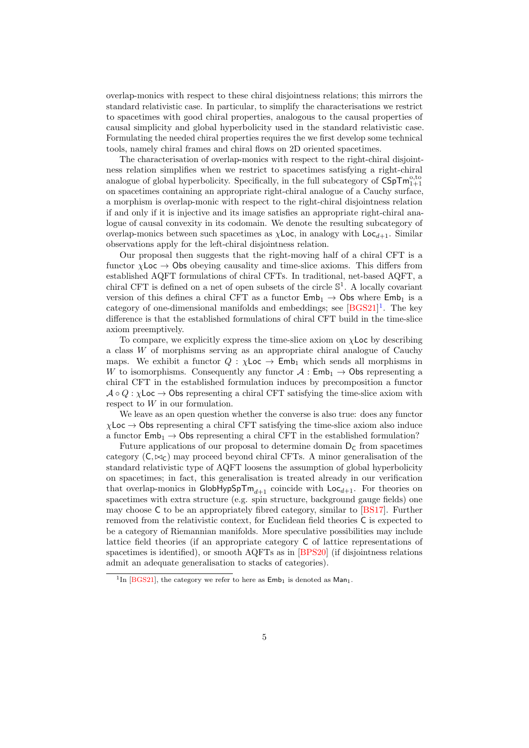overlap-monics with respect to these chiral disjointness relations; this mirrors the standard relativistic case. In particular, to simplify the characterisations we restrict to spacetimes with good chiral properties, analogous to the causal properties of causal simplicity and global hyperbolicity used in the standard relativistic case. Formulating the needed chiral properties requires the we first develop some technical tools, namely chiral frames and chiral flows on 2D oriented spacetimes.

The characterisation of overlap-monics with respect to the right-chiral disjointness relation simplifies when we restrict to spacetimes satisfying a right-chiral analogue of global hyperbolicity. Specifically, in the full subcategory of $\mathsf{CSpTm}^{\mathrm{o,to}}_{1+1}$ on spacetimes containing an appropriate right-chiral analogue of a Cauchy surface, a morphism is overlap-monic with respect to the right-chiral disjointness relation if and only if it is injective and its image satisfies an appropriate right-chiral analogue of causal convexity in its codomain. We denote the resulting subcategory of overlap-monics between such spacetimes as $\chi\mathsf{Loc}$, in analogy with $\mathsf{Loc}_{d+1}$. Similar observations apply for the left-chiral disjointness relation.

Our proposal then suggests that the right-moving half of a chiral CFT is a functor $\chi\mathsf{Loc} \to \mathsf{Obs}$ obeying causality and time-slice axioms. This differs from established AQFT formulations of chiral CFTs. In traditional, net-based AQFT, a chiral CFT is defined on a net of open subsets of the circle $\mathbb{S}^1$. A locally covariant version of this defines a chiral CFT as a functor $\mathsf{Emb}_1 \to \mathsf{Obs}$ where $\mathsf{Emb}_1$ is a category of one-dimensional manifolds and embeddings; see [BGS21][1]. The key difference is that the established formulations of chiral CFT build in the time-slice axiom preemptively.

To compare, we explicitly express the time-slice axiom on $\chi\mathsf{Loc}$ by describing a class $W$ of morphisms serving as an appropriate chiral analogue of Cauchy maps. We exhibit a functor $Q : \chi\mathsf{Loc} \to \mathsf{Emb}_1$ which sends all morphisms in $W$ to isomorphisms. Consequently any functor $\mathcal{A} : \mathsf{Emb}_1 \to \mathsf{Obs}$ representing a chiral CFT in the established formulation induces by precomposition a functor $\mathcal{A} \circ Q : \chi\mathsf{Loc} \to \mathsf{Obs}$ representing a chiral CFT satisfying the time-slice axiom with respect to $W$ in our formulation.

We leave as an open question whether the converse is also true: does any functor $\chi\mathsf{Loc} \to \mathsf{Obs}$ representing a chiral CFT satisfying the time-slice axiom also induce a functor $\mathsf{Emb}_1 \to \mathsf{Obs}$ representing a chiral CFT in the established formulation?

Future applications of our proposal to determine domain $\mathsf{D}_\mathsf{C}$ from spacetimes category $(\mathsf{C}, \bowtie_\mathsf{C})$ may proceed beyond chiral CFTs. A minor generalisation of the standard relativistic type of AQFT loosens the assumption of global hyperbolicity on spacetimes; in fact, this generalisation is treated already in our verification that overlap-monics in $\mathsf{GlobHypSpTm}_{d+1}$ coincide with $\mathsf{Loc}_{d+1}$. For theories on spacetimes with extra structure (e.g. spin structure, background gauge fields) one may choose $\mathsf{C}$ to be an appropriately fibred category, similar to [BS17]. Further removed from the relativistic context, for Euclidean field theories $\mathsf{C}$ is expected to be a category of Riemannian manifolds. More speculative possibilities may include lattice field theories (if an appropriate category $\mathsf{C}$ of lattice representations of spacetimes is identified), or smooth AQFTs as in [BPS20] (if disjointness relations admit an adequate generalisation to stacks of categories).

[1] In [BGS21], the category we refer to here as $\mathsf{Emb}_1$ is denoted as $\mathsf{Man}_1$.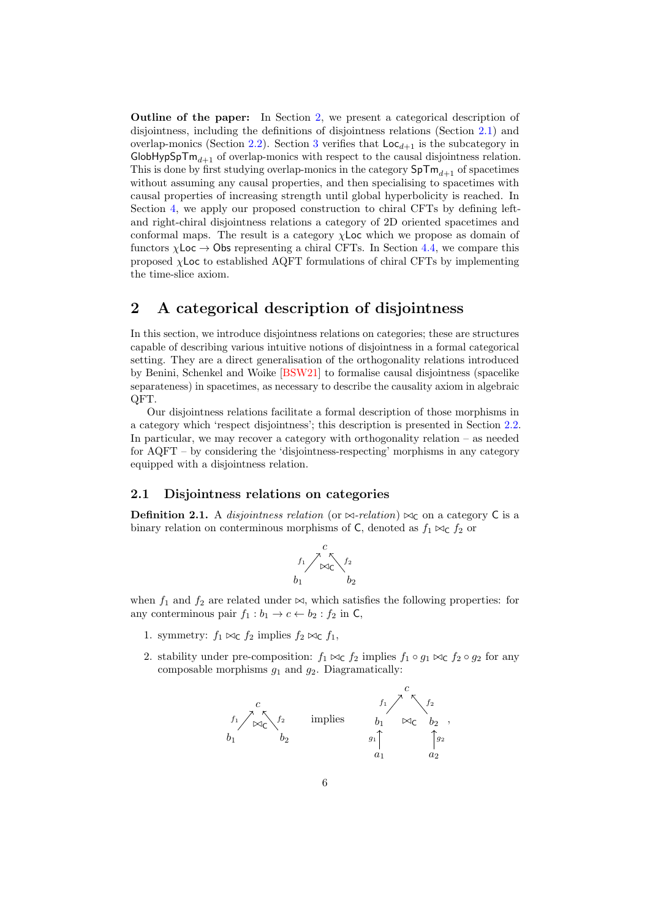**Outline of the paper:** In Section 2, we present a categorical description of disjointness, including the definitions of disjointness relations (Section 2.1) and overlap-monics (Section 2.2). Section 3 verifies that $\mathsf{Loc}_{d+1}$ is the subcategory in $\mathsf{GlobHypSpTm}_{d+1}$ of overlap-monics with respect to the causal disjointness relation. This is done by first studying overlap-monics in the category $\mathsf{SpTm}_{d+1}$ of spacetimes without assuming any causal properties, and then specialising to spacetimes with causal properties of increasing strength until global hyperbolicity is reached. In Section 4, we apply our proposed construction to chiral CFTs by defining left- and right-chiral disjointness relations a category of 2D oriented spacetimes and conformal maps. The result is a category $\chi\mathsf{Loc}$ which we propose as domain of functors $\chi\mathsf{Loc} \to \mathsf{Obs}$ representing a chiral CFTs. In Section 4.4, we compare this proposed $\chi\mathsf{Loc}$ to established AQFT formulations of chiral CFTs by implementing the time-slice axiom.

## 2 A categorical description of disjointness

In this section, we introduce disjointness relations on categories; these are structures capable of describing various intuitive notions of disjointness in a formal categorical setting. They are a direct generalisation of the orthogonality relations introduced by Benini, Schenkel and Woike [BSW21] to formalise causal disjointness (spacelike separateness) in spacetimes, as necessary to describe the causality axiom in algebraic QFT.

Our disjointness relations facilitate a formal description of those morphisms in a category which 'respect disjointness'; this description is presented in Section 2.2. In particular, we may recover a category with orthogonality relation – as needed for AQFT – by considering the 'disjointness-respecting' morphisms in any category equipped with a disjointness relation.

### 2.1 Disjointness relations on categories

**Definition 2.1.** A *disjointness relation* (or $\bowtie$*-relation*) $\bowtie_{\mathsf{C}}$ on a category $\mathsf{C}$ is a binary relation on conterminous morphisms of $\mathsf{C}$, denoted as $f_1 \bowtie_{\mathsf{C}} f_2$ or

$$\begin{array}{ccc} & c & \\ {\scriptstyle f_1}\nearrow & \bowtie_{\mathsf{C}} & \nwarrow{\scriptstyle f_2} \\ b_1 & & b_2 \end{array}$$

when $f_1$ and $f_2$ are related under $\bowtie$, which satisfies the following properties: for any conterminous pair $f_1 : b_1 \to c \leftarrow b_2 : f_2$ in $\mathsf{C}$,

1. symmetry: $f_1 \bowtie_{\mathsf{C}} f_2$ implies $f_2 \bowtie_{\mathsf{C}} f_1$,

2. stability under pre-composition: $f_1 \bowtie_{\mathsf{C}} f_2$ implies $f_1 \circ g_1 \bowtie_{\mathsf{C}} f_2 \circ g_2$ for any composable morphisms $g_1$ and $g_2$. Diagramatically:

$$\begin{array}{ccc} & c & \\ {\scriptstyle f_1}\nearrow & \bowtie_{\mathsf{C}} & \nwarrow{\scriptstyle f_2} \\ b_1 & & b_2 \end{array} \quad \text{implies} \quad \begin{array}{ccc} & c & \\ {\scriptstyle f_1}\nearrow & & \nwarrow{\scriptstyle f_2} \\ b_1 & \bowtie_{\mathsf{C}} & b_2 \\ {\scriptstyle g_1}\uparrow & & \uparrow{\scriptstyle g_2} \\ a_1 & & a_2 \end{array},$$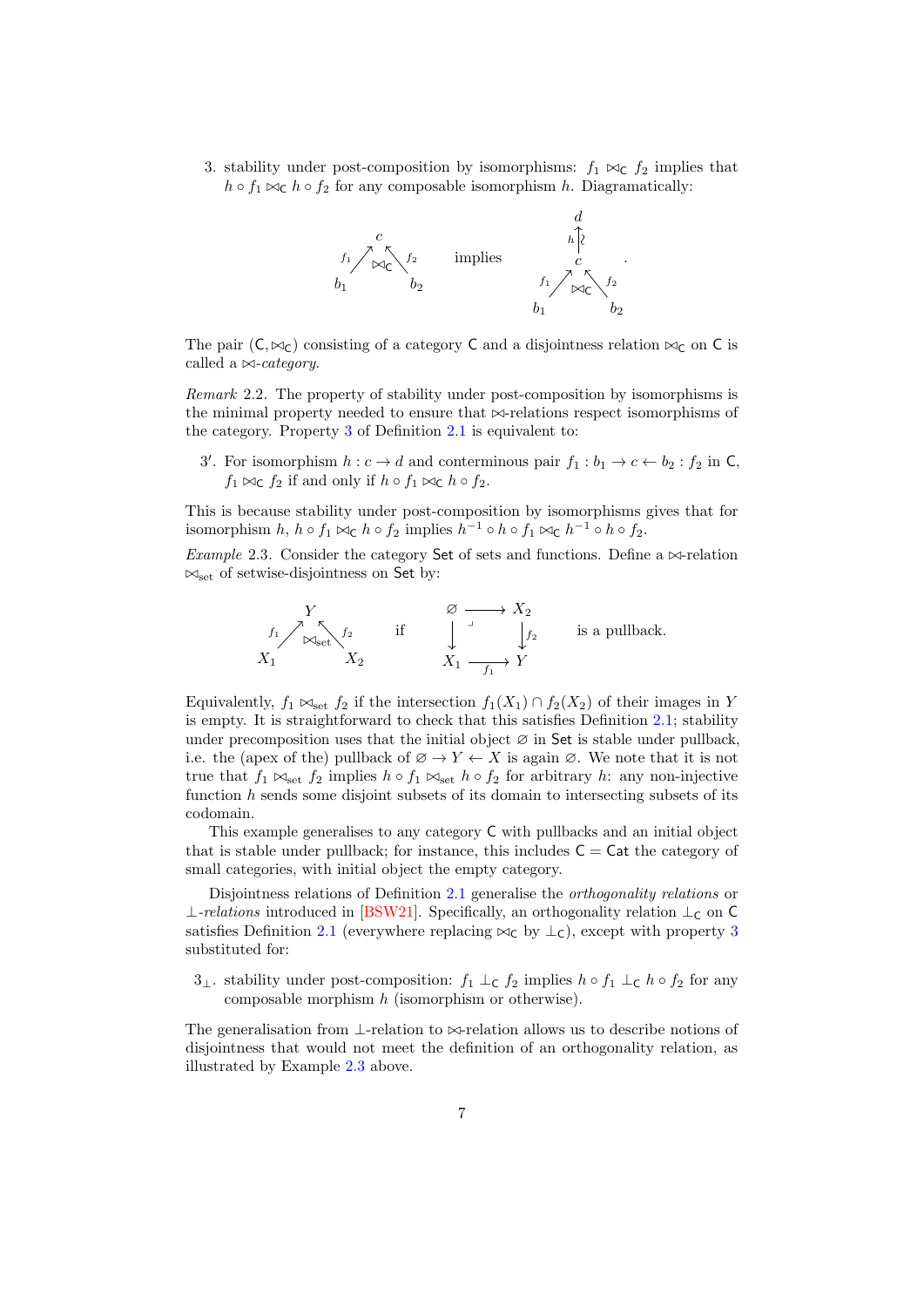3. stability under post-composition by isomorphisms: $f_1 \bowtie_{\mathsf{C}} f_2$ implies that $h \circ f_1 \bowtie_{\mathsf{C}} h \circ f_2$ for any composable isomorphism $h$. Diagramatically:

$$
\begin{array}{ccc}
 & c & \\
 {}^{f_1}\nearrow & \bowtie_{\mathsf{C}} & \nwarrow^{f_2} \\
 b_1 & & b_2
\end{array}
\qquad \text{implies} \qquad
\begin{array}{ccc}
 & d & \\
 & h \uparrow \wr & \\
 & c & \\
 {}^{f_1}\nearrow & \bowtie_{\mathsf{C}} & \nwarrow^{f_2} \\
 b_1 & & b_2
\end{array}
.
$$

The pair $(\mathsf{C}, \bowtie_{\mathsf{C}})$ consisting of a category $\mathsf{C}$ and a disjointness relation $\bowtie_{\mathsf{C}}$ on $\mathsf{C}$ is called a *$\bowtie$-category*.

*Remark* 2.2. The property of stability under post-composition by isomorphisms is the minimal property needed to ensure that $\bowtie$-relations respect isomorphisms of the category. Property 3 of Definition 2.1 is equivalent to:

3′. For isomorphism $h : c \to d$ and conterminous pair $f_1 : b_1 \to c \leftarrow b_2 : f_2$ in $\mathsf{C}$, $f_1 \bowtie_{\mathsf{C}} f_2$ if and only if $h \circ f_1 \bowtie_{\mathsf{C}} h \circ f_2$.

This is because stability under post-composition by isomorphisms gives that for isomorphism $h$, $h \circ f_1 \bowtie_{\mathsf{C}} h \circ f_2$ implies $h^{-1} \circ h \circ f_1 \bowtie_{\mathsf{C}} h^{-1} \circ h \circ f_2$.

*Example* 2.3. Consider the category $\mathsf{Set}$ of sets and functions. Define a $\bowtie$-relation $\bowtie_{\text{set}}$ of setwise-disjointness on $\mathsf{Set}$ by:

$$
\begin{array}{ccc}
 & Y & \\
 {}^{f_1}\nearrow & \bowtie_{\text{set}} & \nwarrow^{f_2} \\
 X_1 & & X_2
\end{array}
\qquad \text{if} \qquad
\begin{array}{ccc}
\varnothing & \longrightarrow & X_2 \\
\downarrow & \lrcorner & \downarrow f_2 \\
X_1 & \xrightarrow[f_1]{} & Y
\end{array}
\qquad \text{is a pullback.}
$$

Equivalently, $f_1 \bowtie_{\text{set}} f_2$ if the intersection $f_1(X_1) \cap f_2(X_2)$ of their images in $Y$ is empty. It is straightforward to check that this satisfies Definition 2.1; stability under precomposition uses that the initial object $\varnothing$ in $\mathsf{Set}$ is stable under pullback, i.e. the (apex of the) pullback of $\varnothing \to Y \leftarrow X$ is again $\varnothing$. We note that it is not true that $f_1 \bowtie_{\text{set}} f_2$ implies $h \circ f_1 \bowtie_{\text{set}} h \circ f_2$ for arbitrary $h$: any non-injective function $h$ sends some disjoint subsets of its domain to intersecting subsets of its codomain.

This example generalises to any category $\mathsf{C}$ with pullbacks and an initial object that is stable under pullback; for instance, this includes $\mathsf{C} = \mathsf{Cat}$ the category of small categories, with initial object the empty category.

Disjointness relations of Definition 2.1 generalise the *orthogonality relations* or *$\perp$-relations* introduced in [BSW21]. Specifically, an orthogonality relation $\perp_{\mathsf{C}}$ on $\mathsf{C}$ satisfies Definition 2.1 (everywhere replacing $\bowtie_{\mathsf{C}}$ by $\perp_{\mathsf{C}}$), except with property 3 substituted for:

$3_\perp$. stability under post-composition: $f_1 \perp_{\mathsf{C}} f_2$ implies $h \circ f_1 \perp_{\mathsf{C}} h \circ f_2$ for any composable morphism $h$ (isomorphism or otherwise).

The generalisation from $\perp$-relation to $\bowtie$-relation allows us to describe notions of disjointness that would not meet the definition of an orthogonality relation, as illustrated by Example 2.3 above.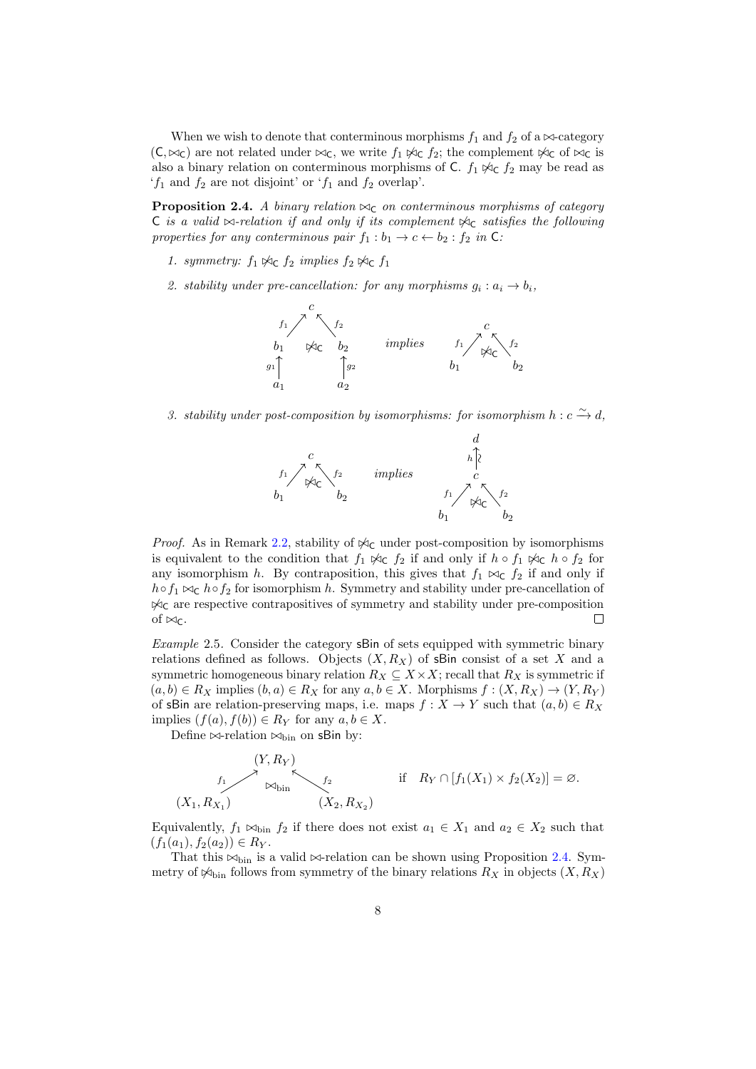When we wish to denote that conterminous morphisms $f_1$ and $f_2$ of a $\bowtie$-category $(\mathsf{C}, \bowtie_\mathsf{C})$ are not related under $\bowtie_\mathsf{C}$, we write $f_1 \not\bowtie_\mathsf{C} f_2$; the complement $\not\bowtie_\mathsf{C}$ of $\bowtie_\mathsf{C}$ is also a binary relation on conterminous morphisms of $\mathsf{C}$. $f_1 \not\bowtie_\mathsf{C} f_2$ may be read as '$f_1$ and $f_2$ are not disjoint' or '$f_1$ and $f_2$ overlap'.

**Proposition 2.4.** *A binary relation $\bowtie_\mathsf{C}$ on conterminous morphisms of category $\mathsf{C}$ is a valid $\bowtie$-relation if and only if its complement $\not\bowtie_\mathsf{C}$ satisfies the following properties for any conterminous pair $f_1 : b_1 \to c \leftarrow b_2 : f_2$ in $\mathsf{C}$:*

1. *symmetry: $f_1 \not\bowtie_\mathsf{C} f_2$ implies $f_2 \not\bowtie_\mathsf{C} f_1$*
2. *stability under pre-cancellation: for any morphisms $g_i : a_i \to b_i$,*

$$\begin{array}{ccc} & c & \\ {}^{f_1}\nearrow & & \nwarrow^{f_2} \\ b_1 & \not\bowtie_\mathsf{C} & b_2 \\ {}^{g_1}\uparrow & & \uparrow^{g_2} \\ a_1 & & a_2 \end{array} \quad \textit{implies} \quad \begin{array}{ccc} & c & \\ {}^{f_1}\nearrow & \not\bowtie_\mathsf{C} & \nwarrow^{f_2} \\ b_1 & & b_2 \end{array}$$

3. *stability under post-composition by isomorphisms: for isomorphism $h : c \xrightarrow{\sim} d$,*

$$\begin{array}{ccc} & c & \\ {}^{f_1}\nearrow & \not\bowtie_\mathsf{C} & \nwarrow^{f_2} \\ b_1 & & b_2 \end{array} \quad \textit{implies} \quad \begin{array}{ccc} & d & \\ & {}^{h}\uparrow\wr & \\ & c & \\ {}^{f_1}\nearrow & \not\bowtie_\mathsf{C} & \nwarrow^{f_2} \\ b_1 & & b_2 \end{array}$$

*Proof.* As in Remark 2.2, stability of $\not\bowtie_\mathsf{C}$ under post-composition by isomorphisms is equivalent to the condition that $f_1 \not\bowtie_\mathsf{C} f_2$ if and only if $h \circ f_1 \not\bowtie_\mathsf{C} h \circ f_2$ for any isomorphism $h$. By contraposition, this gives that $f_1 \bowtie_\mathsf{C} f_2$ if and only if $h \circ f_1 \bowtie_\mathsf{C} h \circ f_2$ for isomorphism $h$. Symmetry and stability under pre-cancellation of $\not\bowtie_\mathsf{C}$ are respective contrapositives of symmetry and stability under pre-composition of $\bowtie_\mathsf{C}$. $\square$

*Example* 2.5. Consider the category $\mathsf{sBin}$ of sets equipped with symmetric binary relations defined as follows. Objects $(X, R_X)$ of $\mathsf{sBin}$ consist of a set $X$ and a symmetric homogeneous binary relation $R_X \subseteq X \times X$; recall that $R_X$ is symmetric if $(a, b) \in R_X$ implies $(b, a) \in R_X$ for any $a, b \in X$. Morphisms $f : (X, R_X) \to (Y, R_Y)$ of $\mathsf{sBin}$ are relation-preserving maps, i.e. maps $f : X \to Y$ such that $(a, b) \in R_X$ implies $(f(a), f(b)) \in R_Y$ for any $a, b \in X$.

Define $\bowtie$-relation $\bowtie_{\text{bin}}$ on $\mathsf{sBin}$ by:

$$\begin{array}{ccc} & (Y, R_Y) & \\ {}^{f_1}\nearrow & \bowtie_{\text{bin}} & \nwarrow^{f_2} \\ (X_1, R_{X_1}) & & (X_2, R_{X_2}) \end{array} \qquad \text{if} \quad R_Y \cap [f_1(X_1) \times f_2(X_2)] = \varnothing.$$

Equivalently, $f_1 \bowtie_{\text{bin}} f_2$ if there does not exist $a_1 \in X_1$ and $a_2 \in X_2$ such that $(f_1(a_1), f_2(a_2)) \in R_Y$.

That this $\bowtie_{\text{bin}}$ is a valid $\bowtie$-relation can be shown using Proposition 2.4. Symmetry of $\not\bowtie_{\text{bin}}$ follows from symmetry of the binary relations $R_X$ in objects $(X, R_X)$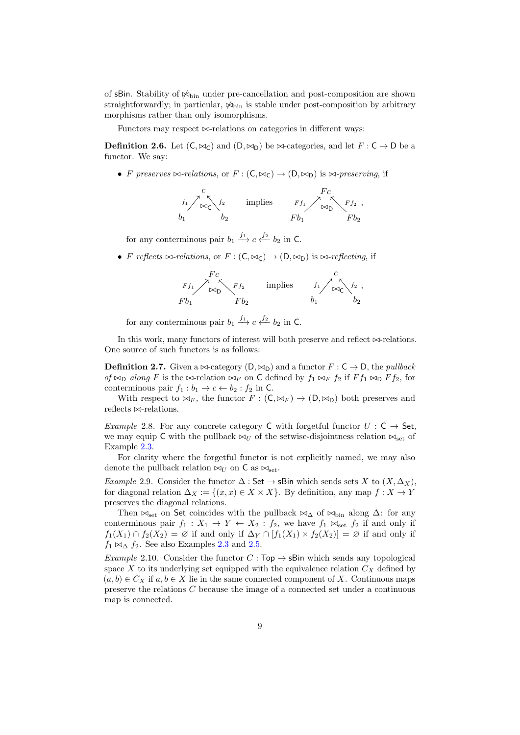of $\mathsf{sBin}$. Stability of $\not\bowtie_{\text{bin}}$ under pre-cancellation and post-composition are shown straightforwardly; in particular, $\not\bowtie_{\text{bin}}$ is stable under post-composition by arbitrary morphisms rather than only isomorphisms.

Functors may respect $\bowtie$-relations on categories in different ways:

**Definition 2.6.** Let $(\mathsf{C}, \bowtie_{\mathsf{C}})$ and $(\mathsf{D}, \bowtie_{\mathsf{D}})$ be $\bowtie$-categories, and let $F : \mathsf{C} \to \mathsf{D}$ be a functor. We say:

- $F$ *preserves $\bowtie$-relations*, or $F : (\mathsf{C}, \bowtie_{\mathsf{C}}) \to (\mathsf{D}, \bowtie_{\mathsf{D}})$ is *$\bowtie$-preserving*, if

$$\begin{array}{ccc} & c & \\ {\scriptstyle f_1}\nearrow & \bowtie_{\mathsf{C}} & \nwarrow{\scriptstyle f_2} \\ b_1 & & b_2 \end{array} \qquad \text{implies} \qquad \begin{array}{ccc} & Fc & \\ {\scriptstyle Ff_1}\nearrow & \bowtie_{\mathsf{D}} & \nwarrow{\scriptstyle Ff_2} \\ Fb_1 & & Fb_2 \end{array},$$

  for any conterminous pair $b_1 \xrightarrow{f_1} c \xleftarrow{f_2} b_2$ in $\mathsf{C}$.

- $F$ *reflects $\bowtie$-relations*, or $F : (\mathsf{C}, \bowtie_{\mathsf{C}}) \to (\mathsf{D}, \bowtie_{\mathsf{D}})$ is *$\bowtie$-reflecting*, if

$$\begin{array}{ccc} & Fc & \\ {\scriptstyle Ff_1}\nearrow & \bowtie_{\mathsf{D}} & \nwarrow{\scriptstyle Ff_2} \\ Fb_1 & & Fb_2 \end{array} \qquad \text{implies} \qquad \begin{array}{ccc} & c & \\ {\scriptstyle f_1}\nearrow & \bowtie_{\mathsf{C}} & \nwarrow{\scriptstyle f_2} \\ b_1 & & b_2 \end{array},$$

  for any conterminous pair $b_1 \xrightarrow{f_1} c \xleftarrow{f_2} b_2$ in $\mathsf{C}$.

In this work, many functors of interest will both preserve and reflect $\bowtie$-relations. One source of such functors is as follows:

**Definition 2.7.** Given a $\bowtie$-category $(\mathsf{D}, \bowtie_{\mathsf{D}})$ and a functor $F : \mathsf{C} \to \mathsf{D}$, the *pullback of $\bowtie_{\mathsf{D}}$ along $F$* is the $\bowtie$-relation $\bowtie_F$ on $\mathsf{C}$ defined by $f_1 \bowtie_F f_2$ if $Ff_1 \bowtie_{\mathsf{D}} Ff_2$, for conterminous pair $f_1 : b_1 \to c \leftarrow b_2 : f_2$ in $\mathsf{C}$.

With respect to $\bowtie_F$, the functor $F : (\mathsf{C}, \bowtie_F) \to (\mathsf{D}, \bowtie_{\mathsf{D}})$ both preserves and reflects $\bowtie$-relations.

*Example* 2.8. For any concrete category $\mathsf{C}$ with forgetful functor $U : \mathsf{C} \to \mathsf{Set}$, we may equip $\mathsf{C}$ with the pullback $\bowtie_U$ of the setwise-disjointness relation $\bowtie_{\text{set}}$ of Example 2.3.

For clarity where the forgetful functor is not explicitly named, we may also denote the pullback relation $\bowtie_U$ on $\mathsf{C}$ as $\bowtie_{\text{set}}$.

*Example* 2.9. Consider the functor $\Delta : \mathsf{Set} \to \mathsf{sBin}$ which sends sets $X$ to $(X, \Delta_X)$, for diagonal relation $\Delta_X := \{(x, x) \in X \times X\}$. By definition, any map $f : X \to Y$ preserves the diagonal relations.

Then $\bowtie_{\text{set}}$ on $\mathsf{Set}$ coincides with the pullback $\bowtie_\Delta$ of $\bowtie_{\text{bin}}$ along $\Delta$: for any conterminous pair $f_1 : X_1 \to Y \leftarrow X_2 : f_2$, we have $f_1 \bowtie_{\text{set}} f_2$ if and only if $f_1(X_1) \cap f_2(X_2) = \varnothing$ if and only if $\Delta_Y \cap [f_1(X_1) \times f_2(X_2)] = \varnothing$ if and only if $f_1 \bowtie_\Delta f_2$. See also Examples 2.3 and 2.5.

*Example* 2.10. Consider the functor $C : \mathsf{Top} \to \mathsf{sBin}$ which sends any topological space $X$ to its underlying set equipped with the equivalence relation $C_X$ defined by $(a, b) \in C_X$ if $a, b \in X$ lie in the same connected component of $X$. Continuous maps preserve the relations $C$ because the image of a connected set under a continuous map is connected.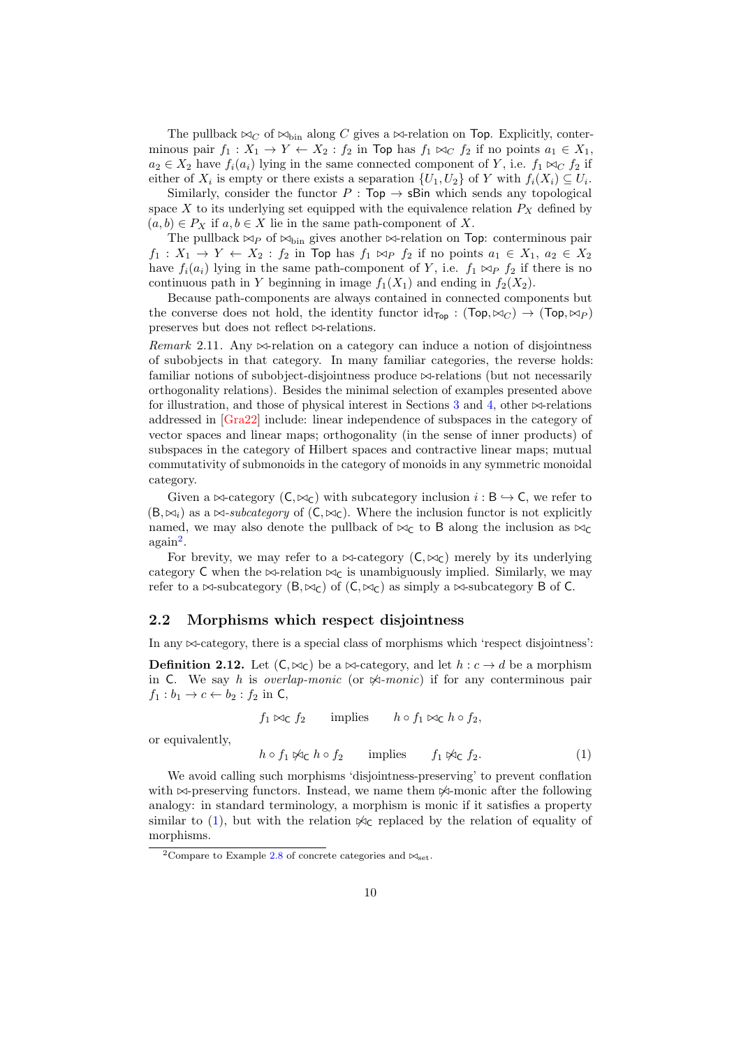The pullback $\bowtie_C$ of $\bowtie_{\text{bin}}$ along $C$ gives a $\bowtie$-relation on $\mathsf{Top}$. Explicitly, conterminous pair $f_1 : X_1 \to Y \leftarrow X_2 : f_2$ in $\mathsf{Top}$ has $f_1 \bowtie_C f_2$ if no points $a_1 \in X_1$, $a_2 \in X_2$ have $f_i(a_i)$ lying in the same connected component of $Y$, i.e. $f_1 \bowtie_C f_2$ if either of $X_i$ is empty or there exists a separation $\{U_1, U_2\}$ of $Y$ with $f_i(X_i) \subseteq U_i$.

Similarly, consider the functor $P : \mathsf{Top} \to \mathsf{sBin}$ which sends any topological space $X$ to its underlying set equipped with the equivalence relation $P_X$ defined by $(a, b) \in P_X$ if $a, b \in X$ lie in the same path-component of $X$.

The pullback $\bowtie_P$ of $\bowtie_{\text{bin}}$ gives another $\bowtie$-relation on $\mathsf{Top}$: conterminous pair $f_1 : X_1 \to Y \leftarrow X_2 : f_2$ in $\mathsf{Top}$ has $f_1 \bowtie_P f_2$ if no points $a_1 \in X_1$, $a_2 \in X_2$ have $f_i(a_i)$ lying in the same path-component of $Y$, i.e. $f_1 \bowtie_P f_2$ if there is no continuous path in $Y$ beginning in image $f_1(X_1)$ and ending in $f_2(X_2)$.

Because path-components are always contained in connected components but the converse does not hold, the identity functor $\mathrm{id}_{\mathsf{Top}} : (\mathsf{Top}, \bowtie_C) \to (\mathsf{Top}, \bowtie_P)$ preserves but does not reflect $\bowtie$-relations.

*Remark* 2.11. Any $\bowtie$-relation on a category can induce a notion of disjointness of subobjects in that category. In many familiar categories, the reverse holds: familiar notions of subobject-disjointness produce $\bowtie$-relations (but not necessarily orthogonality relations). Besides the minimal selection of examples presented above for illustration, and those of physical interest in Sections 3 and 4, other $\bowtie$-relations addressed in [Gra22] include: linear independence of subspaces in the category of vector spaces and linear maps; orthogonality (in the sense of inner products) of subspaces in the category of Hilbert spaces and contractive linear maps; mutual commutativity of submonoids in the category of monoids in any symmetric monoidal category.

Given a $\bowtie$-category $(\mathsf{C}, \bowtie_{\mathsf{C}})$ with subcategory inclusion $i : \mathsf{B} \hookrightarrow \mathsf{C}$, we refer to $(\mathsf{B}, \bowtie_i)$ as a *$\bowtie$-subcategory* of $(\mathsf{C}, \bowtie_{\mathsf{C}})$. Where the inclusion functor is not explicitly named, we may also denote the pullback of $\bowtie_{\mathsf{C}}$ to $\mathsf{B}$ along the inclusion as $\bowtie_{\mathsf{C}}$ again[2].

For brevity, we may refer to a $\bowtie$-category $(\mathsf{C}, \bowtie_{\mathsf{C}})$ merely by its underlying category $\mathsf{C}$ when the $\bowtie$-relation $\bowtie_{\mathsf{C}}$ is unambiguously implied. Similarly, we may refer to a $\bowtie$-subcategory $(\mathsf{B}, \bowtie_{\mathsf{C}})$ of $(\mathsf{C}, \bowtie_{\mathsf{C}})$ as simply a $\bowtie$-subcategory $\mathsf{B}$ of $\mathsf{C}$.

## 2.2 Morphisms which respect disjointness

In any $\bowtie$-category, there is a special class of morphisms which 'respect disjointness':

**Definition 2.12.** Let $(\mathsf{C}, \bowtie_{\mathsf{C}})$ be a $\bowtie$-category, and let $h : c \to d$ be a morphism in $\mathsf{C}$. We say $h$ is *overlap-monic* (or *$\not\bowtie$-monic*) if for any conterminous pair $f_1 : b_1 \to c \leftarrow b_2 : f_2$ in $\mathsf{C}$,

$$f_1 \bowtie_{\mathsf{C}} f_2 \qquad \text{implies} \qquad h \circ f_1 \bowtie_{\mathsf{C}} h \circ f_2,$$

or equivalently,

$$h \circ f_1 \not\bowtie_{\mathsf{C}} h \circ f_2 \qquad \text{implies} \qquad f_1 \not\bowtie_{\mathsf{C}} f_2. \tag{1}$$

We avoid calling such morphisms 'disjointness-preserving' to prevent conflation with $\bowtie$-preserving functors. Instead, we name them $\not\bowtie$-monic after the following analogy: in standard terminology, a morphism is monic if it satisfies a property similar to (1), but with the relation $\not\bowtie_{\mathsf{C}}$ replaced by the relation of equality of morphisms.

[2] Compare to Example 2.8 of concrete categories and $\bowtie_{\text{set}}$.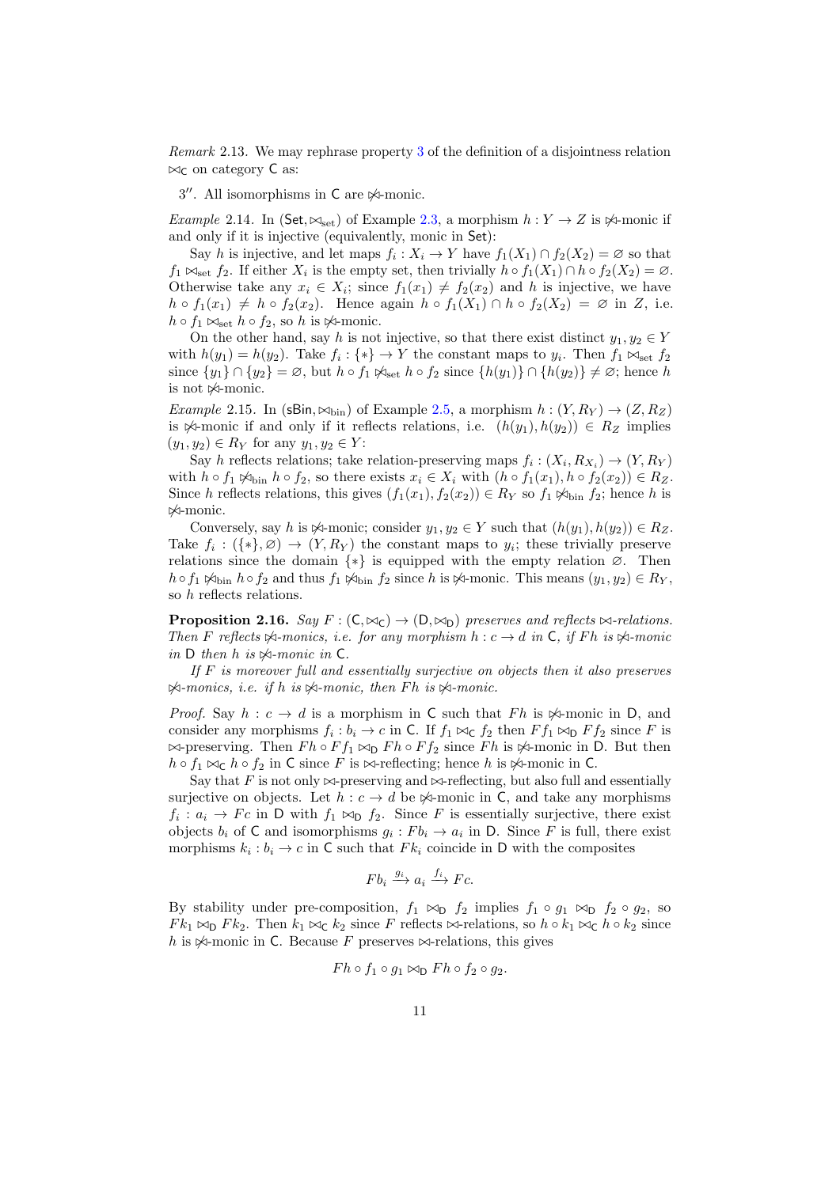*Remark* 2.13. We may rephrase property 3 of the definition of a disjointness relation $\bowtie_{\mathsf{C}}$ on category $\mathsf{C}$ as:

3′′. All isomorphisms in $\mathsf{C}$ are $\not\bowtie$-monic.

*Example* 2.14. In $(\mathsf{Set}, \bowtie_{\text{set}})$ of Example 2.3, a morphism $h : Y \to Z$ is $\not\bowtie$-monic if and only if it is injective (equivalently, monic in $\mathsf{Set}$):

Say $h$ is injective, and let maps $f_i : X_i \to Y$ have $f_1(X_1) \cap f_2(X_2) = \varnothing$ so that $f_1 \bowtie_{\text{set}} f_2$. If either $X_i$ is the empty set, then trivially $h \circ f_1(X_1) \cap h \circ f_2(X_2) = \varnothing$. Otherwise take any $x_i \in X_i$; since $f_1(x_1) \neq f_2(x_2)$ and $h$ is injective, we have $h \circ f_1(x_1) \neq h \circ f_2(x_2)$. Hence again $h \circ f_1(X_1) \cap h \circ f_2(X_2) = \varnothing$ in $Z$, i.e. $h \circ f_1 \bowtie_{\text{set}} h \circ f_2$, so $h$ is $\not\bowtie$-monic.

On the other hand, say $h$ is not injective, so that there exist distinct $y_1, y_2 \in Y$ with $h(y_1) = h(y_2)$. Take $f_i : \{*\} \to Y$ the constant maps to $y_i$. Then $f_1 \bowtie_{\text{set}} f_2$ since $\{y_1\} \cap \{y_2\} = \varnothing$, but $h \circ f_1 \not\bowtie_{\text{set}} h \circ f_2$ since $\{h(y_1)\} \cap \{h(y_2)\} \neq \varnothing$; hence $h$ is not $\not\bowtie$-monic.

*Example* 2.15. In $(\mathsf{sBin}, \bowtie_{\text{bin}})$ of Example 2.5, a morphism $h : (Y, R_Y) \to (Z, R_Z)$ is $\not\bowtie$-monic if and only if it reflects relations, i.e. $(h(y_1), h(y_2)) \in R_Z$ implies $(y_1, y_2) \in R_Y$ for any $y_1, y_2 \in Y$:

Say $h$ reflects relations; take relation-preserving maps $f_i : (X_i, R_{X_i}) \to (Y, R_Y)$ with $h \circ f_1 \not\bowtie_{\text{bin}} h \circ f_2$, so there exists $x_i \in X_i$ with $(h \circ f_1(x_1), h \circ f_2(x_2)) \in R_Z$. Since $h$ reflects relations, this gives $(f_1(x_1), f_2(x_2)) \in R_Y$ so $f_1 \not\bowtie_{\text{bin}} f_2$; hence $h$ is $\not\bowtie$-monic.

Conversely, say $h$ is $\not\bowtie$-monic; consider $y_1, y_2 \in Y$ such that $(h(y_1), h(y_2)) \in R_Z$. Take $f_i : (\{*\}, \varnothing) \to (Y, R_Y)$ the constant maps to $y_i$; these trivially preserve relations since the domain $\{*\}$ is equipped with the empty relation $\varnothing$. Then $h \circ f_1 \not\bowtie_{\text{bin}} h \circ f_2$ and thus $f_1 \not\bowtie_{\text{bin}} f_2$ since $h$ is $\not\bowtie$-monic. This means $(y_1, y_2) \in R_Y$, so $h$ reflects relations.

**Proposition 2.16.** *Say $F : (\mathsf{C}, \bowtie_{\mathsf{C}}) \to (\mathsf{D}, \bowtie_{\mathsf{D}})$ preserves and reflects $\bowtie$-relations. Then $F$ reflects $\not\bowtie$-monics, i.e. for any morphism $h : c \to d$ in $\mathsf{C}$, if $Fh$ is $\not\bowtie$-monic in $\mathsf{D}$ then $h$ is $\not\bowtie$-monic in $\mathsf{C}$.*

*If $F$ is moreover full and essentially surjective on objects then it also preserves $\not\bowtie$-monics, i.e. if $h$ is $\not\bowtie$-monic, then $Fh$ is $\not\bowtie$-monic.*

*Proof.* Say $h : c \to d$ is a morphism in $\mathsf{C}$ such that $Fh$ is $\not\bowtie$-monic in $\mathsf{D}$, and consider any morphisms $f_i : b_i \to c$ in $\mathsf{C}$. If $f_1 \bowtie_{\mathsf{C}} f_2$ then $Ff_1 \bowtie_{\mathsf{D}} Ff_2$ since $F$ is $\bowtie$-preserving. Then $Fh \circ Ff_1 \bowtie_{\mathsf{D}} Fh \circ Ff_2$ since $Fh$ is $\not\bowtie$-monic in $\mathsf{D}$. But then $h \circ f_1 \bowtie_{\mathsf{C}} h \circ f_2$ in $\mathsf{C}$ since $F$ is $\bowtie$-reflecting; hence $h$ is $\not\bowtie$-monic in $\mathsf{C}$.

Say that $F$ is not only $\bowtie$-preserving and $\bowtie$-reflecting, but also full and essentially surjective on objects. Let $h : c \to d$ be $\not\bowtie$-monic in $\mathsf{C}$, and take any morphisms $f_i : a_i \to Fc$ in $\mathsf{D}$ with $f_1 \bowtie_{\mathsf{D}} f_2$. Since $F$ is essentially surjective, there exist objects $b_i$ of $\mathsf{C}$ and isomorphisms $g_i : Fb_i \to a_i$ in $\mathsf{D}$. Since $F$ is full, there exist morphisms $k_i : b_i \to c$ in $\mathsf{C}$ such that $Fk_i$ coincide in $\mathsf{D}$ with the composites

$$Fb_i \xrightarrow{g_i} a_i \xrightarrow{f_i} Fc.$$

By stability under pre-composition, $f_1 \bowtie_{\mathsf{D}} f_2$ implies $f_1 \circ g_1 \bowtie_{\mathsf{D}} f_2 \circ g_2$, so $Fk_1 \bowtie_{\mathsf{D}} Fk_2$. Then $k_1 \bowtie_{\mathsf{C}} k_2$ since $F$ reflects $\bowtie$-relations, so $h \circ k_1 \bowtie_{\mathsf{C}} h \circ k_2$ since $h$ is $\not\bowtie$-monic in $\mathsf{C}$. Because $F$ preserves $\bowtie$-relations, this gives

$$Fh \circ f_1 \circ g_1 \bowtie_{\mathsf{D}} Fh \circ f_2 \circ g_2.$$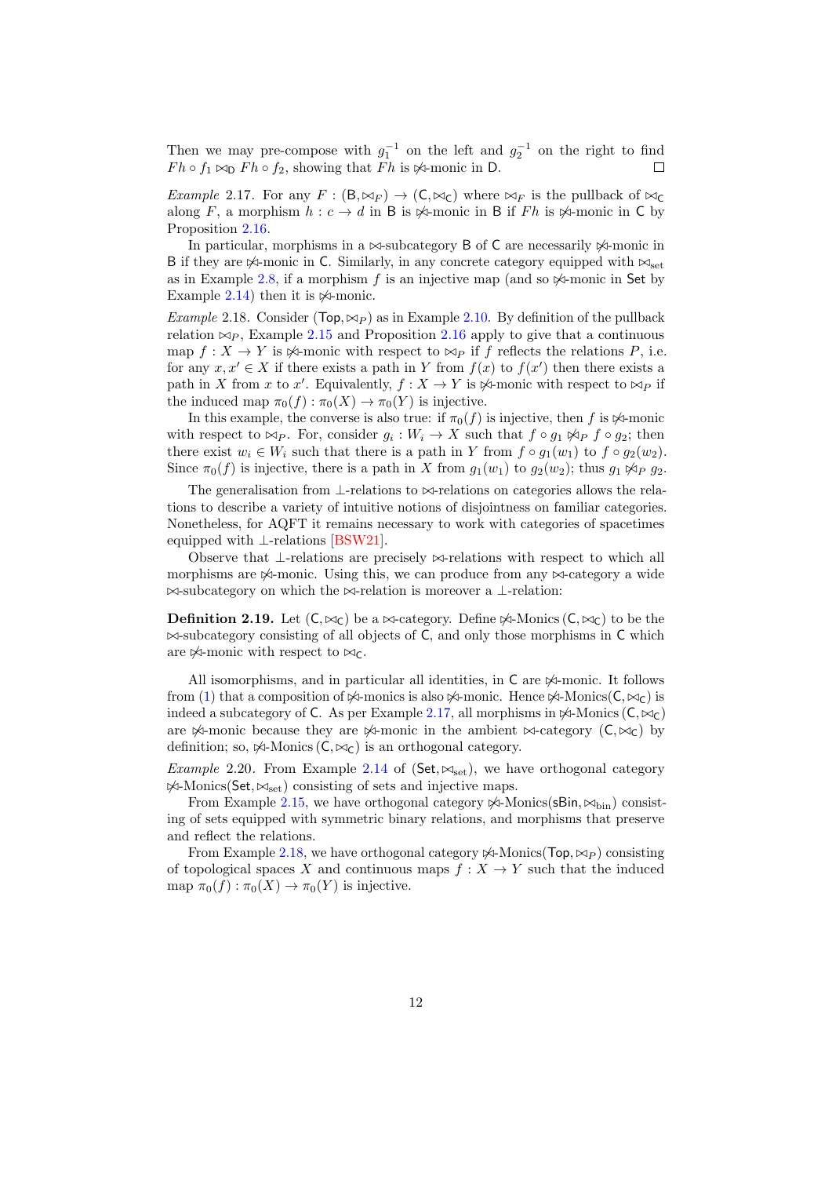Then we may pre-compose with $g_1^{-1}$ on the left and $g_2^{-1}$ on the right to find $Fh \circ f_1 \bowtie_{\mathsf{D}} Fh \circ f_2$, showing that $Fh$ is $\not\bowtie$-monic in $\mathsf{D}$. □

*Example* 2.17. For any $F : (\mathsf{B}, \bowtie_F) \to (\mathsf{C}, \bowtie_{\mathsf{C}})$ where $\bowtie_F$ is the pullback of $\bowtie_{\mathsf{C}}$ along $F$, a morphism $h : c \to d$ in $\mathsf{B}$ is $\not\bowtie$-monic in $\mathsf{B}$ if $Fh$ is $\not\bowtie$-monic in $\mathsf{C}$ by Proposition 2.16.

In particular, morphisms in a $\bowtie$-subcategory $\mathsf{B}$ of $\mathsf{C}$ are necessarily $\not\bowtie$-monic in $\mathsf{B}$ if they are $\not\bowtie$-monic in $\mathsf{C}$. Similarly, in any concrete category equipped with $\bowtie_{\mathrm{set}}$ as in Example 2.8, if a morphism $f$ is an injective map (and so $\not\bowtie$-monic in $\mathsf{Set}$ by Example 2.14) then it is $\not\bowtie$-monic.

*Example* 2.18. Consider $(\mathsf{Top}, \bowtie_P)$ as in Example 2.10. By definition of the pullback relation $\bowtie_P$, Example 2.15 and Proposition 2.16 apply to give that a continuous map $f : X \to Y$ is $\not\bowtie$-monic with respect to $\bowtie_P$ if $f$ reflects the relations $P$, i.e. for any $x, x' \in X$ if there exists a path in $Y$ from $f(x)$ to $f(x')$ then there exists a path in $X$ from $x$ to $x'$. Equivalently, $f : X \to Y$ is $\not\bowtie$-monic with respect to $\bowtie_P$ if the induced map $\pi_0(f) : \pi_0(X) \to \pi_0(Y)$ is injective.

In this example, the converse is also true: if $\pi_0(f)$ is injective, then $f$ is $\not\bowtie$-monic with respect to $\bowtie_P$. For, consider $g_i : W_i \to X$ such that $f \circ g_1 \not\bowtie_P f \circ g_2$; then there exist $w_i \in W_i$ such that there is a path in $Y$ from $f \circ g_1(w_1)$ to $f \circ g_2(w_2)$. Since $\pi_0(f)$ is injective, there is a path in $X$ from $g_1(w_1)$ to $g_2(w_2)$; thus $g_1 \not\bowtie_P g_2$.

The generalisation from $\perp$-relations to $\bowtie$-relations on categories allows the relations to describe a variety of intuitive notions of disjointness on familiar categories. Nonetheless, for AQFT it remains necessary to work with categories of spacetimes equipped with $\perp$-relations [BSW21].

Observe that $\perp$-relations are precisely $\bowtie$-relations with respect to which all morphisms are $\not\bowtie$-monic. Using this, we can produce from any $\bowtie$-category a wide $\bowtie$-subcategory on which the $\bowtie$-relation is moreover a $\perp$-relation:

**Definition 2.19.** Let $(\mathsf{C}, \bowtie_{\mathsf{C}})$ be a $\bowtie$-category. Define $\not\bowtie$-Monics$(\mathsf{C}, \bowtie_{\mathsf{C}})$ to be the $\bowtie$-subcategory consisting of all objects of $\mathsf{C}$, and only those morphisms in $\mathsf{C}$ which are $\not\bowtie$-monic with respect to $\bowtie_{\mathsf{C}}$.

All isomorphisms, and in particular all identities, in $\mathsf{C}$ are $\not\bowtie$-monic. It follows from (1) that a composition of $\not\bowtie$-monics is also $\not\bowtie$-monic. Hence $\not\bowtie$-Monics$(\mathsf{C}, \bowtie_{\mathsf{C}})$ is indeed a subcategory of $\mathsf{C}$. As per Example 2.17, all morphisms in $\not\bowtie$-Monics$(\mathsf{C}, \bowtie_{\mathsf{C}})$ are $\not\bowtie$-monic because they are $\not\bowtie$-monic in the ambient $\bowtie$-category $(\mathsf{C}, \bowtie_{\mathsf{C}})$ by definition; so, $\not\bowtie$-Monics$(\mathsf{C}, \bowtie_{\mathsf{C}})$ is an orthogonal category.

*Example* 2.20. From Example 2.14 of $(\mathsf{Set}, \bowtie_{\mathrm{set}})$, we have orthogonal category $\not\bowtie$-Monics$(\mathsf{Set}, \bowtie_{\mathrm{set}})$ consisting of sets and injective maps.

From Example 2.15, we have orthogonal category $\not\bowtie$-Monics$(\mathsf{sBin}, \bowtie_{\mathrm{bin}})$ consisting of sets equipped with symmetric binary relations, and morphisms that preserve and reflect the relations.

From Example 2.18, we have orthogonal category $\not\bowtie$-Monics$(\mathsf{Top}, \bowtie_P)$ consisting of topological spaces $X$ and continuous maps $f : X \to Y$ such that the induced map $\pi_0(f) : \pi_0(X) \to \pi_0(Y)$ is injective.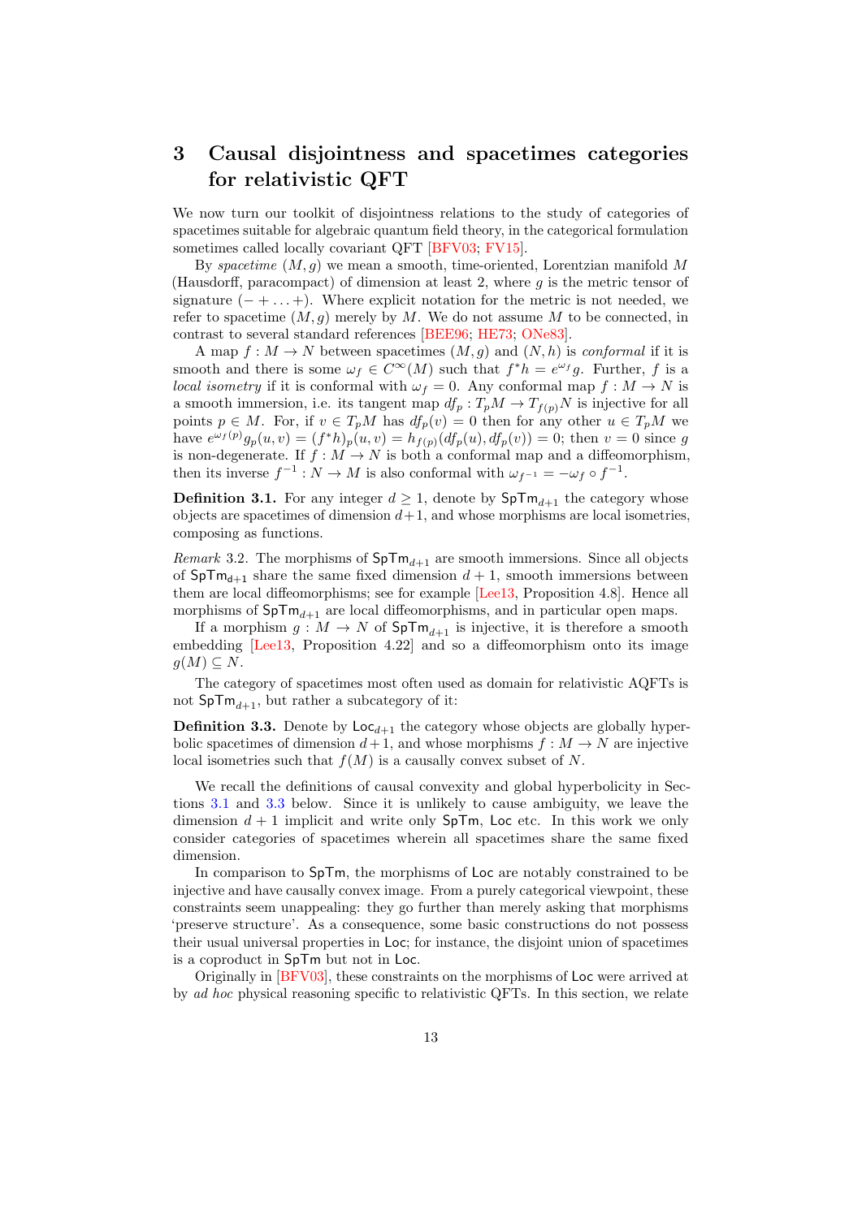# 3 Causal disjointness and spacetimes categories for relativistic QFT

We now turn our toolkit of disjointness relations to the study of categories of spacetimes suitable for algebraic quantum field theory, in the categorical formulation sometimes called locally covariant QFT [BFV03; FV15].

By *spacetime* $(M, g)$ we mean a smooth, time-oriented, Lorentzian manifold $M$ (Hausdorff, paracompact) of dimension at least 2, where $g$ is the metric tensor of signature $(- + \ldots +)$. Where explicit notation for the metric is not needed, we refer to spacetime $(M, g)$ merely by $M$. We do not assume $M$ to be connected, in contrast to several standard references [BEE96; HE73; ONe83].

A map $f : M \to N$ between spacetimes $(M, g)$ and $(N, h)$ is *conformal* if it is smooth and there is some $\omega_f \in C^\infty(M)$ such that $f^*h = e^{\omega_f} g$. Further, $f$ is a *local isometry* if it is conformal with $\omega_f = 0$. Any conformal map $f : M \to N$ is a smooth immersion, i.e. its tangent map $df_p : T_pM \to T_{f(p)}N$ is injective for all points $p \in M$. For, if $v \in T_pM$ has $df_p(v) = 0$ then for any other $u \in T_pM$ we have $e^{\omega_f(p)} g_p(u, v) = (f^*h)_p(u, v) = h_{f(p)}(df_p(u), df_p(v)) = 0$; then $v = 0$ since $g$ is non-degenerate. If $f : M \to N$ is both a conformal map and a diffeomorphism, then its inverse $f^{-1} : N \to M$ is also conformal with $\omega_{f^{-1}} = -\omega_f \circ f^{-1}$.

**Definition 3.1.** For any integer $d \geq 1$, denote by $\mathsf{SpTm}_{d+1}$ the category whose objects are spacetimes of dimension $d+1$, and whose morphisms are local isometries, composing as functions.

*Remark* 3.2. The morphisms of $\mathsf{SpTm}_{d+1}$ are smooth immersions. Since all objects of $\mathsf{SpTm}_{d+1}$ share the same fixed dimension $d+1$, smooth immersions between them are local diffeomorphisms; see for example [Lee13, Proposition 4.8]. Hence all morphisms of $\mathsf{SpTm}_{d+1}$ are local diffeomorphisms, and in particular open maps.

If a morphism $g : M \to N$ of $\mathsf{SpTm}_{d+1}$ is injective, it is therefore a smooth embedding [Lee13, Proposition 4.22] and so a diffeomorphism onto its image $g(M) \subseteq N$.

The category of spacetimes most often used as domain for relativistic AQFTs is not $\mathsf{SpTm}_{d+1}$, but rather a subcategory of it:

**Definition 3.3.** Denote by $\mathsf{Loc}_{d+1}$ the category whose objects are globally hyperbolic spacetimes of dimension $d+1$, and whose morphisms $f : M \to N$ are injective local isometries such that $f(M)$ is a causally convex subset of $N$.

We recall the definitions of causal convexity and global hyperbolicity in Sections 3.1 and 3.3 below. Since it is unlikely to cause ambiguity, we leave the dimension $d+1$ implicit and write only $\mathsf{SpTm}$, $\mathsf{Loc}$ etc. In this work we only consider categories of spacetimes wherein all spacetimes share the same fixed dimension.

In comparison to $\mathsf{SpTm}$, the morphisms of $\mathsf{Loc}$ are notably constrained to be injective and have causally convex image. From a purely categorical viewpoint, these constraints seem unappealing: they go further than merely asking that morphisms 'preserve structure'. As a consequence, some basic constructions do not possess their usual universal properties in $\mathsf{Loc}$; for instance, the disjoint union of spacetimes is a coproduct in $\mathsf{SpTm}$ but not in $\mathsf{Loc}$.

Originally in [BFV03], these constraints on the morphisms of $\mathsf{Loc}$ were arrived at by *ad hoc* physical reasoning specific to relativistic QFTs. In this section, we relate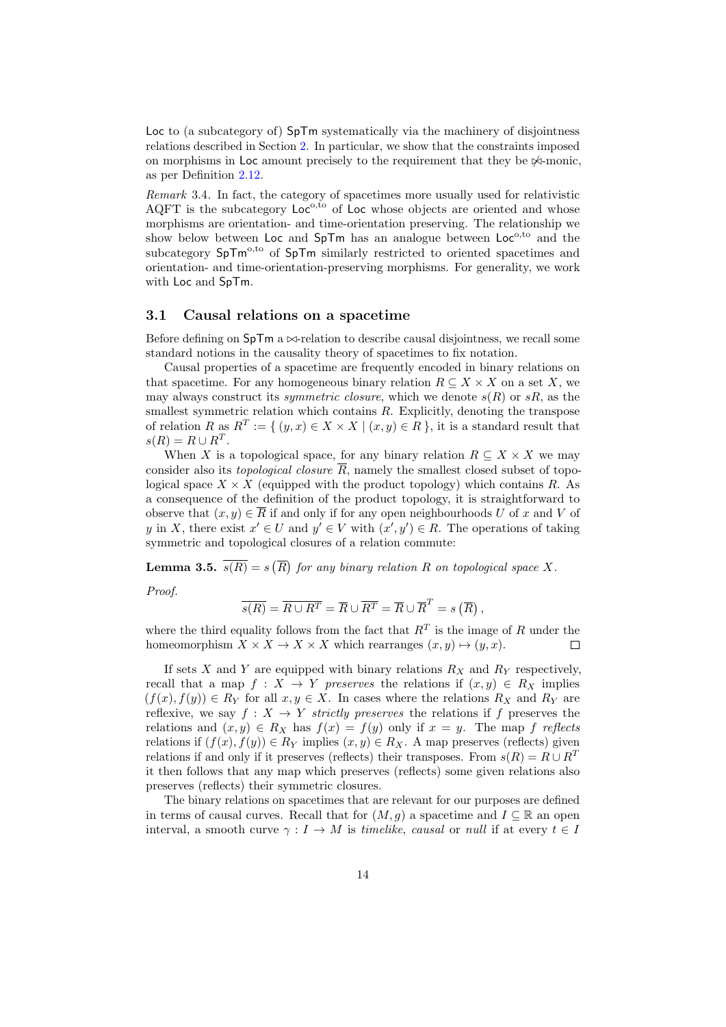Loc to (a subcategory of) SpTm systematically via the machinery of disjointness relations described in Section 2. In particular, we show that the constraints imposed on morphisms in Loc amount precisely to the requirement that they be $\not\bowtie$-monic, as per Definition 2.12.

*Remark* 3.4. In fact, the category of spacetimes more usually used for relativistic AQFT is the subcategory $\mathsf{Loc}^{\mathrm{o,to}}$ of Loc whose objects are oriented and whose morphisms are orientation- and time-orientation preserving. The relationship we show below between Loc and SpTm has an analogue between $\mathsf{Loc}^{\mathrm{o,to}}$ and the subcategory $\mathsf{SpTm}^{\mathrm{o,to}}$ of SpTm similarly restricted to oriented spacetimes and orientation- and time-orientation-preserving morphisms. For generality, we work with Loc and SpTm.

### 3.1 Causal relations on a spacetime

Before defining on SpTm a $\bowtie$-relation to describe causal disjointness, we recall some standard notions in the causality theory of spacetimes to fix notation.

Causal properties of a spacetime are frequently encoded in binary relations on that spacetime. For any homogeneous binary relation $R \subseteq X \times X$ on a set $X$, we may always construct its *symmetric closure*, which we denote $s(R)$ or $sR$, as the smallest symmetric relation which contains $R$. Explicitly, denoting the transpose of relation $R$ as $R^T := \{ (y,x) \in X \times X \mid (x,y) \in R \}$, it is a standard result that $s(R) = R \cup R^T$.

When $X$ is a topological space, for any binary relation $R \subseteq X \times X$ we may consider also its *topological closure* $\overline{R}$, namely the smallest closed subset of topological space $X \times X$ (equipped with the product topology) which contains $R$. As a consequence of the definition of the product topology, it is straightforward to observe that $(x,y) \in \overline{R}$ if and only if for any open neighbourhoods $U$ of $x$ and $V$ of $y$ in $X$, there exist $x' \in U$ and $y' \in V$ with $(x',y') \in R$. The operations of taking symmetric and topological closures of a relation commute:

**Lemma 3.5.** $\overline{s(R)} = s\left(\overline{R}\right)$ *for any binary relation $R$ on topological space $X$.*

*Proof.*

$$\overline{s(R)} = \overline{R \cup R^T} = \overline{R} \cup \overline{R^T} = \overline{R} \cup \overline{R}^T = s\left(\overline{R}\right),$$

where the third equality follows from the fact that $R^T$ is the image of $R$ under the homeomorphism $X \times X \to X \times X$ which rearranges $(x,y) \mapsto (y,x)$. $\square$

If sets $X$ and $Y$ are equipped with binary relations $R_X$ and $R_Y$ respectively, recall that a map $f : X \to Y$ *preserves* the relations if $(x,y) \in R_X$ implies $(f(x), f(y)) \in R_Y$ for all $x, y \in X$. In cases where the relations $R_X$ and $R_Y$ are reflexive, we say $f : X \to Y$ *strictly preserves* the relations if $f$ preserves the relations and $(x,y) \in R_X$ has $f(x) = f(y)$ only if $x = y$. The map $f$ *reflects* relations if $(f(x), f(y)) \in R_Y$ implies $(x,y) \in R_X$. A map preserves (reflects) given relations if and only if it preserves (reflects) their transposes. From $s(R) = R \cup R^T$ it then follows that any map which preserves (reflects) some given relations also preserves (reflects) their symmetric closures.

The binary relations on spacetimes that are relevant for our purposes are defined in terms of causal curves. Recall that for $(M, g)$ a spacetime and $I \subseteq \mathbb{R}$ an open interval, a smooth curve $\gamma : I \to M$ is *timelike*, *causal* or *null* if at every $t \in I$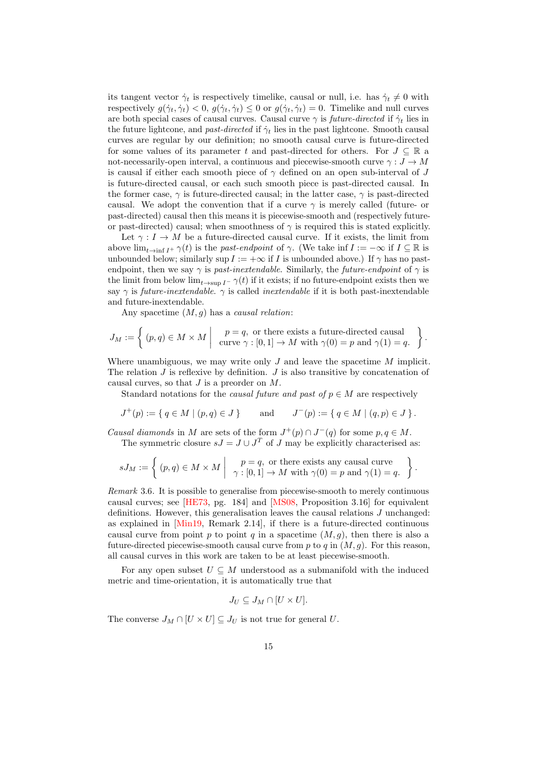its tangent vector $\dot{\gamma}_t$ is respectively timelike, causal or null, i.e. has $\dot{\gamma}_t \neq 0$ with respectively $g(\dot{\gamma}_t, \dot{\gamma}_t) < 0$, $g(\dot{\gamma}_t, \dot{\gamma}_t) \leq 0$ or $g(\dot{\gamma}_t, \dot{\gamma}_t) = 0$. Timelike and null curves are both special cases of causal curves. Causal curve $\gamma$ is *future-directed* if $\dot{\gamma}_t$ lies in the future lightcone, and *past-directed* if $\dot{\gamma}_t$ lies in the past lightcone. Smooth causal curves are regular by our definition; no smooth causal curve is future-directed for some values of its parameter $t$ and past-directed for others. For $J \subseteq \mathbb{R}$ a not-necessarily-open interval, a continuous and piecewise-smooth curve $\gamma : J \to M$ is causal if either each smooth piece of $\gamma$ defined on an open sub-interval of $J$ is future-directed causal, or each such smooth piece is past-directed causal. In the former case, $\gamma$ is future-directed causal; in the latter case, $\gamma$ is past-directed causal. We adopt the convention that if a curve $\gamma$ is merely called (future- or past-directed) causal then this means it is piecewise-smooth and (respectively future- or past-directed) causal; when smoothness of $\gamma$ is required this is stated explicitly.

Let $\gamma : I \to M$ be a future-directed causal curve. If it exists, the limit from above $\lim_{t \to \inf I^+} \gamma(t)$ is the *past-endpoint* of $\gamma$. (We take $\inf I := -\infty$ if $I \subseteq \mathbb{R}$ is unbounded below; similarly $\sup I := +\infty$ if $I$ is unbounded above.) If $\gamma$ has no past-endpoint, then we say $\gamma$ is *past-inextendable*. Similarly, the *future-endpoint* of $\gamma$ is the limit from below $\lim_{t \to \sup I^-} \gamma(t)$ if it exists; if no future-endpoint exists then we say $\gamma$ is *future-inextendable*. $\gamma$ is called *inextendable* if it is both past-inextendable and future-inextendable.

Any spacetime $(M, g)$ has a *causal relation*:

$$J_M := \left\{ (p, q) \in M \times M \;\middle|\; \begin{array}{c} p = q, \text{ or there exists a future-directed causal} \\ \text{curve } \gamma : [0,1] \to M \text{ with } \gamma(0) = p \text{ and } \gamma(1) = q. \end{array} \right\}.$$

Where unambiguous, we may write only $J$ and leave the spacetime $M$ implicit. The relation $J$ is reflexive by definition. $J$ is also transitive by concatenation of causal curves, so that $J$ is a preorder on $M$.

Standard notations for the *causal future and past of* $p \in M$ are respectively

$$J^+(p) := \{\, q \in M \mid (p, q) \in J \,\} \qquad \text{and} \qquad J^-(p) := \{\, q \in M \mid (q, p) \in J \,\}.$$

*Causal diamonds* in $M$ are sets of the form $J^+(p) \cap J^-(q)$ for some $p, q \in M$.

The symmetric closure $sJ = J \cup J^T$ of $J$ may be explicitly characterised as:

$$sJ_M := \left\{ (p, q) \in M \times M \;\middle|\; \begin{array}{c} p = q, \text{ or there exists any causal curve} \\ \gamma : [0,1] \to M \text{ with } \gamma(0) = p \text{ and } \gamma(1) = q. \end{array} \right\}.$$

*Remark* 3.6. It is possible to generalise from piecewise-smooth to merely continuous causal curves; see [HE73, pg. 184] and [MS08, Proposition 3.16] for equivalent definitions. However, this generalisation leaves the causal relations $J$ unchanged: as explained in [Min19, Remark 2.14], if there is a future-directed continuous causal curve from point $p$ to point $q$ in a spacetime $(M, g)$, then there is also a future-directed piecewise-smooth causal curve from $p$ to $q$ in $(M, g)$. For this reason, all causal curves in this work are taken to be at least piecewise-smooth.

For any open subset $U \subseteq M$ understood as a submanifold with the induced metric and time-orientation, it is automatically true that

$$J_U \subseteq J_M \cap [U \times U].$$

The converse $J_M \cap [U \times U] \subseteq J_U$ is not true for general $U$.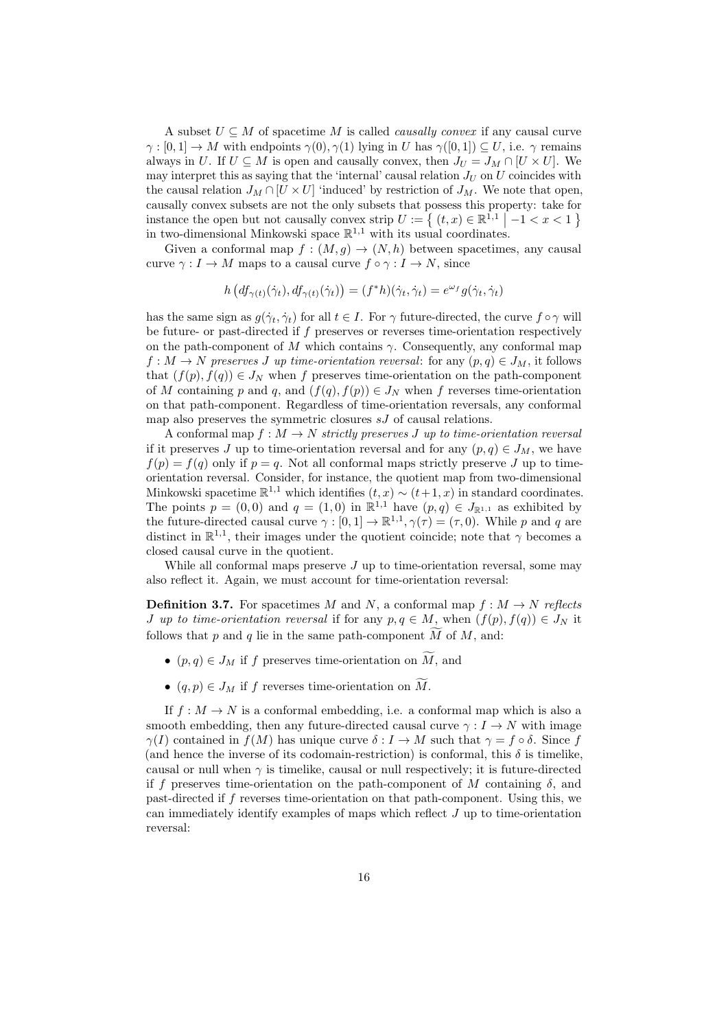A subset $U \subseteq M$ of spacetime $M$ is called *causally convex* if any causal curve $\gamma : [0,1] \to M$ with endpoints $\gamma(0), \gamma(1)$ lying in $U$ has $\gamma([0,1]) \subseteq U$, i.e. $\gamma$ remains always in $U$. If $U \subseteq M$ is open and causally convex, then $J_U = J_M \cap [U \times U]$. We may interpret this as saying that the 'internal' causal relation $J_U$ on $U$ coincides with the causal relation $J_M \cap [U \times U]$ 'induced' by restriction of $J_M$. We note that open, causally convex subsets are not the only subsets that possess this property: take for instance the open but not causally convex strip $U := \{ (t,x) \in \mathbb{R}^{1,1} \mid -1 < x < 1 \}$ in two-dimensional Minkowski space $\mathbb{R}^{1,1}$ with its usual coordinates.

Given a conformal map $f : (M, g) \to (N, h)$ between spacetimes, any causal curve $\gamma : I \to M$ maps to a causal curve $f \circ \gamma : I \to N$, since

$$h\left(df_{\gamma(t)}(\dot{\gamma}_t), df_{\gamma(t)}(\dot{\gamma}_t)\right) = (f^*h)(\dot{\gamma}_t, \dot{\gamma}_t) = e^{\omega_f} g(\dot{\gamma}_t, \dot{\gamma}_t)$$

has the same sign as $g(\dot{\gamma}_t, \dot{\gamma}_t)$ for all $t \in I$. For $\gamma$ future-directed, the curve $f \circ \gamma$ will be future- or past-directed if $f$ preserves or reverses time-orientation respectively on the path-component of $M$ which contains $\gamma$. Consequently, any conformal map $f : M \to N$ *preserves $J$ up time-orientation reversal*: for any $(p,q) \in J_M$, it follows that $(f(p), f(q)) \in J_N$ when $f$ preserves time-orientation on the path-component of $M$ containing $p$ and $q$, and $(f(q), f(p)) \in J_N$ when $f$ reverses time-orientation on that path-component. Regardless of time-orientation reversals, any conformal map also preserves the symmetric closures $sJ$ of causal relations.

A conformal map $f : M \to N$ *strictly preserves $J$ up to time-orientation reversal* if it preserves $J$ up to time-orientation reversal and for any $(p,q) \in J_M$, we have $f(p) = f(q)$ only if $p = q$. Not all conformal maps strictly preserve $J$ up to time-orientation reversal. Consider, for instance, the quotient map from two-dimensional Minkowski spacetime $\mathbb{R}^{1,1}$ which identifies $(t,x) \sim (t+1, x)$ in standard coordinates. The points $p = (0,0)$ and $q = (1,0)$ in $\mathbb{R}^{1,1}$ have $(p,q) \in J_{\mathbb{R}^{1,1}}$ as exhibited by the future-directed causal curve $\gamma : [0,1] \to \mathbb{R}^{1,1}, \gamma(\tau) = (\tau, 0)$. While $p$ and $q$ are distinct in $\mathbb{R}^{1,1}$, their images under the quotient coincide; note that $\gamma$ becomes a closed causal curve in the quotient.

While all conformal maps preserve $J$ up to time-orientation reversal, some may also reflect it. Again, we must account for time-orientation reversal:

**Definition 3.7.** For spacetimes $M$ and $N$, a conformal map $f : M \to N$ *reflects $J$ up to time-orientation reversal* if for any $p, q \in M$, when $(f(p), f(q)) \in J_N$ it follows that $p$ and $q$ lie in the same path-component $\widetilde{M}$ of $M$, and:

- $(p,q) \in J_M$ if $f$ preserves time-orientation on $\widetilde{M}$, and
- $(q,p) \in J_M$ if $f$ reverses time-orientation on $\widetilde{M}$.

If $f : M \to N$ is a conformal embedding, i.e. a conformal map which is also a smooth embedding, then any future-directed causal curve $\gamma : I \to N$ with image $\gamma(I)$ contained in $f(M)$ has unique curve $\delta : I \to M$ such that $\gamma = f \circ \delta$. Since $f$ (and hence the inverse of its codomain-restriction) is conformal, this $\delta$ is timelike, causal or null when $\gamma$ is timelike, causal or null respectively; it is future-directed if $f$ preserves time-orientation on the path-component of $M$ containing $\delta$, and past-directed if $f$ reverses time-orientation on that path-component. Using this, we can immediately identify examples of maps which reflect $J$ up to time-orientation reversal: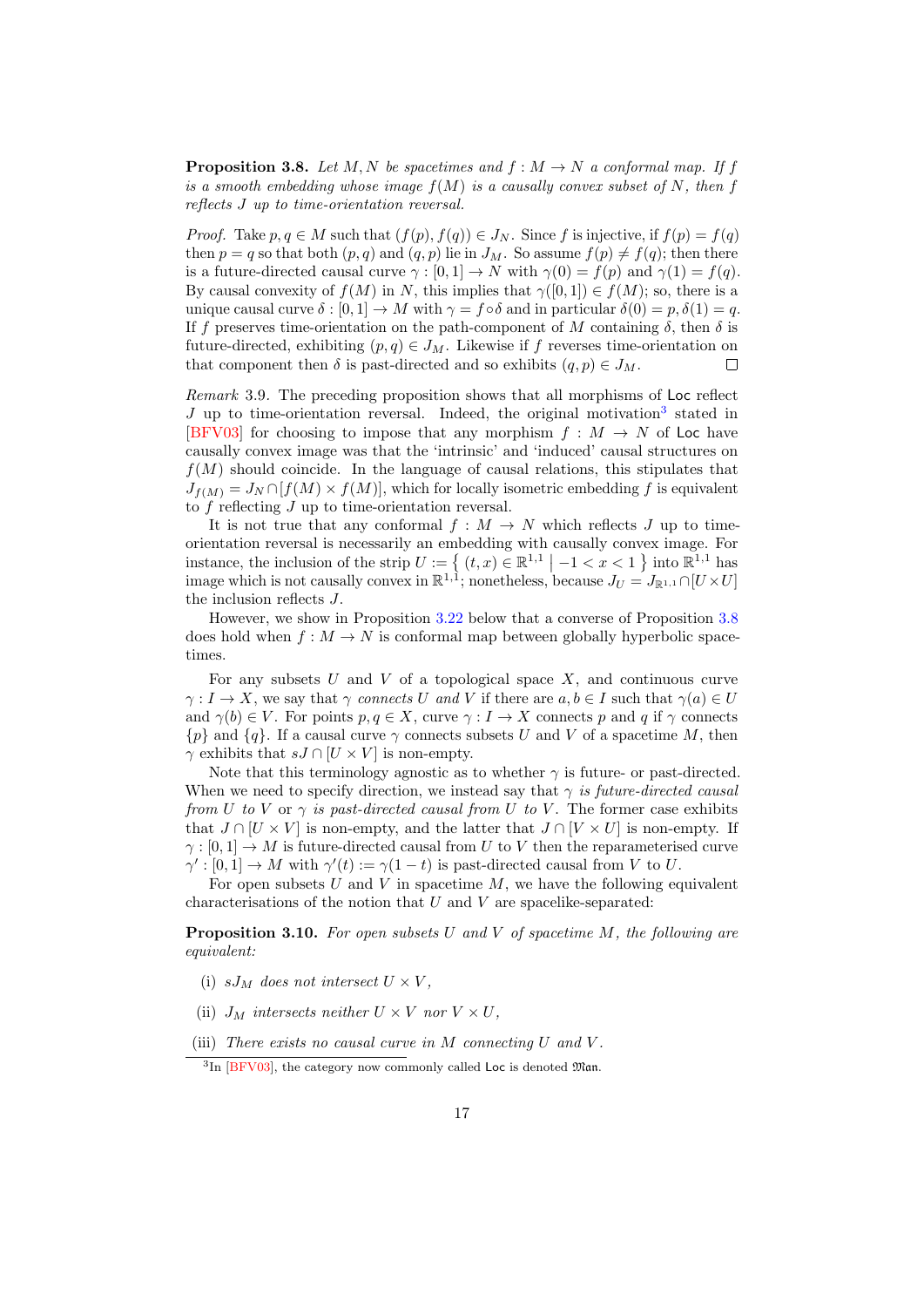**Proposition 3.8.** *Let $M, N$ be spacetimes and $f : M \to N$ a conformal map. If $f$ is a smooth embedding whose image $f(M)$ is a causally convex subset of $N$, then $f$ reflects $J$ up to time-orientation reversal.*

*Proof.* Take $p, q \in M$ such that $(f(p), f(q)) \in J_N$. Since $f$ is injective, if $f(p) = f(q)$ then $p = q$ so that both $(p, q)$ and $(q, p)$ lie in $J_M$. So assume $f(p) \neq f(q)$; then there is a future-directed causal curve $\gamma : [0, 1] \to N$ with $\gamma(0) = f(p)$ and $\gamma(1) = f(q)$. By causal convexity of $f(M)$ in $N$, this implies that $\gamma([0, 1]) \in f(M)$; so, there is a unique causal curve $\delta : [0, 1] \to M$ with $\gamma = f \circ \delta$ and in particular $\delta(0) = p, \delta(1) = q$. If $f$ preserves time-orientation on the path-component of $M$ containing $\delta$, then $\delta$ is future-directed, exhibiting $(p, q) \in J_M$. Likewise if $f$ reverses time-orientation on that component then $\delta$ is past-directed and so exhibits $(q, p) \in J_M$. □

*Remark* 3.9. The preceding proposition shows that all morphisms of Loc reflect $J$ up to time-orientation reversal. Indeed, the original motivation[3] stated in [BFV03] for choosing to impose that any morphism $f : M \to N$ of Loc have causally convex image was that the 'intrinsic' and 'induced' causal structures on $f(M)$ should coincide. In the language of causal relations, this stipulates that $J_{f(M)} = J_N \cap [f(M) \times f(M)]$, which for locally isometric embedding $f$ is equivalent to $f$ reflecting $J$ up to time-orientation reversal.

It is not true that any conformal $f : M \to N$ which reflects $J$ up to time-orientation reversal is necessarily an embedding with causally convex image. For instance, the inclusion of the strip $U := \{ (t, x) \in \mathbb{R}^{1,1} \mid -1 < x < 1 \}$ into $\mathbb{R}^{1,1}$ has image which is not causally convex in $\mathbb{R}^{1,1}$; nonetheless, because $J_U = J_{\mathbb{R}^{1,1}} \cap [U \times U]$ the inclusion reflects $J$.

However, we show in Proposition 3.22 below that a converse of Proposition 3.8 does hold when $f : M \to N$ is conformal map between globally hyperbolic spacetimes.

For any subsets $U$ and $V$ of a topological space $X$, and continuous curve $\gamma : I \to X$, we say that $\gamma$ *connects* $U$ *and* $V$ if there are $a, b \in I$ such that $\gamma(a) \in U$ and $\gamma(b) \in V$. For points $p, q \in X$, curve $\gamma : I \to X$ connects $p$ and $q$ if $\gamma$ connects $\{p\}$ and $\{q\}$. If a causal curve $\gamma$ connects subsets $U$ and $V$ of a spacetime $M$, then $\gamma$ exhibits that $sJ \cap [U \times V]$ is non-empty.

Note that this terminology agnostic as to whether $\gamma$ is future- or past-directed. When we need to specify direction, we instead say that $\gamma$ *is future-directed causal from* $U$ *to* $V$ or $\gamma$ *is past-directed causal from* $U$ *to* $V$. The former case exhibits that $J \cap [U \times V]$ is non-empty, and the latter that $J \cap [V \times U]$ is non-empty. If $\gamma : [0, 1] \to M$ is future-directed causal from $U$ to $V$ then the reparameterised curve $\gamma' : [0, 1] \to M$ with $\gamma'(t) := \gamma(1 - t)$ is past-directed causal from $V$ to $U$.

For open subsets $U$ and $V$ in spacetime $M$, we have the following equivalent characterisations of the notion that $U$ and $V$ are spacelike-separated:

**Proposition 3.10.** *For open subsets $U$ and $V$ of spacetime $M$, the following are equivalent:*

(i) *$sJ_M$ does not intersect $U \times V$,*

(ii) *$J_M$ intersects neither $U \times V$ nor $V \times U$,*

(iii) *There exists no causal curve in $M$ connecting $U$ and $V$.*

[3] In [BFV03], the category now commonly called Loc is denoted $\mathfrak{Man}$.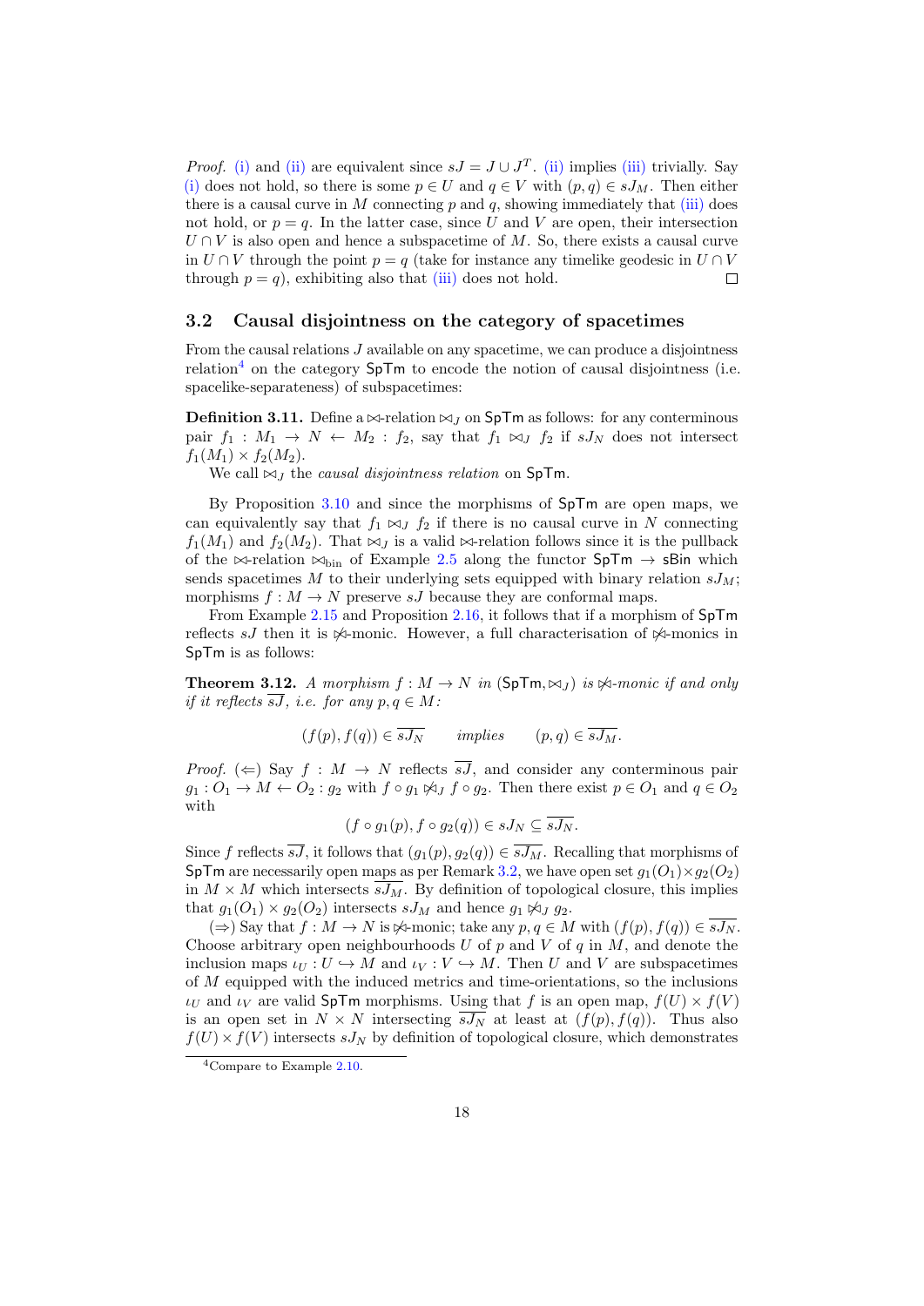*Proof.* (i) and (ii) are equivalent since $sJ = J \cup J^T$. (ii) implies (iii) trivially. Say (i) does not hold, so there is some $p \in U$ and $q \in V$ with $(p, q) \in sJ_M$. Then either there is a causal curve in $M$ connecting $p$ and $q$, showing immediately that (iii) does not hold, or $p = q$. In the latter case, since $U$ and $V$ are open, their intersection $U \cap V$ is also open and hence a subspacetime of $M$. So, there exists a causal curve in $U \cap V$ through the point $p = q$ (take for instance any timelike geodesic in $U \cap V$ through $p = q$), exhibiting also that (iii) does not hold. □

### 3.2 Causal disjointness on the category of spacetimes

From the causal relations $J$ available on any spacetime, we can produce a disjointness relation[4] on the category $\mathsf{SpTm}$ to encode the notion of causal disjointness (i.e. spacelike-separateness) of subspacetimes:

**Definition 3.11.** Define a $\bowtie$-relation $\bowtie_J$ on $\mathsf{SpTm}$ as follows: for any conterminous pair $f_1 : M_1 \to N \leftarrow M_2 : f_2$, say that $f_1 \bowtie_J f_2$ if $sJ_N$ does not intersect $f_1(M_1) \times f_2(M_2)$.

We call $\bowtie_J$ the *causal disjointness relation* on $\mathsf{SpTm}$.

By Proposition 3.10 and since the morphisms of $\mathsf{SpTm}$ are open maps, we can equivalently say that $f_1 \bowtie_J f_2$ if there is no causal curve in $N$ connecting $f_1(M_1)$ and $f_2(M_2)$. That $\bowtie_J$ is a valid $\bowtie$-relation follows since it is the pullback of the $\bowtie$-relation $\bowtie_{\text{bin}}$ of Example 2.5 along the functor $\mathsf{SpTm} \to \mathsf{sBin}$ which sends spacetimes $M$ to their underlying sets equipped with binary relation $sJ_M$; morphisms $f : M \to N$ preserve $sJ$ because they are conformal maps.

From Example 2.15 and Proposition 2.16, it follows that if a morphism of $\mathsf{SpTm}$ reflects $sJ$ then it is $\not\bowtie$-monic. However, a full characterisation of $\not\bowtie$-monics in $\mathsf{SpTm}$ is as follows:

**Theorem 3.12.** *A morphism $f : M \to N$ in $(\mathsf{SpTm}, \bowtie_J)$ is $\not\bowtie$-monic if and only if it reflects $\overline{sJ}$, i.e. for any $p, q \in M$:*

$$(f(p), f(q)) \in \overline{sJ_N} \qquad \textit{implies} \qquad (p, q) \in \overline{sJ_M}.$$

*Proof.* ($\Leftarrow$) Say $f : M \to N$ reflects $\overline{sJ}$, and consider any conterminous pair $g_1 : O_1 \to M \leftarrow O_2 : g_2$ with $f \circ g_1 \not\bowtie_J f \circ g_2$. Then there exist $p \in O_1$ and $q \in O_2$ with

$$(f \circ g_1(p), f \circ g_2(q)) \in sJ_N \subseteq \overline{sJ_N}.$$

Since $f$ reflects $\overline{sJ}$, it follows that $(g_1(p), g_2(q)) \in \overline{sJ_M}$. Recalling that morphisms of $\mathsf{SpTm}$ are necessarily open maps as per Remark 3.2, we have open set $g_1(O_1) \times g_2(O_2)$ in $M \times M$ which intersects $\overline{sJ_M}$. By definition of topological closure, this implies that $g_1(O_1) \times g_2(O_2)$ intersects $sJ_M$ and hence $g_1 \not\bowtie_J g_2$.

($\Rightarrow$) Say that $f : M \to N$ is $\not\bowtie$-monic; take any $p, q \in M$ with $(f(p), f(q)) \in \overline{sJ_N}$. Choose arbitrary open neighbourhoods $U$ of $p$ and $V$ of $q$ in $M$, and denote the inclusion maps $\iota_U : U \hookrightarrow M$ and $\iota_V : V \hookrightarrow M$. Then $U$ and $V$ are subspacetimes of $M$ equipped with the induced metrics and time-orientations, so the inclusions $\iota_U$ and $\iota_V$ are valid $\mathsf{SpTm}$ morphisms. Using that $f$ is an open map, $f(U) \times f(V)$ is an open set in $N \times N$ intersecting $\overline{sJ_N}$ at least at $(f(p), f(q))$. Thus also $f(U) \times f(V)$ intersects $sJ_N$ by definition of topological closure, which demonstrates

[4] Compare to Example 2.10.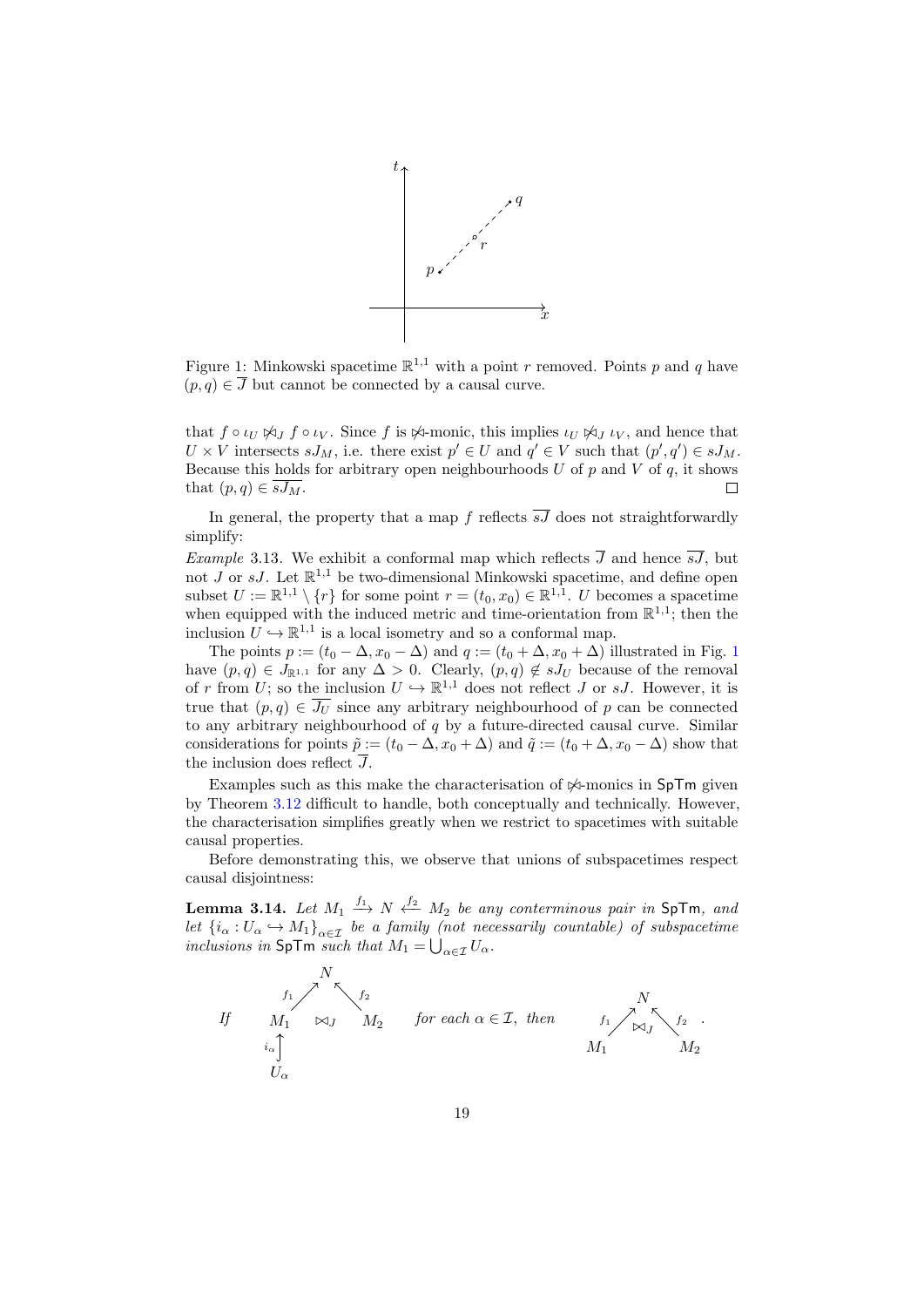Figure 1: Minkowski spacetime $\mathbb{R}^{1,1}$ with a point $r$ removed. Points $p$ and $q$ have $(p,q) \in \overline{J}$ but cannot be connected by a causal curve.

that $f \circ \iota_U \not\bowtie_J f \circ \iota_V$. Since $f$ is $\not\bowtie$-monic, this implies $\iota_U \not\bowtie_J \iota_V$, and hence that $U \times V$ intersects $sJ_M$, i.e. there exist $p' \in U$ and $q' \in V$ such that $(p', q') \in sJ_M$. Because this holds for arbitrary open neighbourhoods $U$ of $p$ and $V$ of $q$, it shows that $(p,q) \in \overline{sJ_M}$. $\square$

In general, the property that a map $f$ reflects $\overline{sJ}$ does not straightforwardly simplify:

*Example* 3.13. We exhibit a conformal map which reflects $\overline{J}$ and hence $\overline{sJ}$, but not $J$ or $sJ$. Let $\mathbb{R}^{1,1}$ be two-dimensional Minkowski spacetime, and define open subset $U := \mathbb{R}^{1,1} \setminus \{r\}$ for some point $r = (t_0, x_0) \in \mathbb{R}^{1,1}$. $U$ becomes a spacetime when equipped with the induced metric and time-orientation from $\mathbb{R}^{1,1}$; then the inclusion $U \hookrightarrow \mathbb{R}^{1,1}$ is a local isometry and so a conformal map.

The points $p := (t_0 - \Delta, x_0 - \Delta)$ and $q := (t_0 + \Delta, x_0 + \Delta)$ illustrated in Fig. 1 have $(p,q) \in J_{\mathbb{R}^{1,1}}$ for any $\Delta > 0$. Clearly, $(p,q) \notin sJ_U$ because of the removal of $r$ from $U$; so the inclusion $U \hookrightarrow \mathbb{R}^{1,1}$ does not reflect $J$ or $sJ$. However, it is true that $(p,q) \in \overline{J_U}$ since any arbitrary neighbourhood of $p$ can be connected to any arbitrary neighbourhood of $q$ by a future-directed causal curve. Similar considerations for points $\tilde{p} := (t_0 - \Delta, x_0 + \Delta)$ and $\tilde{q} := (t_0 + \Delta, x_0 - \Delta)$ show that the inclusion does reflect $\overline{J}$.

Examples such as this make the characterisation of $\not\bowtie$-monics in $\mathsf{SpTm}$ given by Theorem 3.12 difficult to handle, both conceptually and technically. However, the characterisation simplifies greatly when we restrict to spacetimes with suitable causal properties.

Before demonstrating this, we observe that unions of subspacetimes respect causal disjointness:

**Lemma 3.14.** *Let $M_1 \xrightarrow{f_1} N \xleftarrow{f_2} M_2$ be any conterminous pair in $\mathsf{SpTm}$, and let $\{i_\alpha : U_\alpha \hookrightarrow M_1\}_{\alpha \in \mathcal{I}}$ be a family (not necessarily countable) of subspacetime inclusions in $\mathsf{SpTm}$ such that $M_1 = \bigcup_{\alpha \in \mathcal{I}} U_\alpha$.*

*If* the diagram $U_\alpha \xrightarrow{i_\alpha} M_1 \xrightarrow{f_1} N \xleftarrow{f_2} M_2$ with $f_1 \circ i_\alpha \bowtie_J f_2$ *for each $\alpha \in \mathcal{I}$, then* $M_1 \xrightarrow{f_1} N \xleftarrow{f_2} M_2$ with $f_1 \bowtie_J f_2$.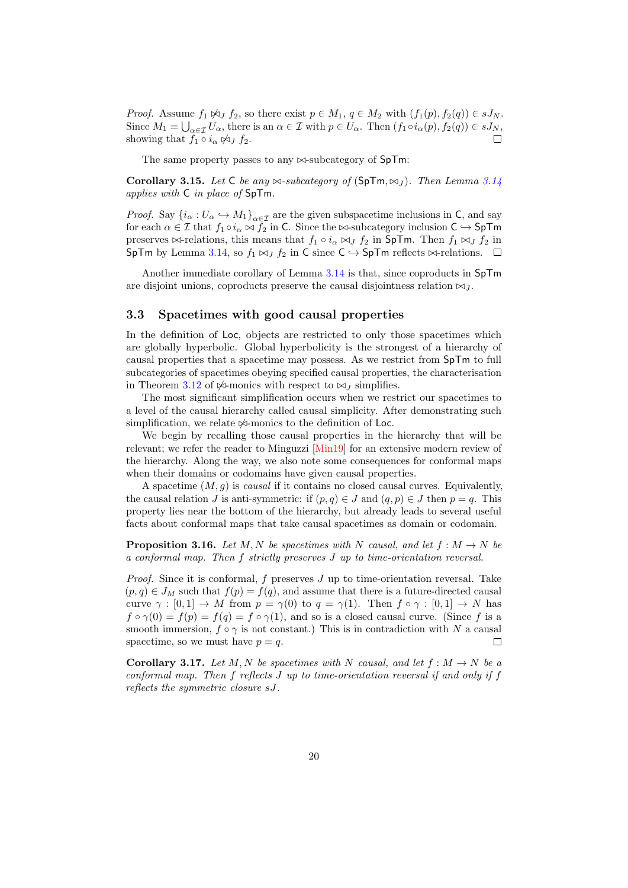*Proof.* Assume $f_1 \not\bowtie_J f_2$, so there exist $p \in M_1$, $q \in M_2$ with $(f_1(p), f_2(q)) \in sJ_N$. Since $M_1 = \bigcup_{\alpha\in\mathcal{I}} U_\alpha$, there is an $\alpha \in \mathcal{I}$ with $p \in U_\alpha$. Then $(f_1 \circ i_\alpha(p), f_2(q)) \in sJ_N$, showing that $f_1 \circ i_\alpha \not\bowtie_J f_2$. ◻

The same property passes to any $\bowtie$-subcategory of $\mathsf{SpTm}$:

**Corollary 3.15.** *Let* $\mathsf{C}$ *be any* $\bowtie$*-subcategory of* $(\mathsf{SpTm}, \bowtie_J)$*. Then Lemma 3.14 applies with* $\mathsf{C}$ *in place of* $\mathsf{SpTm}$*.*

*Proof.* Say $\{i_\alpha : U_\alpha \hookrightarrow M_1\}_{\alpha\in\mathcal{I}}$ are the given subspacetime inclusions in $\mathsf{C}$, and say for each $\alpha \in \mathcal{I}$ that $f_1 \circ i_\alpha \bowtie f_2$ in $\mathsf{C}$. Since the $\bowtie$-subcategory inclusion $\mathsf{C} \hookrightarrow \mathsf{SpTm}$ preserves $\bowtie$-relations, this means that $f_1 \circ i_\alpha \bowtie_J f_2$ in $\mathsf{SpTm}$. Then $f_1 \bowtie_J f_2$ in $\mathsf{SpTm}$ by Lemma 3.14, so $f_1 \bowtie_J f_2$ in $\mathsf{C}$ since $\mathsf{C} \hookrightarrow \mathsf{SpTm}$ reflects $\bowtie$-relations. ◻

Another immediate corollary of Lemma 3.14 is that, since coproducts in $\mathsf{SpTm}$ are disjoint unions, coproducts preserve the causal disjointness relation $\bowtie_J$.

### 3.3 Spacetimes with good causal properties

In the definition of $\mathsf{Loc}$, objects are restricted to only those spacetimes which are globally hyperbolic. Global hyperbolicity is the strongest of a hierarchy of causal properties that a spacetime may possess. As we restrict from $\mathsf{SpTm}$ to full subcategories of spacetimes obeying specified causal properties, the characterisation in Theorem 3.12 of $\not\bowtie$-monics with respect to $\bowtie_J$ simplifies.

The most significant simplification occurs when we restrict our spacetimes to a level of the causal hierarchy called causal simplicity. After demonstrating such simplification, we relate $\not\bowtie$-monics to the definition of $\mathsf{Loc}$.

We begin by recalling those causal properties in the hierarchy that will be relevant; we refer the reader to Minguzzi [Min19] for an extensive modern review of the hierarchy. Along the way, we also note some consequences for conformal maps when their domains or codomains have given causal properties.

A spacetime $(M, g)$ is *causal* if it contains no closed causal curves. Equivalently, the causal relation $J$ is anti-symmetric: if $(p, q) \in J$ and $(q, p) \in J$ then $p = q$. This property lies near the bottom of the hierarchy, but already leads to several useful facts about conformal maps that take causal spacetimes as domain or codomain.

**Proposition 3.16.** *Let* $M, N$ *be spacetimes with* $N$ *causal, and let* $f : M \to N$ *be a conformal map. Then* $f$ *strictly preserves* $J$ *up to time-orientation reversal.*

*Proof.* Since it is conformal, $f$ preserves $J$ up to time-orientation reversal. Take $(p, q) \in J_M$ such that $f(p) = f(q)$, and assume that there is a future-directed causal curve $\gamma : [0, 1] \to M$ from $p = \gamma(0)$ to $q = \gamma(1)$. Then $f \circ \gamma : [0, 1] \to N$ has $f \circ \gamma(0) = f(p) = f(q) = f \circ \gamma(1)$, and so is a closed causal curve. (Since $f$ is a smooth immersion, $f \circ \gamma$ is not constant.) This is in contradiction with $N$ a causal spacetime, so we must have $p = q$. ◻

**Corollary 3.17.** *Let* $M, N$ *be spacetimes with* $N$ *causal, and let* $f : M \to N$ *be a conformal map. Then* $f$ *reflects* $J$ *up to time-orientation reversal if and only if* $f$ *reflects the symmetric closure* $sJ$*.*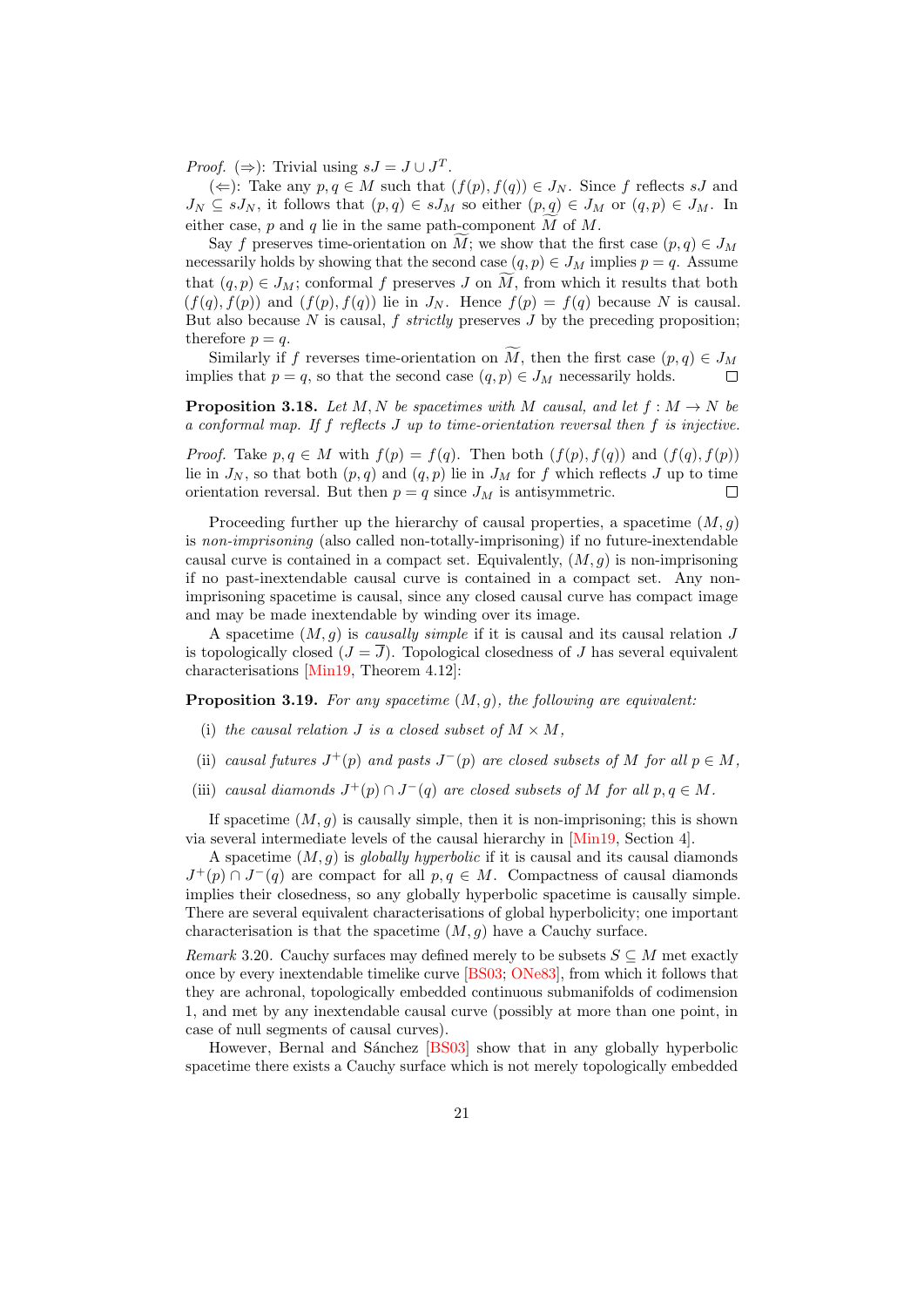*Proof.* (⇒): Trivial using $sJ = J \cup J^T$.

(⇐): Take any $p, q \in M$ such that $(f(p), f(q)) \in J_N$. Since $f$ reflects $sJ$ and $J_N \subseteq sJ_N$, it follows that $(p, q) \in sJ_M$ so either $(p, q) \in J_M$ or $(q, p) \in J_M$. In either case, $p$ and $q$ lie in the same path-component $\widetilde{M}$ of $M$.

Say $f$ preserves time-orientation on $\widetilde{M}$; we show that the first case $(p, q) \in J_M$ necessarily holds by showing that the second case $(q, p) \in J_M$ implies $p = q$. Assume that $(q, p) \in J_M$; conformal $f$ preserves $J$ on $\widetilde{M}$, from which it results that both $(f(q), f(p))$ and $(f(p), f(q))$ lie in $J_N$. Hence $f(p) = f(q)$ because $N$ is causal. But also because $N$ is causal, $f$ *strictly* preserves $J$ by the preceding proposition; therefore $p = q$.

Similarly if $f$ reverses time-orientation on $\widetilde{M}$, then the first case $(p, q) \in J_M$ implies that $p = q$, so that the second case $(q, p) \in J_M$ necessarily holds. □

**Proposition 3.18.** *Let $M, N$ be spacetimes with $M$ causal, and let $f : M \to N$ be a conformal map. If $f$ reflects $J$ up to time-orientation reversal then $f$ is injective.*

*Proof.* Take $p, q \in M$ with $f(p) = f(q)$. Then both $(f(p), f(q))$ and $(f(q), f(p))$ lie in $J_N$, so that both $(p, q)$ and $(q, p)$ lie in $J_M$ for $f$ which reflects $J$ up to time orientation reversal. But then $p = q$ since $J_M$ is antisymmetric. □

Proceeding further up the hierarchy of causal properties, a spacetime $(M, g)$ is *non-imprisoning* (also called non-totally-imprisoning) if no future-inextendable causal curve is contained in a compact set. Equivalently, $(M, g)$ is non-imprisoning if no past-inextendable causal curve is contained in a compact set. Any non-imprisoning spacetime is causal, since any closed causal curve has compact image and may be made inextendable by winding over its image.

A spacetime $(M, g)$ is *causally simple* if it is causal and its causal relation $J$ is topologically closed ($J = \overline{J}$). Topological closedness of $J$ has several equivalent characterisations [Min19, Theorem 4.12]:

**Proposition 3.19.** *For any spacetime $(M, g)$, the following are equivalent:*

- (i) *the causal relation $J$ is a closed subset of $M \times M$,*
- (ii) *causal futures $J^+(p)$ and pasts $J^-(p)$ are closed subsets of $M$ for all $p \in M$,*
- (iii) *causal diamonds $J^+(p) \cap J^-(q)$ are closed subsets of $M$ for all $p, q \in M$.*

If spacetime $(M, g)$ is causally simple, then it is non-imprisoning; this is shown via several intermediate levels of the causal hierarchy in [Min19, Section 4].

A spacetime $(M, g)$ is *globally hyperbolic* if it is causal and its causal diamonds $J^+(p) \cap J^-(q)$ are compact for all $p, q \in M$. Compactness of causal diamonds implies their closedness, so any globally hyperbolic spacetime is causally simple. There are several equivalent characterisations of global hyperbolicity; one important characterisation is that the spacetime $(M, g)$ have a Cauchy surface.

*Remark* 3.20. Cauchy surfaces may defined merely to be subsets $S \subseteq M$ met exactly once by every inextendable timelike curve [BS03; ONe83], from which it follows that they are achronal, topologically embedded continuous submanifolds of codimension 1, and met by any inextendable causal curve (possibly at more than one point, in case of null segments of causal curves).

However, Bernal and Sánchez [BS03] show that in any globally hyperbolic spacetime there exists a Cauchy surface which is not merely topologically embedded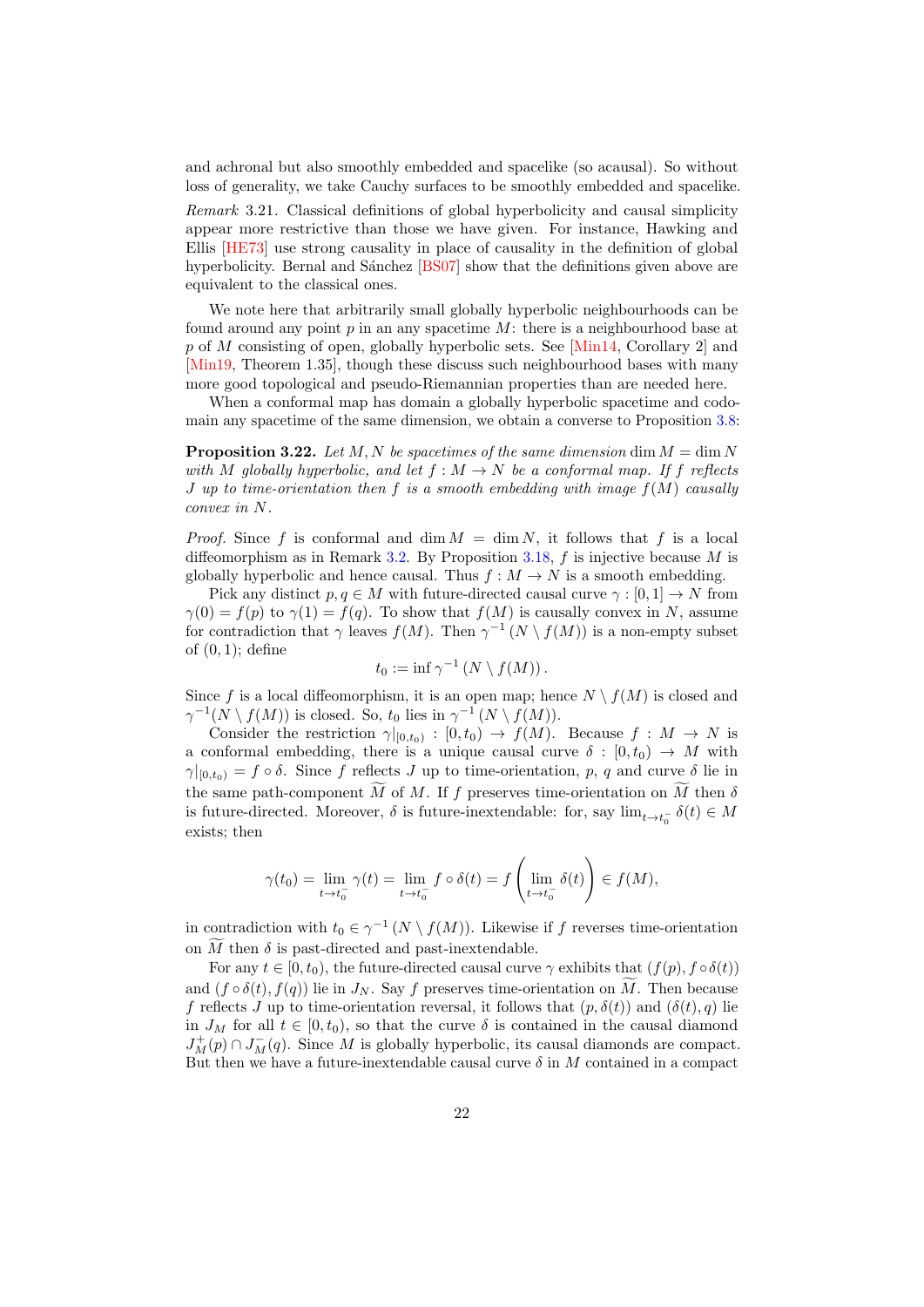and achronal but also smoothly embedded and spacelike (so acausal). So without loss of generality, we take Cauchy surfaces to be smoothly embedded and spacelike.

*Remark* 3.21. Classical definitions of global hyperbolicity and causal simplicity appear more restrictive than those we have given. For instance, Hawking and Ellis [HE73] use strong causality in place of causality in the definition of global hyperbolicity. Bernal and Sánchez [BS07] show that the definitions given above are equivalent to the classical ones.

We note here that arbitrarily small globally hyperbolic neighbourhoods can be found around any point $p$ in an any spacetime $M$: there is a neighbourhood base at $p$ of $M$ consisting of open, globally hyperbolic sets. See [Min14, Corollary 2] and [Min19, Theorem 1.35], though these discuss such neighbourhood bases with many more good topological and pseudo-Riemannian properties than are needed here.

When a conformal map has domain a globally hyperbolic spacetime and codomain any spacetime of the same dimension, we obtain a converse to Proposition 3.8:

**Proposition 3.22.** *Let $M, N$ be spacetimes of the same dimension $\dim M = \dim N$ with $M$ globally hyperbolic, and let $f : M \to N$ be a conformal map. If $f$ reflects $J$ up to time-orientation then $f$ is a smooth embedding with image $f(M)$ causally convex in $N$.*

*Proof.* Since $f$ is conformal and $\dim M = \dim N$, it follows that $f$ is a local diffeomorphism as in Remark 3.2. By Proposition 3.18, $f$ is injective because $M$ is globally hyperbolic and hence causal. Thus $f : M \to N$ is a smooth embedding.

Pick any distinct $p, q \in M$ with future-directed causal curve $\gamma : [0, 1] \to N$ from $\gamma(0) = f(p)$ to $\gamma(1) = f(q)$. To show that $f(M)$ is causally convex in $N$, assume for contradiction that $\gamma$ leaves $f(M)$. Then $\gamma^{-1}(N \setminus f(M))$ is a non-empty subset of $(0, 1)$; define

$$t_0 := \inf \gamma^{-1}(N \setminus f(M)).$$

Since $f$ is a local diffeomorphism, it is an open map; hence $N \setminus f(M)$ is closed and $\gamma^{-1}(N \setminus f(M))$ is closed. So, $t_0$ lies in $\gamma^{-1}(N \setminus f(M))$.

Consider the restriction $\gamma|_{[0,t_0)} : [0, t_0) \to f(M)$. Because $f : M \to N$ is a conformal embedding, there is a unique causal curve $\delta : [0, t_0) \to M$ with $\gamma|_{[0,t_0)} = f \circ \delta$. Since $f$ reflects $J$ up to time-orientation, $p$, $q$ and curve $\delta$ lie in the same path-component $\widetilde{M}$ of $M$. If $f$ preserves time-orientation on $\widetilde{M}$ then $\delta$ is future-directed. Moreover, $\delta$ is future-inextendable: for, say $\lim_{t \to t_0^-} \delta(t) \in M$ exists; then

$$\gamma(t_0) = \lim_{t \to t_0^-} \gamma(t) = \lim_{t \to t_0^-} f \circ \delta(t) = f\left(\lim_{t \to t_0^-} \delta(t)\right) \in f(M),$$

in contradiction with $t_0 \in \gamma^{-1}(N \setminus f(M))$. Likewise if $f$ reverses time-orientation on $\widetilde{M}$ then $\delta$ is past-directed and past-inextendable.

For any $t \in [0, t_0)$, the future-directed causal curve $\gamma$ exhibits that $(f(p), f \circ \delta(t))$ and $(f \circ \delta(t), f(q))$ lie in $J_N$. Say $f$ preserves time-orientation on $\widetilde{M}$. Then because $f$ reflects $J$ up to time-orientation, it follows that $(p, \delta(t))$ and $(\delta(t), q)$ lie in $J_M$ for all $t \in [0, t_0)$, so that the curve $\delta$ is contained in the causal diamond $J^+_M(p) \cap J^-_M(q)$. Since $M$ is globally hyperbolic, its causal diamonds are compact. But then we have a future-inextendable causal curve $\delta$ in $M$ contained in a compact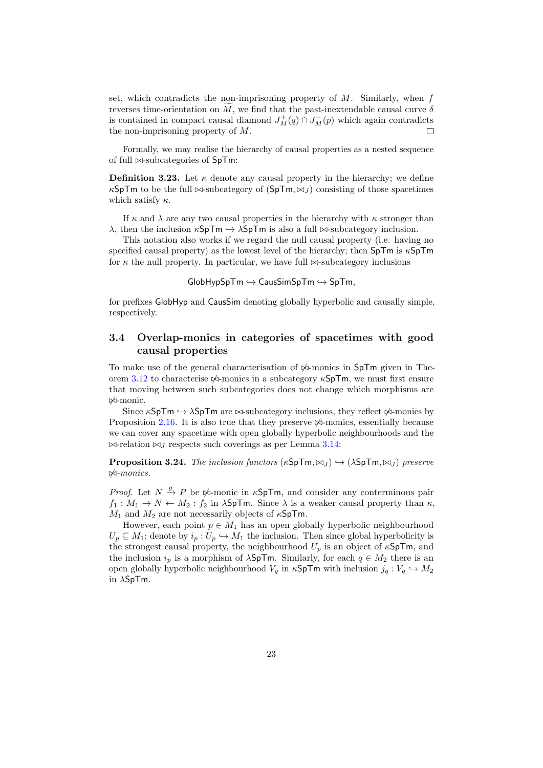set, which contradicts the non-imprisoning property of $M$. Similarly, when $f$ reverses time-orientation on $\widetilde{M}$, we find that the past-inextendable causal curve $\delta$ is contained in compact causal diamond $J^+_M(q) \cap J^-_M(p)$ which again contradicts the non-imprisoning property of $M$. $\square$

Formally, we may realise the hierarchy of causal properties as a nested sequence of full $\bowtie$-subcategories of $\mathsf{SpTm}$:

**Definition 3.23.** Let $\kappa$ denote any causal property in the hierarchy; we define $\kappa\mathsf{SpTm}$ to be the full $\bowtie$-subcategory of $(\mathsf{SpTm}, \bowtie_J)$ consisting of those spacetimes which satisfy $\kappa$.

If $\kappa$ and $\lambda$ are any two causal properties in the hierarchy with $\kappa$ stronger than $\lambda$, then the inclusion $\kappa\mathsf{SpTm} \hookrightarrow \lambda\mathsf{SpTm}$ is also a full $\bowtie$-subcategory inclusion.

This notation also works if we regard the null causal property (i.e. having no specified causal property) as the lowest level of the hierarchy; then $\mathsf{SpTm}$ is $\kappa\mathsf{SpTm}$ for $\kappa$ the null property. In particular, we have full $\bowtie$-subcategory inclusions

$$\mathsf{GlobHypSpTm} \hookrightarrow \mathsf{CausSimSpTm} \hookrightarrow \mathsf{SpTm},$$

for prefixes $\mathsf{GlobHyp}$ and $\mathsf{CausSim}$ denoting globally hyperbolic and causally simple, respectively.

## 3.4 Overlap-monics in categories of spacetimes with good causal properties

To make use of the general characterisation of $\not\bowtie$-monics in $\mathsf{SpTm}$ given in Theorem 3.12 to characterise $\not\bowtie$-monics in a subcategory $\kappa\mathsf{SpTm}$, we must first ensure that moving between such subcategories does not change which morphisms are $\not\bowtie$-monic.

Since $\kappa\mathsf{SpTm} \hookrightarrow \lambda\mathsf{SpTm}$ are $\bowtie$-subcategory inclusions, they reflect $\not\bowtie$-monics by Proposition 2.16. It is also true that they preserve $\not\bowtie$-monics, essentially because we can cover any spacetime with open globally hyperbolic neighbourhoods and the $\bowtie$-relation $\bowtie_J$ respects such coverings as per Lemma 3.14:

**Proposition 3.24.** *The inclusion functors $(\kappa\mathsf{SpTm}, \bowtie_J) \hookrightarrow (\lambda\mathsf{SpTm}, \bowtie_J)$ preserve $\not\bowtie$-monics.*

*Proof.* Let $N \xrightarrow{g} P$ be $\not\bowtie$-monic in $\kappa\mathsf{SpTm}$, and consider any conterminous pair $f_1 : M_1 \to N \leftarrow M_2 : f_2$ in $\lambda\mathsf{SpTm}$. Since $\lambda$ is a weaker causal property than $\kappa$, $M_1$ and $M_2$ are not necessarily objects of $\kappa\mathsf{SpTm}$.

However, each point $p \in M_1$ has an open globally hyperbolic neighbourhood $U_p \subseteq M_1$; denote by $i_p : U_p \hookrightarrow M_1$ the inclusion. Then since global hyperbolicity is the strongest causal property, the neighbourhood $U_p$ is an object of $\kappa\mathsf{SpTm}$, and the inclusion $i_p$ is a morphism of $\lambda\mathsf{SpTm}$. Similarly, for each $q \in M_2$ there is an open globally hyperbolic neighbourhood $V_q$ in $\kappa\mathsf{SpTm}$ with inclusion $j_q : V_q \hookrightarrow M_2$ in $\lambda\mathsf{SpTm}$.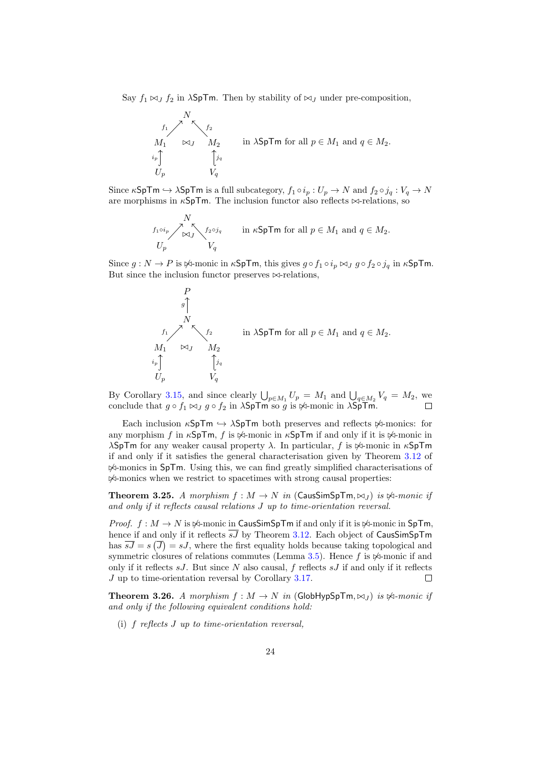Say $f_1 \bowtie_J f_2$ in $\lambda\mathsf{SpTm}$. Then by stability of $\bowtie_J$ under pre-composition,

$$\begin{array}{ccc} & N & \\ {\scriptstyle f_1}\nearrow & & \nwarrow{\scriptstyle f_2} \\ M_1 & \bowtie_J & M_2 \\ {\scriptstyle i_p}\uparrow & & \uparrow{\scriptstyle j_q} \\ U_p & & V_q \end{array} \qquad \text{in } \lambda\mathsf{SpTm} \text{ for all } p \in M_1 \text{ and } q \in M_2.$$

Since $\kappa\mathsf{SpTm} \hookrightarrow \lambda\mathsf{SpTm}$ is a full subcategory, $f_1 \circ i_p : U_p \to N$ and $f_2 \circ j_q : V_q \to N$ are morphisms in $\kappa\mathsf{SpTm}$. The inclusion functor also reflects $\bowtie$-relations, so

$$\begin{array}{ccc} & N & \\ {\scriptstyle f_1 \circ i_p}\nearrow & \bowtie_J & \nwarrow{\scriptstyle f_2 \circ j_q} \\ U_p & & V_q \end{array} \qquad \text{in } \kappa\mathsf{SpTm} \text{ for all } p \in M_1 \text{ and } q \in M_2.$$

Since $g : N \to P$ is $\not\bowtie$-monic in $\kappa\mathsf{SpTm}$, this gives $g \circ f_1 \circ i_p \bowtie_J g \circ f_2 \circ j_q$ in $\kappa\mathsf{SpTm}$. But since the inclusion functor preserves $\bowtie$-relations,

$$\begin{array}{ccc} & P & \\ & {\scriptstyle g}\uparrow & \\ & N & \\ {\scriptstyle f_1}\nearrow & & \nwarrow{\scriptstyle f_2} \\ M_1 & \bowtie_J & M_2 \\ {\scriptstyle i_p}\uparrow & & \uparrow{\scriptstyle j_q} \\ U_p & & V_q \end{array} \qquad \text{in } \lambda\mathsf{SpTm} \text{ for all } p \in M_1 \text{ and } q \in M_2.$$

By Corollary 3.15, and since clearly $\bigcup_{p \in M_1} U_p = M_1$ and $\bigcup_{q \in M_2} V_q = M_2$, we conclude that $g \circ f_1 \bowtie_J g \circ f_2$ in $\lambda\mathsf{SpTm}$ so $g$ is $\not\bowtie$-monic in $\lambda\mathsf{SpTm}$. $\square$

Each inclusion $\kappa\mathsf{SpTm} \hookrightarrow \lambda\mathsf{SpTm}$ both preserves and reflects $\not\bowtie$-monics: for any morphism $f$ in $\kappa\mathsf{SpTm}$, $f$ is $\not\bowtie$-monic in $\kappa\mathsf{SpTm}$ if and only if it is $\not\bowtie$-monic in $\lambda\mathsf{SpTm}$ for any weaker causal property $\lambda$. In particular, $f$ is $\not\bowtie$-monic in $\kappa\mathsf{SpTm}$ if and only if it satisfies the general characterisation given by Theorem 3.12 of $\not\bowtie$-monics in $\mathsf{SpTm}$. Using this, we can find greatly simplified characterisations of $\not\bowtie$-monics when we restrict to spacetimes with strong causal properties:

**Theorem 3.25.** *A morphism $f : M \to N$ in $(\mathsf{CausSimSpTm}, \bowtie_J)$ is $\not\bowtie$-monic if and only if it reflects causal relations $J$ up to time-orientation reversal.*

*Proof.* $f : M \to N$ is $\not\bowtie$-monic in $\mathsf{CausSimSpTm}$ if and only if it is $\not\bowtie$-monic in $\mathsf{SpTm}$, hence if and only if it reflects $\overline{sJ}$ by Theorem 3.12. Each object of $\mathsf{CausSimSpTm}$ has $\overline{sJ} = s\left(\overline{J}\right) = sJ$, where the first equality holds because taking topological and symmetric closures of relations commutes (Lemma 3.5). Hence $f$ is $\not\bowtie$-monic if and only if it reflects $sJ$. But since $N$ also causal, $f$ reflects $sJ$ if and only if it reflects $J$ up to time-orientation reversal by Corollary 3.17. $\square$

**Theorem 3.26.** *A morphism $f : M \to N$ in $(\mathsf{GlobHypSpTm}, \bowtie_J)$ is $\not\bowtie$-monic if and only if the following equivalent conditions hold:*

(i) *$f$ reflects $J$ up to time-orientation reversal,*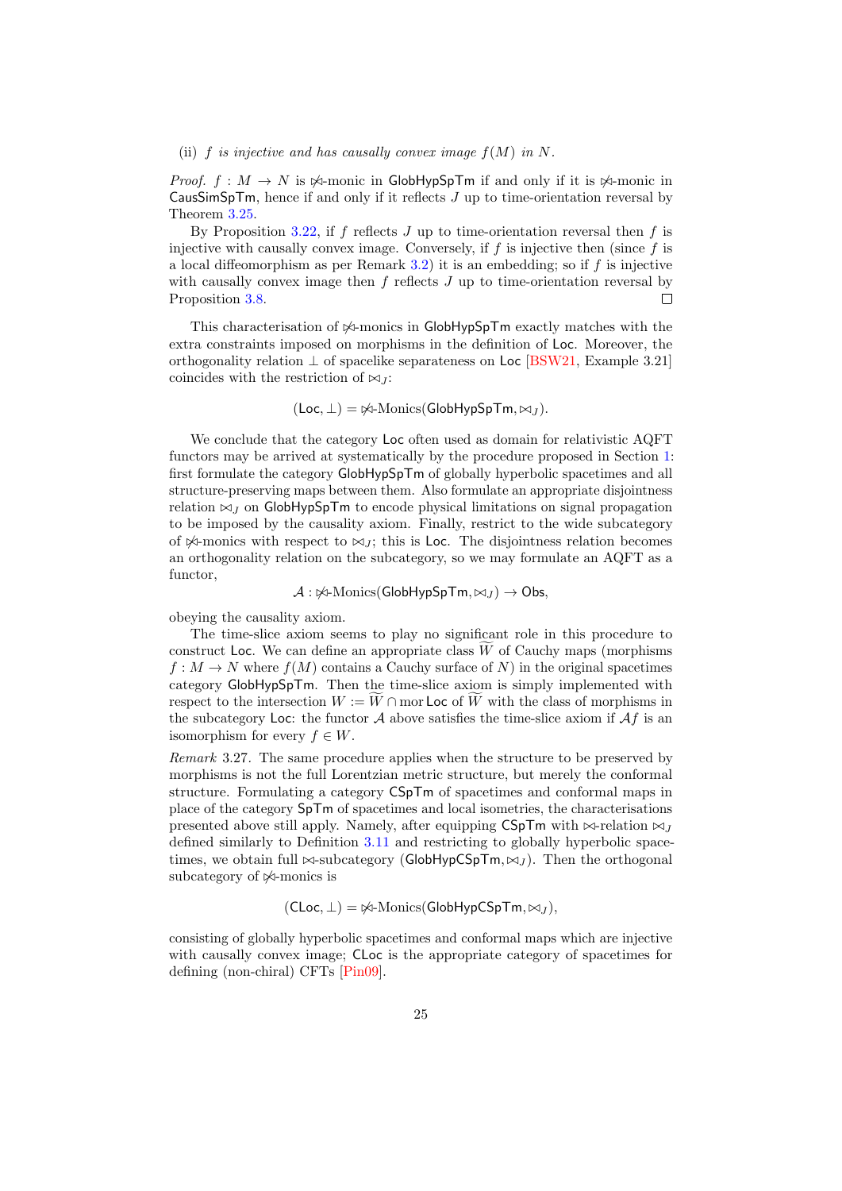(ii) *$f$ is injective and has causally convex image $f(M)$ in $N$.*

*Proof.* $f : M \to N$ is $\not\bowtie$-monic in GlobHypSpTm if and only if it is $\not\bowtie$-monic in CausSimSpTm, hence if and only if it reflects $J$ up to time-orientation reversal by Theorem 3.25.

By Proposition 3.22, if $f$ reflects $J$ up to time-orientation reversal then $f$ is injective with causally convex image. Conversely, if $f$ is injective then (since $f$ is a local diffeomorphism as per Remark 3.2) it is an embedding; so if $f$ is injective with causally convex image then $f$ reflects $J$ up to time-orientation reversal by Proposition 3.8. □

This characterisation of $\not\bowtie$-monics in GlobHypSpTm exactly matches with the extra constraints imposed on morphisms in the definition of Loc. Moreover, the orthogonality relation $\perp$ of spacelike separateness on Loc [BSW21, Example 3.21] coincides with the restriction of $\bowtie_J$:

$$(\mathsf{Loc}, \perp) = \not\bowtie\text{-Monics}(\mathsf{GlobHypSpTm}, \bowtie_J).$$

We conclude that the category Loc often used as domain for relativistic AQFT functors may be arrived at systematically by the procedure proposed in Section 1: first formulate the category GlobHypSpTm of globally hyperbolic spacetimes and all structure-preserving maps between them. Also formulate an appropriate disjointness relation $\bowtie_J$ on GlobHypSpTm to encode physical limitations on signal propagation to be imposed by the causality axiom. Finally, restrict to the wide subcategory of $\not\bowtie$-monics with respect to $\bowtie_J$; this is Loc. The disjointness relation becomes an orthogonality relation on the subcategory, so we may formulate an AQFT as a functor,

$$\mathcal{A} : \not\bowtie\text{-Monics}(\mathsf{GlobHypSpTm}, \bowtie_J) \to \mathsf{Obs},$$

obeying the causality axiom.

The time-slice axiom seems to play no significant role in this procedure to construct Loc. We can define an appropriate class $\widetilde{W}$ of Cauchy maps (morphisms $f : M \to N$ where $f(M)$ contains a Cauchy surface of $N$) in the original spacetimes category GlobHypSpTm. Then the time-slice axiom is simply implemented with respect to the intersection $W := \widetilde{W} \cap \operatorname{mor} \mathsf{Loc}$ of $\widetilde{W}$ with the class of morphisms in the subcategory Loc: the functor $\mathcal{A}$ above satisfies the time-slice axiom if $\mathcal{A}f$ is an isomorphism for every $f \in W$.

*Remark* 3.27. The same procedure applies when the structure to be preserved by morphisms is not the full Lorentzian metric structure, but merely the conformal structure. Formulating a category CSpTm of spacetimes and conformal maps in place of the category SpTm of spacetimes and local isometries, the characterisations presented above still apply. Namely, after equipping CSpTm with $\bowtie$-relation $\bowtie_J$ defined similarly to Definition 3.11 and restricting to globally hyperbolic spacetimes, we obtain full $\bowtie$-subcategory (GlobHypCSpTm, $\bowtie_J$). Then the orthogonal subcategory of $\not\bowtie$-monics is

$$(\mathsf{CLoc}, \perp) = \not\bowtie\text{-Monics}(\mathsf{GlobHypCSpTm}, \bowtie_J),$$

consisting of globally hyperbolic spacetimes and conformal maps which are injective with causally convex image; CLoc is the appropriate category of spacetimes for defining (non-chiral) CFTs [Pin09].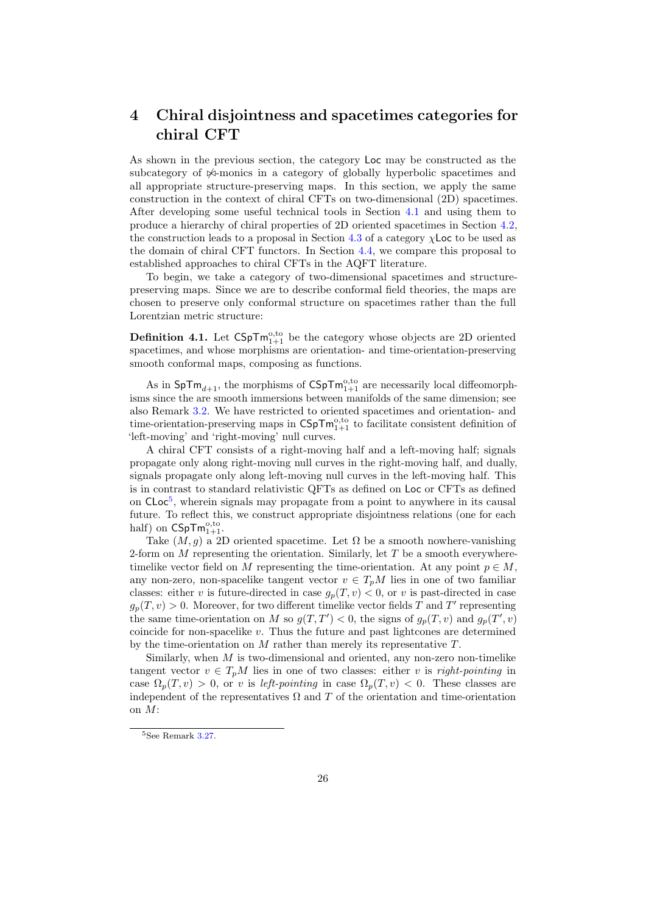# 4 Chiral disjointness and spacetimes categories for chiral CFT

As shown in the previous section, the category $\mathsf{Loc}$ may be constructed as the subcategory of $\not\asymp$-monics in a category of globally hyperbolic spacetimes and all appropriate structure-preserving maps. In this section, we apply the same construction in the context of chiral CFTs on two-dimensional (2D) spacetimes. After developing some useful technical tools in Section 4.1 and using them to produce a hierarchy of chiral properties of 2D oriented spacetimes in Section 4.2, the construction leads to a proposal in Section 4.3 of a category $\chi\mathsf{Loc}$ to be used as the domain of chiral CFT functors. In Section 4.4, we compare this proposal to established approaches to chiral CFTs in the AQFT literature.

To begin, we take a category of two-dimensional spacetimes and structure-preserving maps. Since we are to describe conformal field theories, the maps are chosen to preserve only conformal structure on spacetimes rather than the full Lorentzian metric structure:

**Definition 4.1.** Let $\mathsf{CSpTm}^{\mathrm{o,to}}_{1+1}$ be the category whose objects are 2D oriented spacetimes, and whose morphisms are orientation- and time-orientation-preserving smooth conformal maps, composing as functions.

As in $\mathsf{SpTm}_{d+1}$, the morphisms of $\mathsf{CSpTm}^{\mathrm{o,to}}_{1+1}$ are necessarily local diffeomorphisms since the are smooth immersions between manifolds of the same dimension; see also Remark 3.2. We have restricted to oriented spacetimes and orientation- and time-orientation-preserving maps in $\mathsf{CSpTm}^{\mathrm{o,to}}_{1+1}$ to facilitate consistent definition of 'left-moving' and 'right-moving' null curves.

A chiral CFT consists of a right-moving half and a left-moving half; signals propagate only along right-moving null curves in the right-moving half, and dually, signals propagate only along left-moving null curves in the left-moving half. This is in contrast to standard relativistic QFTs as defined on $\mathsf{Loc}$ or CFTs as defined on $\mathsf{CLoc}$[5], wherein signals may propagate from a point to anywhere in its causal future. To reflect this, we construct appropriate disjointness relations (one for each half) on $\mathsf{CSpTm}^{\mathrm{o,to}}_{1+1}$.

Take $(M, g)$ a 2D oriented spacetime. Let $\Omega$ be a smooth nowhere-vanishing 2-form on $M$ representing the orientation. Similarly, let $T$ be a smooth everywhere-timelike vector field on $M$ representing the time-orientation. At any point $p \in M$, any non-zero, non-spacelike tangent vector $v \in T_pM$ lies in one of two familiar classes: either $v$ is future-directed in case $g_p(T, v) < 0$, or $v$ is past-directed in case $g_p(T, v) > 0$. Moreover, for two different timelike vector fields $T$ and $T'$ representing the same time-orientation on $M$ so $g(T, T') < 0$, the signs of $g_p(T, v)$ and $g_p(T', v)$ coincide for non-spacelike $v$. Thus the future and past lightcones are determined by the time-orientation on $M$ rather than merely its representative $T$.

Similarly, when $M$ is two-dimensional and oriented, any non-zero non-timelike tangent vector $v \in T_pM$ lies in one of two classes: either $v$ is *right-pointing* in case $\Omega_p(T, v) > 0$, or $v$ is *left-pointing* in case $\Omega_p(T, v) < 0$. These classes are independent of the representatives $\Omega$ and $T$ of the orientation and time-orientation on $M$:

[5] See Remark 3.27.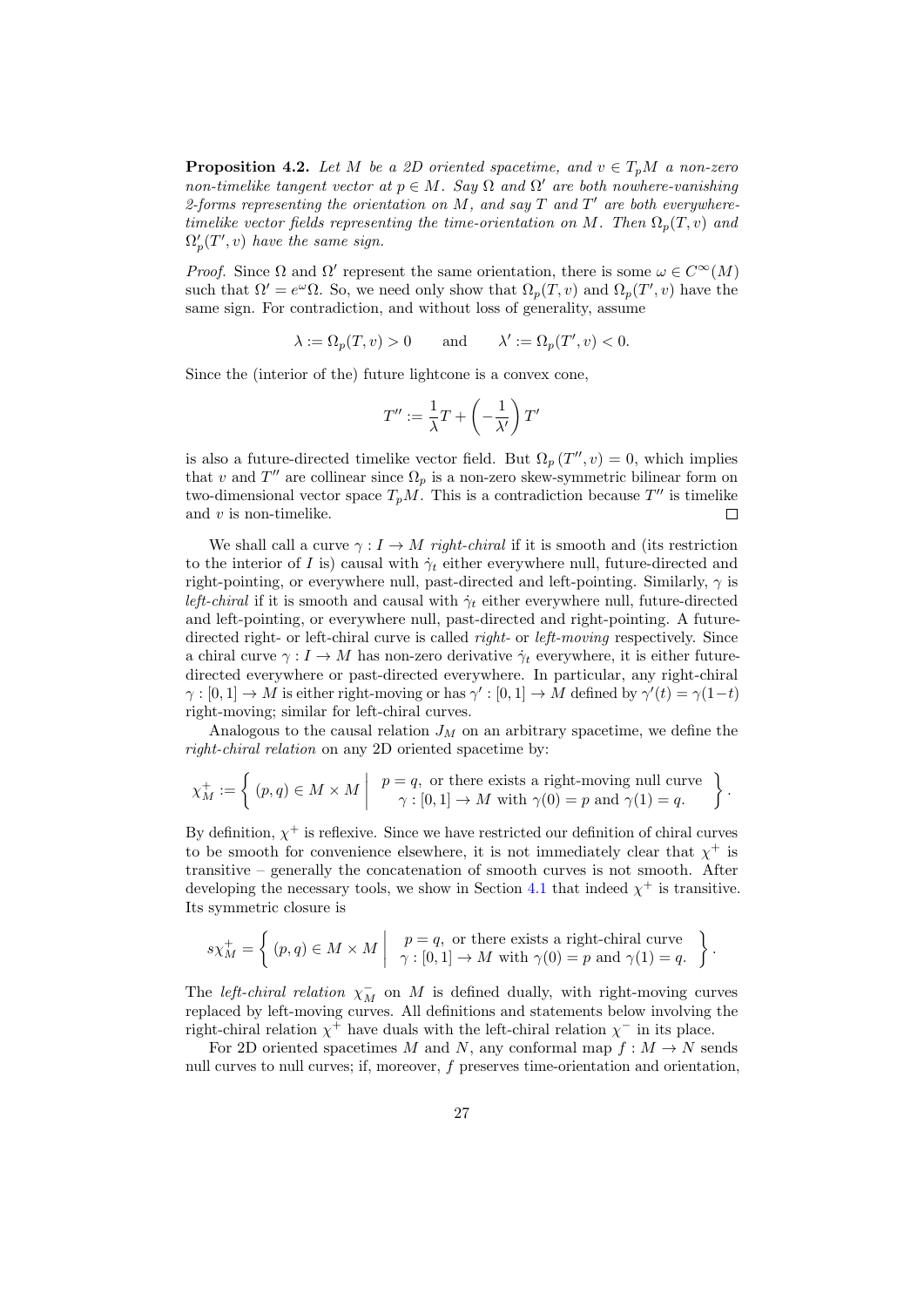**Proposition 4.2.** *Let $M$ be a 2D oriented spacetime, and $v \in T_pM$ a non-zero non-timelike tangent vector at $p \in M$. Say $\Omega$ and $\Omega'$ are both nowhere-vanishing 2-forms representing the orientation on $M$, and say $T$ and $T'$ are both everywhere-timelike vector fields representing the time-orientation on $M$. Then $\Omega_p(T, v)$ and $\Omega'_p(T', v)$ have the same sign.*

*Proof.* Since $\Omega$ and $\Omega'$ represent the same orientation, there is some $\omega \in C^\infty(M)$ such that $\Omega' = e^\omega \Omega$. So, we need only show that $\Omega_p(T, v)$ and $\Omega_p(T', v)$ have the same sign. For contradiction, and without loss of generality, assume

$$\lambda := \Omega_p(T, v) > 0 \qquad \text{and} \qquad \lambda' := \Omega_p(T', v) < 0.$$

Since the (interior of the) future lightcone is a convex cone,

$$T'' := \frac{1}{\lambda} T + \left(-\frac{1}{\lambda'}\right) T'$$

is also a future-directed timelike vector field. But $\Omega_p(T'', v) = 0$, which implies that $v$ and $T''$ are collinear since $\Omega_p$ is a non-zero skew-symmetric bilinear form on two-dimensional vector space $T_pM$. This is a contradiction because $T''$ is timelike and $v$ is non-timelike. □

We shall call a curve $\gamma : I \to M$ *right-chiral* if it is smooth and (its restriction to the interior of $I$ is) causal with $\dot{\gamma}_t$ either everywhere null, future-directed and right-pointing, or everywhere null, past-directed and left-pointing. Similarly, $\gamma$ is *left-chiral* if it is smooth and causal with $\dot{\gamma}_t$ either everywhere null, future-directed and left-pointing, or everywhere null, past-directed and right-pointing. A future-directed right- or left-chiral curve is called *right-* or *left-moving* respectively. Since a chiral curve $\gamma : I \to M$ has non-zero derivative $\dot{\gamma}_t$ everywhere, it is either future-directed everywhere or past-directed everywhere. In particular, any right-chiral $\gamma : [0, 1] \to M$ is either right-moving or has $\gamma' : [0, 1] \to M$ defined by $\gamma'(t) = \gamma(1-t)$ right-moving; similar for left-chiral curves.

Analogous to the causal relation $J_M$ on an arbitrary spacetime, we define the *right-chiral relation* on any 2D oriented spacetime by:

$$\chi^+_M := \left\{ (p, q) \in M \times M \;\middle|\; \begin{array}{c} p = q, \text{ or there exists a right-moving null curve} \\ \gamma : [0, 1] \to M \text{ with } \gamma(0) = p \text{ and } \gamma(1) = q. \end{array} \right\}.$$

By definition, $\chi^+$ is reflexive. Since we have restricted our definition of chiral curves to be smooth for convenience elsewhere, it is not immediately clear that $\chi^+$ is transitive – generally the concatenation of smooth curves is not smooth. After developing the necessary tools, we show in Section 4.1 that indeed $\chi^+$ is transitive. Its symmetric closure is

$$s\chi^+_M = \left\{ (p, q) \in M \times M \;\middle|\; \begin{array}{c} p = q, \text{ or there exists a right-chiral curve} \\ \gamma : [0, 1] \to M \text{ with } \gamma(0) = p \text{ and } \gamma(1) = q. \end{array} \right\}.$$

The *left-chiral relation* $\chi^-_M$ on $M$ is defined dually, with right-moving curves replaced by left-moving curves. All definitions and statements below involving the right-chiral relation $\chi^+$ have duals with the left-chiral relation $\chi^-$ in its place.

For 2D oriented spacetimes $M$ and $N$, any conformal map $f : M \to N$ sends null curves to null curves; if, moreover, $f$ preserves time-orientation and orientation,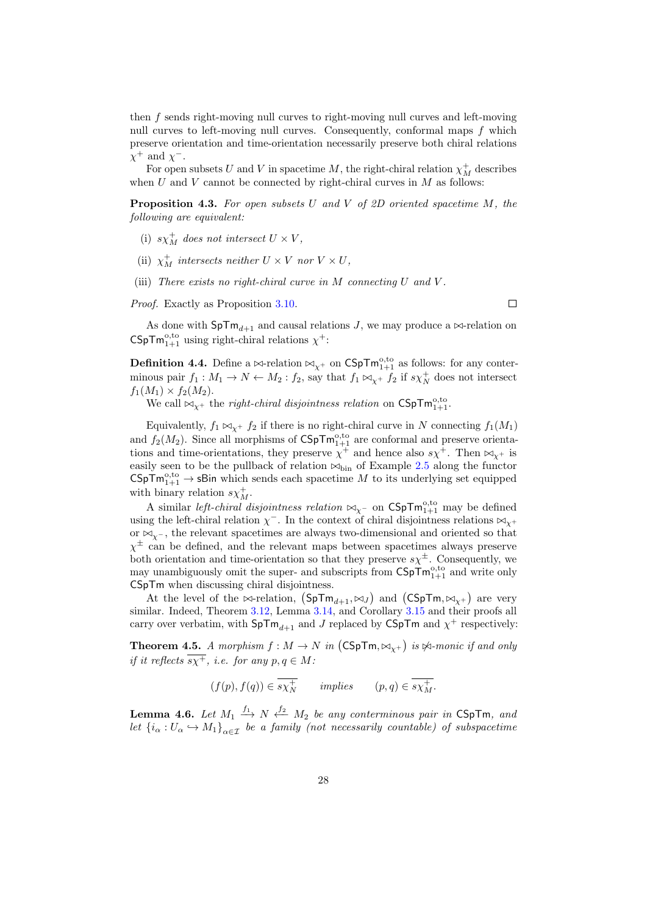then $f$ sends right-moving null curves to right-moving null curves and left-moving null curves to left-moving null curves. Consequently, conformal maps $f$ which preserve orientation and time-orientation necessarily preserve both chiral relations $\chi^+$ and $\chi^-$.

For open subsets $U$ and $V$ in spacetime $M$, the right-chiral relation $\chi^+_M$ describes when $U$ and $V$ cannot be connected by right-chiral curves in $M$ as follows:

**Proposition 4.3.** *For open subsets $U$ and $V$ of 2D oriented spacetime $M$, the following are equivalent:*

- (i) *$s\chi^+_M$ does not intersect $U \times V$,*
- (ii) *$\chi^+_M$ intersects neither $U \times V$ nor $V \times U$,*
- (iii) *There exists no right-chiral curve in $M$ connecting $U$ and $V$.*

*Proof.* Exactly as Proposition 3.10. □

As done with $\mathsf{SpTm}_{d+1}$ and causal relations $J$, we may produce a $\bowtie$-relation on $\mathsf{CSpTm}^{\mathrm{o,to}}_{1+1}$ using right-chiral relations $\chi^+$:

**Definition 4.4.** Define a $\bowtie$-relation $\bowtie_{\chi^+}$ on $\mathsf{CSpTm}^{\mathrm{o,to}}_{1+1}$ as follows: for any conterminous pair $f_1 : M_1 \to N \leftarrow M_2 : f_2$, say that $f_1 \bowtie_{\chi^+} f_2$ if $s\chi^+_N$ does not intersect $f_1(M_1) \times f_2(M_2)$.

We call $\bowtie_{\chi^+}$ the *right-chiral disjointness relation* on $\mathsf{CSpTm}^{\mathrm{o,to}}_{1+1}$.

Equivalently, $f_1 \bowtie_{\chi^+} f_2$ if there is no right-chiral curve in $N$ connecting $f_1(M_1)$ and $f_2(M_2)$. Since all morphisms of $\mathsf{CSpTm}^{\mathrm{o,to}}_{1+1}$ are conformal and preserve orientations and time-orientations, they preserve $\chi^+$ and hence also $s\chi^+$. Then $\bowtie_{\chi^+}$ is easily seen to be the pullback of relation $\bowtie_{\mathrm{bin}}$ of Example 2.5 along the functor $\mathsf{CSpTm}^{\mathrm{o,to}}_{1+1} \to \mathsf{sBin}$ which sends each spacetime $M$ to its underlying set equipped with binary relation $s\chi^+_M$.

A similar *left-chiral disjointness relation* $\bowtie_{\chi^-}$ on $\mathsf{CSpTm}^{\mathrm{o,to}}_{1+1}$ may be defined using the left-chiral relation $\chi^-$. In the context of chiral disjointness relations $\bowtie_{\chi^+}$ or $\bowtie_{\chi^-}$, the relevant spacetimes are always two-dimensional and oriented so that $\chi^\pm$ can be defined, and the relevant maps between spacetimes always preserve both orientation and time-orientation so that they preserve $s\chi^\pm$. Consequently, we may unambiguously omit the super- and subscripts from $\mathsf{CSpTm}^{\mathrm{o,to}}_{1+1}$ and write only $\mathsf{CSpTm}$ when discussing chiral disjointness.

At the level of the $\bowtie$-relation, $(\mathsf{SpTm}_{d+1}, \bowtie_J)$ and $(\mathsf{CSpTm}, \bowtie_{\chi^+})$ are very similar. Indeed, Theorem 3.12, Lemma 3.14, and Corollary 3.15 and their proofs all carry over verbatim, with $\mathsf{SpTm}_{d+1}$ and $J$ replaced by $\mathsf{CSpTm}$ and $\chi^+$ respectively:

**Theorem 4.5.** *A morphism $f : M \to N$ in $(\mathsf{CSpTm}, \bowtie_{\chi^+})$ is $\not\bowtie$-monic if and only if it reflects $\overline{s\chi^+}$, i.e. for any $p, q \in M$:*

$$(f(p), f(q)) \in \overline{s\chi^+_N} \qquad \textit{implies} \qquad (p, q) \in \overline{s\chi^+_M}.$$

**Lemma 4.6.** *Let $M_1 \xrightarrow{f_1} N \xleftarrow{f_2} M_2$ be any conterminous pair in $\mathsf{CSpTm}$, and let $\{i_\alpha : U_\alpha \hookrightarrow M_1\}_{\alpha \in \mathcal{I}}$ be a family (not necessarily countable) of subspacetime*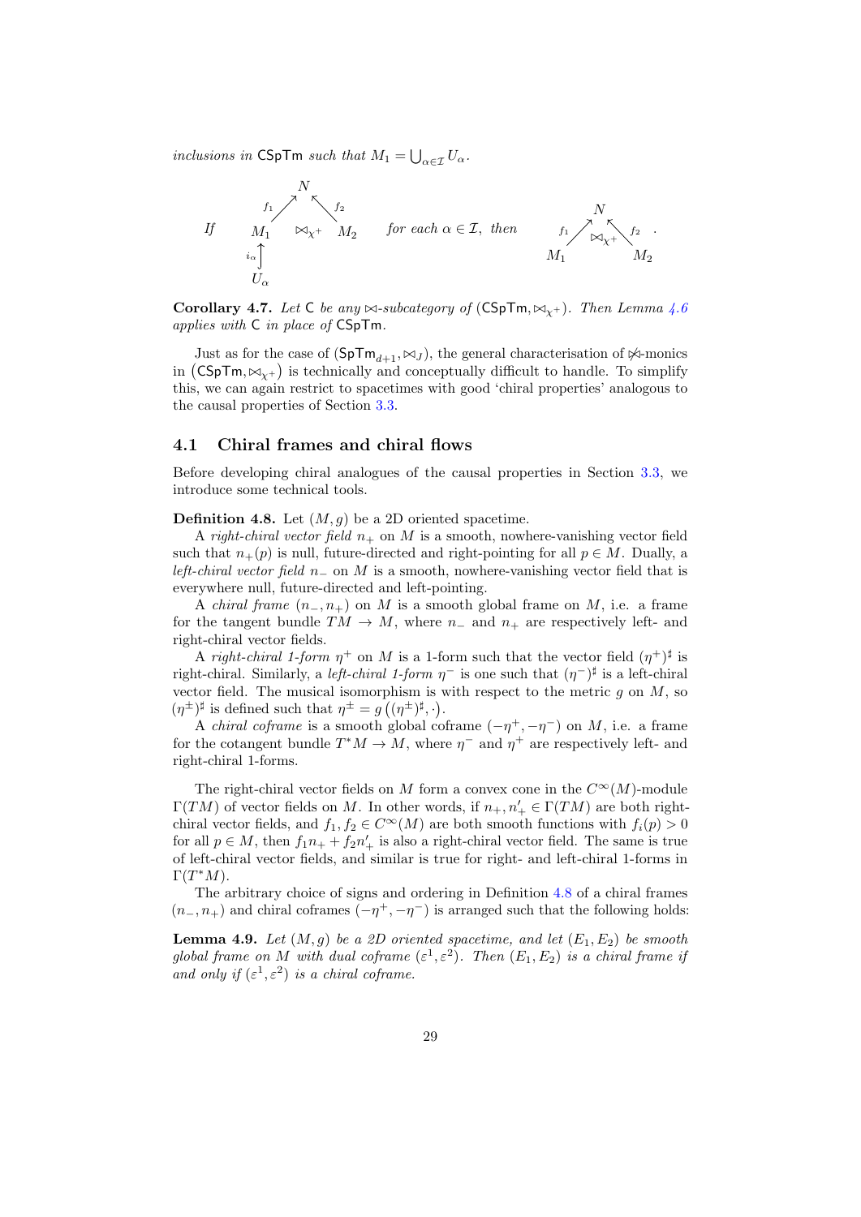*inclusions in* $\mathsf{CSpTm}$ *such that* $M_1 = \bigcup_{\alpha \in \mathcal{I}} U_\alpha$.

$$\text{If} \quad \begin{array}{ccc} & N & \\ {}^{f_1}\nearrow & & \nwarrow^{f_2} \\ M_1 & \bowtie_{\chi^+} & M_2 \\ {}_{i_\alpha}\uparrow & & \\ U_\alpha & & \end{array} \quad \text{for each } \alpha \in \mathcal{I}, \text{ then} \quad \begin{array}{ccc} & N & \\ {}^{f_1}\nearrow & \bowtie_{\chi^+} & \nwarrow^{f_2} \\ M_1 & & M_2 \end{array} .$$

**Corollary 4.7.** *Let* $\mathsf{C}$ *be any* $\bowtie$*-subcategory of* $(\mathsf{CSpTm}, \bowtie_{\chi^+})$. *Then Lemma 4.6 applies with* $\mathsf{C}$ *in place of* $\mathsf{CSpTm}$.

Just as for the case of $(\mathsf{SpTm}_{d+1}, \bowtie_J)$, the general characterisation of $\not\bowtie$-monics in $(\mathsf{CSpTm}, \bowtie_{\chi^+})$ is technically and conceptually difficult to handle. To simplify this, we can again restrict to spacetimes with good 'chiral properties' analogous to the causal properties of Section 3.3.

## 4.1 Chiral frames and chiral flows

Before developing chiral analogues of the causal properties in Section 3.3, we introduce some technical tools.

**Definition 4.8.** Let $(M, g)$ be a 2D oriented spacetime.

A *right-chiral vector field* $n_+$ on $M$ is a smooth, nowhere-vanishing vector field such that $n_+(p)$ is null, future-directed and right-pointing for all $p \in M$. Dually, a *left-chiral vector field* $n_-$ on $M$ is a smooth, nowhere-vanishing vector field that is everywhere null, future-directed and left-pointing.

A *chiral frame* $(n_-, n_+)$ on $M$ is a smooth global frame on $M$, i.e. a frame for the tangent bundle $TM \to M$, where $n_-$ and $n_+$ are respectively left- and right-chiral vector fields.

A *right-chiral 1-form* $\eta^+$ on $M$ is a 1-form such that the vector field $(\eta^+)^\sharp$ is right-chiral. Similarly, a *left-chiral 1-form* $\eta^-$ is one such that $(\eta^-)^\sharp$ is a left-chiral vector field. The musical isomorphism is with respect to the metric $g$ on $M$, so $(\eta^\pm)^\sharp$ is defined such that $\eta^\pm = g\left((\eta^\pm)^\sharp, \cdot\right)$.

A *chiral coframe* is a smooth global coframe $(-\eta^+, -\eta^-)$ on $M$, i.e. a frame for the cotangent bundle $T^*M \to M$, where $\eta^-$ and $\eta^+$ are respectively left- and right-chiral 1-forms.

The right-chiral vector fields on $M$ form a convex cone in the $C^\infty(M)$-module $\Gamma(TM)$ of vector fields on $M$. In other words, if $n_+, n'_+ \in \Gamma(TM)$ are both right-chiral vector fields, and $f_1, f_2 \in C^\infty(M)$ are both smooth functions with $f_i(p) > 0$ for all $p \in M$, then $f_1 n_+ + f_2 n'_+$ is also a right-chiral vector field. The same is true of left-chiral vector fields, and similar is true for right- and left-chiral 1-forms in $\Gamma(T^*M)$.

The arbitrary choice of signs and ordering in Definition 4.8 of a chiral frames $(n_-, n_+)$ and chiral coframes $(-\eta^+, -\eta^-)$ is arranged such that the following holds:

**Lemma 4.9.** *Let* $(M, g)$ *be a 2D oriented spacetime, and let* $(E_1, E_2)$ *be smooth global frame on* $M$ *with dual coframe* $(\varepsilon^1, \varepsilon^2)$. *Then* $(E_1, E_2)$ *is a chiral frame if and only if* $(\varepsilon^1, \varepsilon^2)$ *is a chiral coframe.*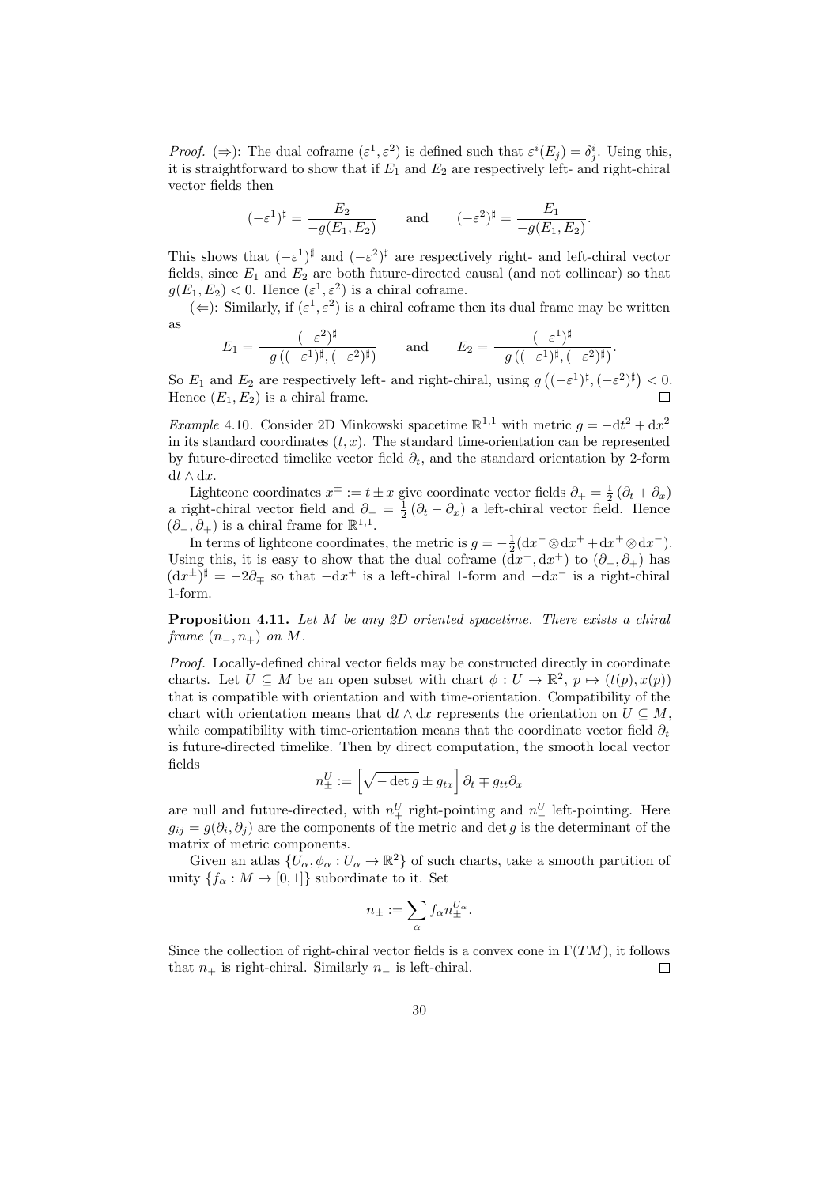*Proof.* (⇒): The dual coframe $(\varepsilon^1, \varepsilon^2)$ is defined such that $\varepsilon^i(E_j) = \delta^i_j$. Using this, it is straightforward to show that if $E_1$ and $E_2$ are respectively left- and right-chiral vector fields then

$$(-\varepsilon^1)^\sharp = \frac{E_2}{-g(E_1, E_2)} \qquad \text{and} \qquad (-\varepsilon^2)^\sharp = \frac{E_1}{-g(E_1, E_2)}.$$

This shows that $(-\varepsilon^1)^\sharp$ and $(-\varepsilon^2)^\sharp$ are respectively right- and left-chiral vector fields, since $E_1$ and $E_2$ are both future-directed causal (and not collinear) so that $g(E_1, E_2) < 0$. Hence $(\varepsilon^1, \varepsilon^2)$ is a chiral coframe.

(⇐): Similarly, if $(\varepsilon^1, \varepsilon^2)$ is a chiral coframe then its dual frame may be written as

$$E_1 = \frac{(-\varepsilon^2)^\sharp}{-g\left((-\varepsilon^1)^\sharp, (-\varepsilon^2)^\sharp\right)} \qquad \text{and} \qquad E_2 = \frac{(-\varepsilon^1)^\sharp}{-g\left((-\varepsilon^1)^\sharp, (-\varepsilon^2)^\sharp\right)}.$$

So $E_1$ and $E_2$ are respectively left- and right-chiral, using $g\left((-\varepsilon^1)^\sharp, (-\varepsilon^2)^\sharp\right) < 0$. Hence $(E_1, E_2)$ is a chiral frame. □

*Example* 4.10. Consider 2D Minkowski spacetime $\mathbb{R}^{1,1}$ with metric $g = -\mathrm{d}t^2 + \mathrm{d}x^2$ in its standard coordinates $(t, x)$. The standard time-orientation can be represented by future-directed timelike vector field $\partial_t$, and the standard orientation by 2-form $\mathrm{d}t \wedge \mathrm{d}x$.

Lightcone coordinates $x^\pm := t \pm x$ give coordinate vector fields $\partial_+ = \frac{1}{2}(\partial_t + \partial_x)$ a right-chiral vector field and $\partial_- = \frac{1}{2}(\partial_t - \partial_x)$ a left-chiral vector field. Hence $(\partial_-, \partial_+)$ is a chiral frame for $\mathbb{R}^{1,1}$.

In terms of lightcone coordinates, the metric is $g = -\frac{1}{2}(\mathrm{d}x^- \otimes \mathrm{d}x^+ + \mathrm{d}x^+ \otimes \mathrm{d}x^-)$. Using this, it is easy to show that the dual coframe $(\mathrm{d}x^-, \mathrm{d}x^+)$ to $(\partial_-, \partial_+)$ has $(\mathrm{d}x^\pm)^\sharp = -2\partial_\mp$ so that $-\mathrm{d}x^+$ is a left-chiral 1-form and $-\mathrm{d}x^-$ is a right-chiral 1-form.

**Proposition 4.11.** *Let $M$ be any 2D oriented spacetime. There exists a chiral frame $(n_-, n_+)$ on $M$.*

*Proof.* Locally-defined chiral vector fields may be constructed directly in coordinate charts. Let $U \subseteq M$ be an open subset with chart $\phi : U \to \mathbb{R}^2$, $p \mapsto (t(p), x(p))$ that is compatible with orientation and with time-orientation. Compatibility of the chart with orientation means that $\mathrm{d}t \wedge \mathrm{d}x$ represents the orientation on $U \subseteq M$, while compatibility with time-orientation means that the coordinate vector field $\partial_t$ is future-directed timelike. Then by direct computation, the smooth local vector fields

$$n^U_\pm := \left[\sqrt{-\det g} \pm g_{tx}\right] \partial_t \mp g_{tt} \partial_x$$

are null and future-directed, with $n^U_+$ right-pointing and $n^U_-$ left-pointing. Here $g_{ij} = g(\partial_i, \partial_j)$ are the components of the metric and $\det g$ is the determinant of the matrix of metric components.

Given an atlas $\{U_\alpha, \phi_\alpha : U_\alpha \to \mathbb{R}^2\}$ of such charts, take a smooth partition of unity $\{f_\alpha : M \to [0, 1]\}$ subordinate to it. Set

$$n_\pm := \sum_\alpha f_\alpha n^{U_\alpha}_\pm.$$

Since the collection of right-chiral vector fields is a convex cone in $\Gamma(TM)$, it follows that $n_+$ is right-chiral. Similarly $n_-$ is left-chiral. □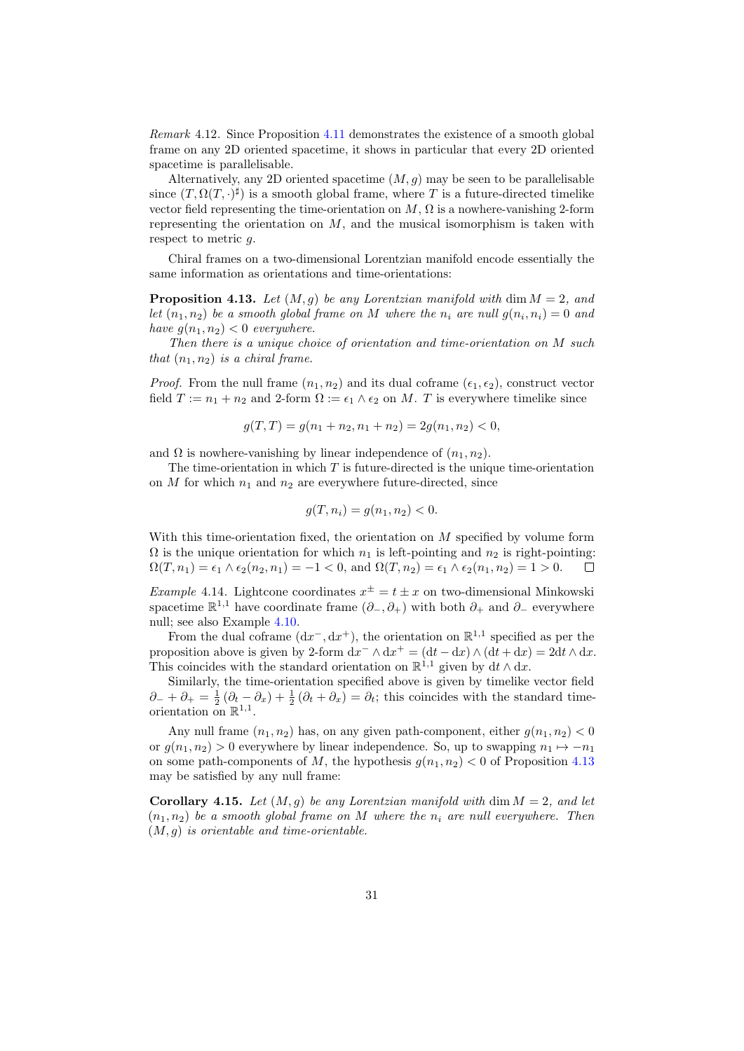*Remark* 4.12. Since Proposition 4.11 demonstrates the existence of a smooth global frame on any 2D oriented spacetime, it shows in particular that every 2D oriented spacetime is parallelisable.

Alternatively, any 2D oriented spacetime $(M, g)$ may be seen to be parallelisable since $(T, \Omega(T, \cdot)^\sharp)$ is a smooth global frame, where $T$ is a future-directed timelike vector field representing the time-orientation on $M$, $\Omega$ is a nowhere-vanishing 2-form representing the orientation on $M$, and the musical isomorphism is taken with respect to metric $g$.

Chiral frames on a two-dimensional Lorentzian manifold encode essentially the same information as orientations and time-orientations:

**Proposition 4.13.** *Let $(M, g)$ be any Lorentzian manifold with $\dim M = 2$, and let $(n_1, n_2)$ be a smooth global frame on $M$ where the $n_i$ are null $g(n_i, n_i) = 0$ and have $g(n_1, n_2) < 0$ everywhere.*

*Then there is a unique choice of orientation and time-orientation on $M$ such that $(n_1, n_2)$ is a chiral frame.*

*Proof.* From the null frame $(n_1, n_2)$ and its dual coframe $(\epsilon_1, \epsilon_2)$, construct vector field $T := n_1 + n_2$ and 2-form $\Omega := \epsilon_1 \wedge \epsilon_2$ on $M$. $T$ is everywhere timelike since

$$g(T, T) = g(n_1 + n_2, n_1 + n_2) = 2g(n_1, n_2) < 0,$$

and $\Omega$ is nowhere-vanishing by linear independence of $(n_1, n_2)$.

The time-orientation in which $T$ is future-directed is the unique time-orientation on $M$ for which $n_1$ and $n_2$ are everywhere future-directed, since

$$g(T, n_i) = g(n_1, n_2) < 0.$$

With this time-orientation fixed, the orientation on $M$ specified by volume form $\Omega$ is the unique orientation for which $n_1$ is left-pointing and $n_2$ is right-pointing: $\Omega(T, n_1) = \epsilon_1 \wedge \epsilon_2(n_2, n_1) = -1 < 0$, and $\Omega(T, n_2) = \epsilon_1 \wedge \epsilon_2(n_1, n_2) = 1 > 0$. ☐

*Example* 4.14. Lightcone coordinates $x^\pm = t \pm x$ on two-dimensional Minkowski spacetime $\mathbb{R}^{1,1}$ have coordinate frame $(\partial_-, \partial_+)$ with both $\partial_+$ and $\partial_-$ everywhere null; see also Example 4.10.

From the dual coframe $(\mathrm{d}x^-, \mathrm{d}x^+)$, the orientation on $\mathbb{R}^{1,1}$ specified as per the proposition above is given by 2-form $\mathrm{d}x^- \wedge \mathrm{d}x^+ = (\mathrm{d}t - \mathrm{d}x) \wedge (\mathrm{d}t + \mathrm{d}x) = 2\mathrm{d}t \wedge \mathrm{d}x$. This coincides with the standard orientation on $\mathbb{R}^{1,1}$ given by $\mathrm{d}t \wedge \mathrm{d}x$.

Similarly, the time-orientation specified above is given by timelike vector field $\partial_- + \partial_+ = \frac{1}{2}(\partial_t - \partial_x) + \frac{1}{2}(\partial_t + \partial_x) = \partial_t$; this coincides with the standard time-orientation on $\mathbb{R}^{1,1}$.

Any null frame $(n_1, n_2)$ has, on any given path-component, either $g(n_1, n_2) < 0$ or $g(n_1, n_2) > 0$ everywhere by linear independence. So, up to swapping $n_1 \mapsto -n_1$ on some path-components of $M$, the hypothesis $g(n_1, n_2) < 0$ of Proposition 4.13 may be satisfied by any null frame:

**Corollary 4.15.** *Let $(M, g)$ be any Lorentzian manifold with $\dim M = 2$, and let $(n_1, n_2)$ be a smooth global frame on $M$ where the $n_i$ are null everywhere. Then $(M, g)$ is orientable and time-orientable.*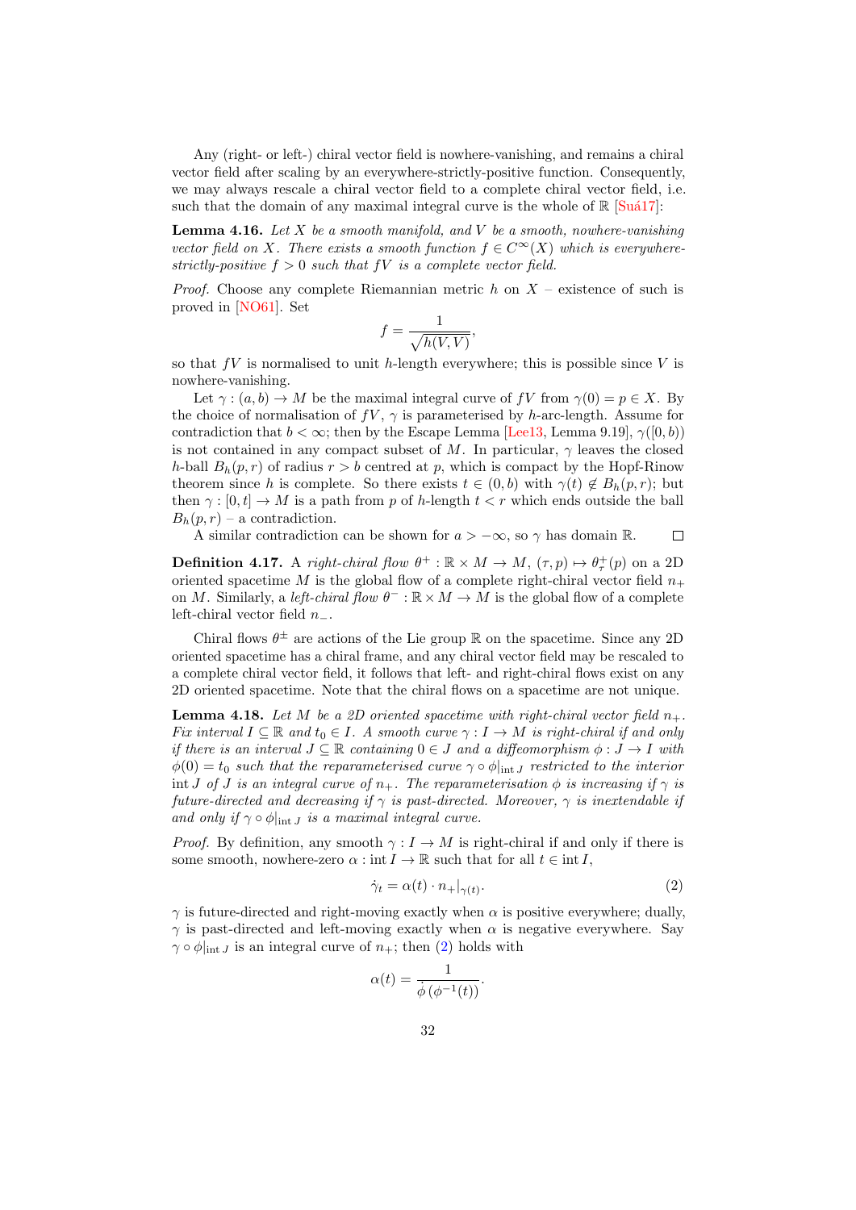Any (right- or left-) chiral vector field is nowhere-vanishing, and remains a chiral vector field after scaling by an everywhere-strictly-positive function. Consequently, we may always rescale a chiral vector field to a complete chiral vector field, i.e. such that the domain of any maximal integral curve is the whole of $\mathbb{R}$ [Suá17]:

**Lemma 4.16.** *Let $X$ be a smooth manifold, and $V$ be a smooth, nowhere-vanishing vector field on $X$. There exists a smooth function $f \in C^\infty(X)$ which is everywhere-strictly-positive $f > 0$ such that $fV$ is a complete vector field.*

*Proof.* Choose any complete Riemannian metric $h$ on $X$ – existence of such is proved in [NO61]. Set

$$f = \frac{1}{\sqrt{h(V,V)}},$$

so that $fV$ is normalised to unit $h$-length everywhere; this is possible since $V$ is nowhere-vanishing.

Let $\gamma : (a,b) \to M$ be the maximal integral curve of $fV$ from $\gamma(0) = p \in X$. By the choice of normalisation of $fV$, $\gamma$ is parameterised by $h$-arc-length. Assume for contradiction that $b < \infty$; then by the Escape Lemma [Lee13, Lemma 9.19], $\gamma([0,b))$ is not contained in any compact subset of $M$. In particular, $\gamma$ leaves the closed $h$-ball $B_h(p,r)$ of radius $r > b$ centred at $p$, which is compact by the Hopf-Rinow theorem since $h$ is complete. So there exists $t \in (0,b)$ with $\gamma(t) \notin B_h(p,r)$; but then $\gamma : [0,t] \to M$ is a path from $p$ of $h$-length $t < r$ which ends outside the ball $B_h(p,r)$ – a contradiction.

A similar contradiction can be shown for $a > -\infty$, so $\gamma$ has domain $\mathbb{R}$. ∎

**Definition 4.17.** A *right-chiral flow* $\theta^+ : \mathbb{R} \times M \to M$, $(\tau, p) \mapsto \theta^+_\tau(p)$ on a 2D oriented spacetime $M$ is the global flow of a complete right-chiral vector field $n_+$ on $M$. Similarly, a *left-chiral flow* $\theta^- : \mathbb{R} \times M \to M$ is the global flow of a complete left-chiral vector field $n_-$.

Chiral flows $\theta^\pm$ are actions of the Lie group $\mathbb{R}$ on the spacetime. Since any 2D oriented spacetime has a chiral frame, and any chiral vector field may be rescaled to a complete chiral vector field, it follows that left- and right-chiral flows exist on any 2D oriented spacetime. Note that the chiral flows on a spacetime are not unique.

**Lemma 4.18.** *Let $M$ be a 2D oriented spacetime with right-chiral vector field $n_+$. Fix interval $I \subseteq \mathbb{R}$ and $t_0 \in I$. A smooth curve $\gamma : I \to M$ is right-chiral if and only if there is an interval $J \subseteq \mathbb{R}$ containing $0 \in J$ and a diffeomorphism $\phi : J \to I$ with $\phi(0) = t_0$ such that the reparameterised curve $\gamma \circ \phi|_{\operatorname{int} J}$ restricted to the interior $\operatorname{int} J$ of $J$ is an integral curve of $n_+$. The reparameterisation $\phi$ is increasing if $\gamma$ is future-directed and decreasing if $\gamma$ is past-directed. Moreover, $\gamma$ is inextendable if and only if $\gamma \circ \phi|_{\operatorname{int} J}$ is a maximal integral curve.*

*Proof.* By definition, any smooth $\gamma : I \to M$ is right-chiral if and only if there is some smooth, nowhere-zero $\alpha : \operatorname{int} I \to \mathbb{R}$ such that for all $t \in \operatorname{int} I$,

$$\dot{\gamma}_t = \alpha(t) \cdot n_+|_{\gamma(t)}. \tag{2}$$

$\gamma$ is future-directed and right-moving exactly when $\alpha$ is positive everywhere; dually, $\gamma$ is past-directed and left-moving exactly when $\alpha$ is negative everywhere. Say $\gamma \circ \phi|_{\operatorname{int} J}$ is an integral curve of $n_+$; then (2) holds with

$$\alpha(t) = \frac{1}{\dot{\phi}\left(\phi^{-1}(t)\right)}.$$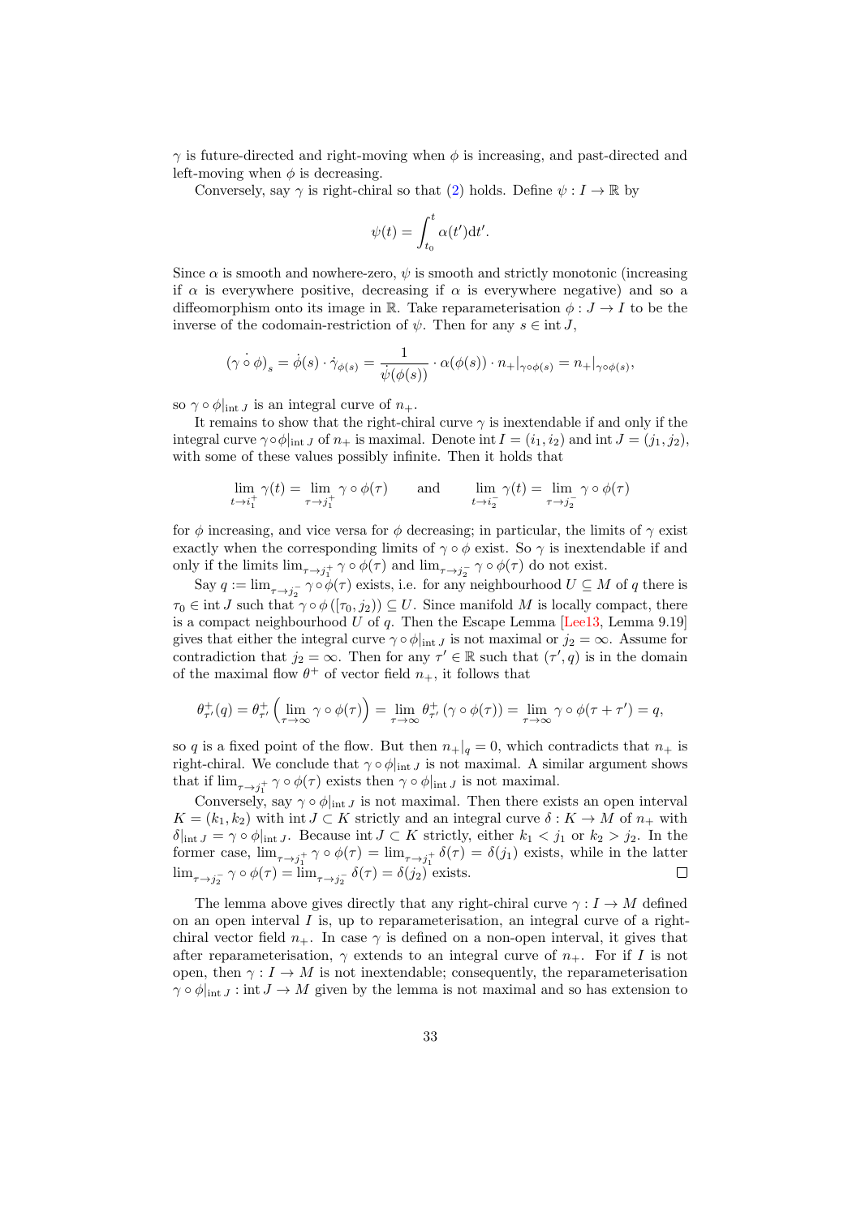$\gamma$ is future-directed and right-moving when $\phi$ is increasing, and past-directed and left-moving when $\phi$ is decreasing.

Conversely, say $\gamma$ is right-chiral so that (2) holds. Define $\psi : I \to \mathbb{R}$ by

$$\psi(t) = \int_{t_0}^{t} \alpha(t')\mathrm{d}t'.$$

Since $\alpha$ is smooth and nowhere-zero, $\psi$ is smooth and strictly monotonic (increasing if $\alpha$ is everywhere positive, decreasing if $\alpha$ is everywhere negative) and so a diffeomorphism onto its image in $\mathbb{R}$. Take reparameterisation $\phi : J \to I$ to be the inverse of the codomain-restriction of $\psi$. Then for any $s \in \operatorname{int} J$,

$$(\dot{\gamma \circ \phi})_s = \dot{\phi}(s) \cdot \dot{\gamma}_{\phi(s)} = \frac{1}{\dot{\psi}(\phi(s))} \cdot \alpha(\phi(s)) \cdot n_+|_{\gamma\circ\phi(s)} = n_+|_{\gamma\circ\phi(s)},$$

so $\gamma \circ \phi|_{\operatorname{int} J}$ is an integral curve of $n_+$.

It remains to show that the right-chiral curve $\gamma$ is inextendable if and only if the integral curve $\gamma\circ\phi|_{\operatorname{int} J}$ of $n_+$ is maximal. Denote $\operatorname{int} I = (i_1, i_2)$ and $\operatorname{int} J = (j_1, j_2)$, with some of these values possibly infinite. Then it holds that

$$\lim_{t\to i_1^+} \gamma(t) = \lim_{\tau \to j_1^+} \gamma \circ \phi(\tau) \qquad \text{and} \qquad \lim_{t\to i_2^-} \gamma(t) = \lim_{\tau \to j_2^-} \gamma \circ \phi(\tau)$$

for $\phi$ increasing, and vice versa for $\phi$ decreasing; in particular, the limits of $\gamma$ exist exactly when the corresponding limits of $\gamma \circ \phi$ exist. So $\gamma$ is inextendable if and only if the limits $\lim_{\tau\to j_1^+} \gamma\circ\phi(\tau)$ and $\lim_{\tau\to j_2^-} \gamma\circ\phi(\tau)$ do not exist.

Say $q := \lim_{\tau\to j_2^-} \gamma\circ\phi(\tau)$ exists, i.e. for any neighbourhood $U \subseteq M$ of $q$ there is $\tau_0 \in \operatorname{int} J$ such that $\gamma\circ\phi([\tau_0, j_2)) \subseteq U$. Since manifold $M$ is locally compact, there is a compact neighbourhood $U$ of $q$. Then the Escape Lemma [Lee13, Lemma 9.19] gives that either the integral curve $\gamma\circ\phi|_{\operatorname{int} J}$ is not maximal or $j_2 = \infty$. Assume for contradiction that $j_2 = \infty$. Then for any $\tau' \in \mathbb{R}$ such that $(\tau', q)$ is in the domain of the maximal flow $\theta^+$ of vector field $n_+$, it follows that

$$\theta^+_{\tau'}(q) = \theta^+_{\tau'}\left(\lim_{\tau\to\infty} \gamma\circ\phi(\tau)\right) = \lim_{\tau\to\infty} \theta^+_{\tau'}(\gamma\circ\phi(\tau)) = \lim_{\tau\to\infty} \gamma\circ\phi(\tau+\tau') = q,$$

so $q$ is a fixed point of the flow. But then $n_+|_q = 0$, which contradicts that $n_+$ is right-chiral. We conclude that $\gamma\circ\phi|_{\operatorname{int} J}$ is not maximal. A similar argument shows that if $\lim_{\tau\to j_1^+}\gamma\circ\phi(\tau)$ exists then $\gamma\circ\phi|_{\operatorname{int} J}$ is not maximal.

Conversely, say $\gamma\circ\phi|_{\operatorname{int} J}$ is not maximal. Then there exists an open interval $K = (k_1, k_2)$ with $\operatorname{int} J \subset K$ strictly and an integral curve $\delta : K \to M$ of $n_+$ with $\delta|_{\operatorname{int} J} = \gamma\circ\phi|_{\operatorname{int} J}$. Because $\operatorname{int} J \subset K$ strictly, either $k_1 < j_1$ or $k_2 > j_2$. In the former case, $\lim_{\tau\to j_1^+}\gamma\circ\phi(\tau) = \lim_{\tau\to j_1^+}\delta(\tau) = \delta(j_1)$ exists, while in the latter $\lim_{\tau\to j_2^-}\gamma\circ\phi(\tau) = \lim_{\tau\to j_2^-}\delta(\tau) = \delta(j_2)$ exists. $\square$

The lemma above gives directly that any right-chiral curve $\gamma : I \to M$ defined on an open interval $I$ is, up to reparameterisation, an integral curve of a right-chiral vector field $n_+$. In case $\gamma$ is defined on a non-open interval, it gives that after reparameterisation, $\gamma$ extends to an integral curve of $n_+$. For if $I$ is not open, then $\gamma : I \to M$ is not inextendable; consequently, the reparameterisation $\gamma\circ\phi|_{\operatorname{int} J} : \operatorname{int} J \to M$ given by the lemma is not maximal and so has extension to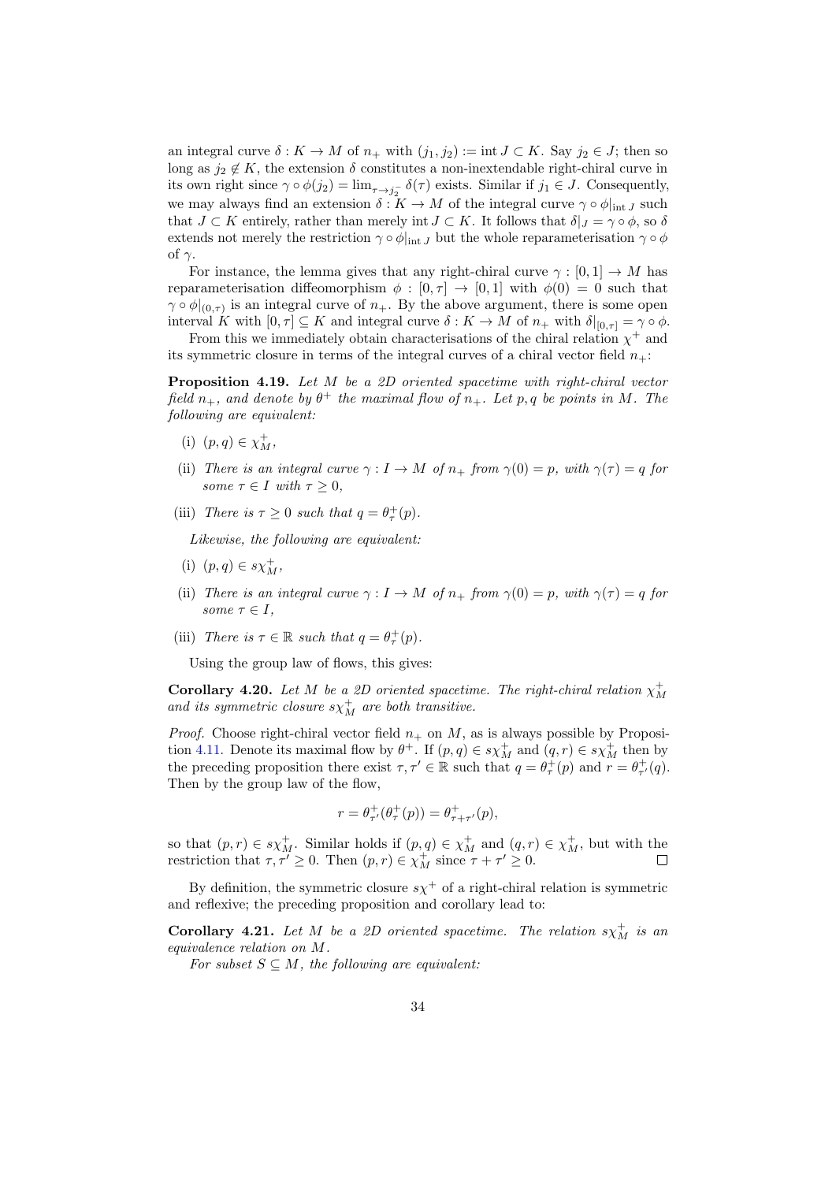an integral curve $\delta : K \to M$ of $n_+$ with $(j_1, j_2) := \text{int}\, J \subset K$. Say $j_2 \in J$; then so long as $j_2 \notin K$, the extension $\delta$ constitutes a non-inextendable right-chiral curve in its own right since $\gamma \circ \phi(j_2) = \lim_{\tau \to j_2^-} \delta(\tau)$ exists. Similar if $j_1 \in J$. Consequently, we may always find an extension $\delta : K \to M$ of the integral curve $\gamma \circ \phi|_{\text{int}\, J}$ such that $J \subset K$ entirely, rather than merely $\text{int}\, J \subset K$. It follows that $\delta|_J = \gamma \circ \phi$, so $\delta$ extends not merely the restriction $\gamma \circ \phi|_{\text{int}\, J}$ but the whole reparameterisation $\gamma \circ \phi$ of $\gamma$.

For instance, the lemma gives that any right-chiral curve $\gamma : [0, 1] \to M$ has reparameterisation diffeomorphism $\phi : [0, \tau] \to [0, 1]$ with $\phi(0) = 0$ such that $\gamma \circ \phi|_{(0,\tau)}$ is an integral curve of $n_+$. By the above argument, there is some open interval $K$ with $[0, \tau] \subseteq K$ and integral curve $\delta : K \to M$ of $n_+$ with $\delta|_{[0,\tau]} = \gamma \circ \phi$.

From this we immediately obtain characterisations of the chiral relation $\chi^+$ and its symmetric closure in terms of the integral curves of a chiral vector field $n_+$:

**Proposition 4.19.** *Let $M$ be a 2D oriented spacetime with right-chiral vector field $n_+$, and denote by $\theta^+$ the maximal flow of $n_+$. Let $p, q$ be points in $M$. The following are equivalent:*

- (i) $(p, q) \in \chi^+_M$,
- (ii) *There is an integral curve $\gamma : I \to M$ of $n_+$ from $\gamma(0) = p$, with $\gamma(\tau) = q$ for some $\tau \in I$ with $\tau \geq 0$,*
- (iii) *There is $\tau \geq 0$ such that $q = \theta^+_\tau(p)$.*

*Likewise, the following are equivalent:*

- (i) $(p, q) \in s\chi^+_M$,
- (ii) *There is an integral curve $\gamma : I \to M$ of $n_+$ from $\gamma(0) = p$, with $\gamma(\tau) = q$ for some $\tau \in I$,*
- (iii) *There is $\tau \in \mathbb{R}$ such that $q = \theta^+_\tau(p)$.*

Using the group law of flows, this gives:

**Corollary 4.20.** *Let $M$ be a 2D oriented spacetime. The right-chiral relation $\chi^+_M$ and its symmetric closure $s\chi^+_M$ are both transitive.*

*Proof.* Choose right-chiral vector field $n_+$ on $M$, as is always possible by Proposition 4.11. Denote its maximal flow by $\theta^+$. If $(p, q) \in s\chi^+_M$ and $(q, r) \in s\chi^+_M$ then by the preceding proposition there exist $\tau, \tau' \in \mathbb{R}$ such that $q = \theta^+_\tau(p)$ and $r = \theta^+_{\tau'}(q)$. Then by the group law of the flow,

$$r = \theta^+_{\tau'}(\theta^+_\tau(p)) = \theta^+_{\tau+\tau'}(p),$$

so that $(p, r) \in s\chi^+_M$. Similar holds if $(p, q) \in \chi^+_M$ and $(q, r) \in \chi^+_M$, but with the restriction that $\tau, \tau' \geq 0$. Then $(p, r) \in \chi^+_M$ since $\tau + \tau' \geq 0$. $\square$

By definition, the symmetric closure $s\chi^+$ of a right-chiral relation is symmetric and reflexive; the preceding proposition and corollary lead to:

**Corollary 4.21.** *Let $M$ be a 2D oriented spacetime. The relation $s\chi^+_M$ is an equivalence relation on $M$.*

*For subset $S \subseteq M$, the following are equivalent:*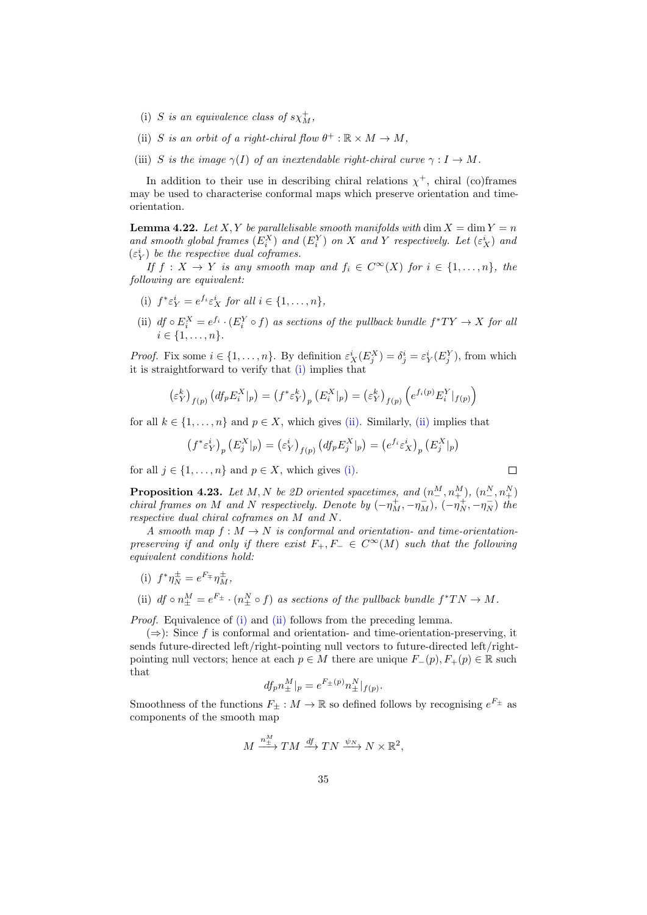(i) $S$ *is an equivalence class of* $s\chi^+_M$,

(ii) $S$ *is an orbit of a right-chiral flow* $\theta^+ : \mathbb{R} \times M \to M$,

(iii) $S$ *is the image* $\gamma(I)$ *of an inextendable right-chiral curve* $\gamma : I \to M$.

In addition to their use in describing chiral relations $\chi^+$, chiral (co)frames may be used to characterise conformal maps which preserve orientation and time-orientation.

**Lemma 4.22.** *Let* $X, Y$ *be parallelisable smooth manifolds with* $\dim X = \dim Y = n$ *and smooth global frames* $(E^X_i)$ *and* $(E^Y_i)$ *on* $X$ *and* $Y$ *respectively. Let* $(\varepsilon^i_X)$ *and* $(\varepsilon^i_Y)$ *be the respective dual coframes.*

*If* $f : X \to Y$ *is any smooth map and* $f_i \in C^\infty(X)$ *for* $i \in \{1, \ldots, n\}$, *the following are equivalent:*

(i) $f^*\varepsilon^i_Y = e^{f_i}\varepsilon^i_X$ *for all* $i \in \{1, \ldots, n\}$,

(ii) $df \circ E^X_i = e^{f_i} \cdot (E^Y_i \circ f)$ *as sections of the pullback bundle* $f^*TY \to X$ *for all* $i \in \{1, \ldots, n\}$.

*Proof.* Fix some $i \in \{1, \ldots, n\}$. By definition $\varepsilon^i_X(E^X_j) = \delta^i_j = \varepsilon^i_Y(E^Y_j)$, from which it is straightforward to verify that (i) implies that

$$\left(\varepsilon^k_Y\right)_{f(p)}\left(df_p E^X_i|_p\right) = \left(f^*\varepsilon^k_Y\right)_p\left(E^X_i|_p\right) = \left(\varepsilon^k_Y\right)_{f(p)}\left(e^{f_i(p)}E^Y_i|_{f(p)}\right)$$

for all $k \in \{1, \ldots, n\}$ and $p \in X$, which gives (ii). Similarly, (ii) implies that

$$\left(f^*\varepsilon^i_Y\right)_p\left(E^X_j|_p\right) = \left(\varepsilon^i_Y\right)_{f(p)}\left(df_p E^X_j|_p\right) = \left(e^{f_i}\varepsilon^i_X\right)_p\left(E^X_j|_p\right)$$

for all $j \in \{1, \ldots, n\}$ and $p \in X$, which gives (i). □

**Proposition 4.23.** *Let* $M, N$ *be 2D oriented spacetimes, and* $(n^M_-, n^M_+)$, $(n^N_-, n^N_+)$ *chiral frames on* $M$ *and* $N$ *respectively. Denote by* $(-\eta^+_M, -\eta^-_M)$, $(-\eta^+_N, -\eta^-_N)$ *the respective dual chiral coframes on* $M$ *and* $N$.

*A smooth map* $f : M \to N$ *is conformal and orientation- and time-orientation-preserving if and only if there exist* $F_+, F_- \in C^\infty(M)$ *such that the following equivalent conditions hold:*

(i) $f^*\eta^\pm_N = e^{F_\mp}\eta^\pm_M$,

(ii) $df \circ n^M_\pm = e^{F_\pm} \cdot (n^N_\pm \circ f)$ *as sections of the pullback bundle* $f^*TN \to M$.

*Proof.* Equivalence of (i) and (ii) follows from the preceding lemma.

($\Rightarrow$): Since $f$ is conformal and orientation- and time-orientation-preserving, it sends future-directed left/right-pointing null vectors to future-directed left/right-pointing null vectors; hence at each $p \in M$ there are unique $F_-(p), F_+(p) \in \mathbb{R}$ such that

$$df_p n^M_\pm|_p = e^{F_\pm(p)} n^N_\pm|_{f(p)}.$$

Smoothness of the functions $F_\pm : M \to \mathbb{R}$ so defined follows by recognising $e^{F_\pm}$ as components of the smooth map

$$M \xrightarrow{n^M_\pm} TM \xrightarrow{df} TN \xrightarrow{\psi_N} N \times \mathbb{R}^2,$$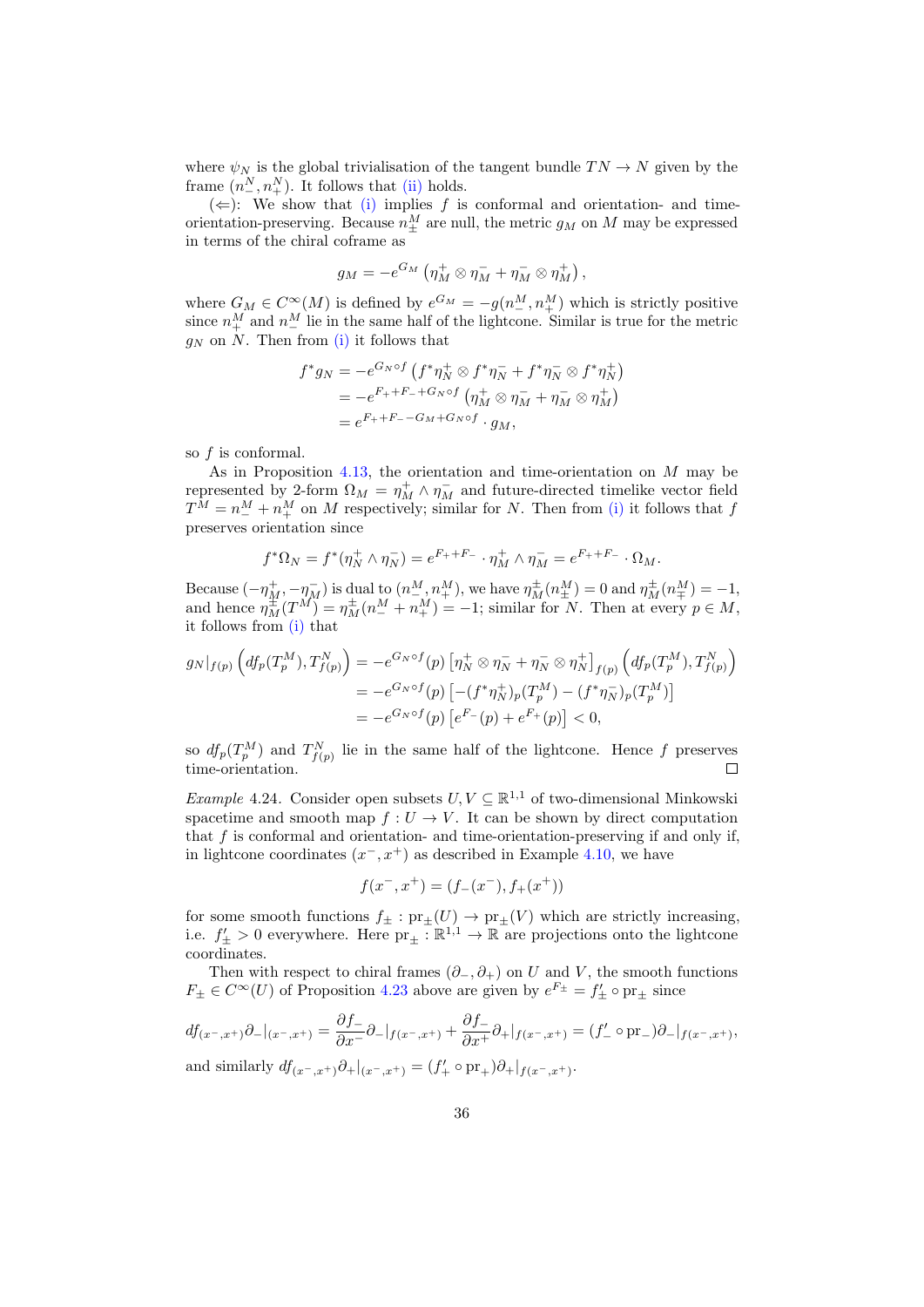where $\psi_N$ is the global trivialisation of the tangent bundle $TN \to N$ given by the frame $(n_-^N, n_+^N)$. It follows that (ii) holds.

($\Leftarrow$): We show that (i) implies $f$ is conformal and orientation- and time-orientation-preserving. Because $n_\pm^M$ are null, the metric $g_M$ on $M$ may be expressed in terms of the chiral coframe as

$$g_M = -e^{G_M}\left(\eta_M^+ \otimes \eta_M^- + \eta_M^- \otimes \eta_M^+\right),$$

where $G_M \in C^\infty(M)$ is defined by $e^{G_M} = -g(n_-^M, n_+^M)$ which is strictly positive since $n_+^M$ and $n_-^M$ lie in the same half of the lightcone. Similar is true for the metric $g_N$ on $N$. Then from (i) it follows that

$$\begin{aligned}
f^*g_N &= -e^{G_N\circ f}\left(f^*\eta_N^+ \otimes f^*\eta_N^- + f^*\eta_N^- \otimes f^*\eta_N^+\right) \\
&= -e^{F_+ + F_- + G_N\circ f}\left(\eta_M^+ \otimes \eta_M^- + \eta_M^- \otimes \eta_M^+\right) \\
&= e^{F_+ + F_- - G_M + G_N\circ f} \cdot g_M,
\end{aligned}$$

so $f$ is conformal.

As in Proposition 4.13, the orientation and time-orientation on $M$ may be represented by 2-form $\Omega_M = \eta_M^+ \wedge \eta_M^-$ and future-directed timelike vector field $T^M = n_-^M + n_+^M$ on $M$ respectively; similar for $N$. Then from (i) it follows that $f$ preserves orientation since

$$f^*\Omega_N = f^*(\eta_N^+ \wedge \eta_N^-) = e^{F_+ + F_-} \cdot \eta_M^+ \wedge \eta_M^- = e^{F_+ + F_-} \cdot \Omega_M.$$

Because $(-\eta_M^+, -\eta_M^-)$ is dual to $(n_-^M, n_+^M)$, we have $\eta_M^\pm(n_\pm^M) = 0$ and $\eta_M^\pm(n_\mp^M) = -1$, and hence $\eta_M^\pm(T^M) = \eta_M^\pm(n_-^M + n_+^M) = -1$; similar for $N$. Then at every $p \in M$, it follows from (i) that

$$\begin{aligned}
g_N|_{f(p)}\left(df_p(T_p^M), T_{f(p)}^N\right) &= -e^{G_N\circ f}(p)\left[\eta_N^+ \otimes \eta_N^- + \eta_N^- \otimes \eta_N^+\right]_{f(p)}\left(df_p(T_p^M), T_{f(p)}^N\right) \\
&= -e^{G_N\circ f}(p)\left[-(f^*\eta_N^+)_p(T_p^M) - (f^*\eta_N^-)_p(T_p^M)\right] \\
&= -e^{G_N\circ f}(p)\left[e^{F_-}(p) + e^{F_+}(p)\right] < 0,
\end{aligned}$$

so $df_p(T_p^M)$ and $T_{f(p)}^N$ lie in the same half of the lightcone. Hence $f$ preserves time-orientation. $\square$

*Example* 4.24. Consider open subsets $U, V \subseteq \mathbb{R}^{1,1}$ of two-dimensional Minkowski spacetime and smooth map $f : U \to V$. It can be shown by direct computation that $f$ is conformal and orientation- and time-orientation-preserving if and only if, in lightcone coordinates $(x^-, x^+)$ as described in Example 4.10, we have

$$f(x^-, x^+) = (f_-(x^-), f_+(x^+))$$

for some smooth functions $f_\pm : \mathrm{pr}_\pm(U) \to \mathrm{pr}_\pm(V)$ which are strictly increasing, i.e. $f_\pm' > 0$ everywhere. Here $\mathrm{pr}_\pm : \mathbb{R}^{1,1} \to \mathbb{R}$ are projections onto the lightcone coordinates.

Then with respect to chiral frames $(\partial_-, \partial_+)$ on $U$ and $V$, the smooth functions $F_\pm \in C^\infty(U)$ of Proposition 4.23 above are given by $e^{F_\pm} = f_\pm' \circ \mathrm{pr}_\pm$ since

$$df_{(x^-,x^+)}\partial_-|_{(x^-,x^+)} = \frac{\partial f_-}{\partial x^-}\partial_-|_{f(x^-,x^+)} + \frac{\partial f_-}{\partial x^+}\partial_+|_{f(x^-,x^+)} = (f_-' \circ \mathrm{pr}_-)\partial_-|_{f(x^-,x^+)},$$

and similarly $df_{(x^-,x^+)}\partial_+|_{(x^-,x^+)} = (f_+' \circ \mathrm{pr}_+)\partial_+|_{f(x^-,x^+)}$.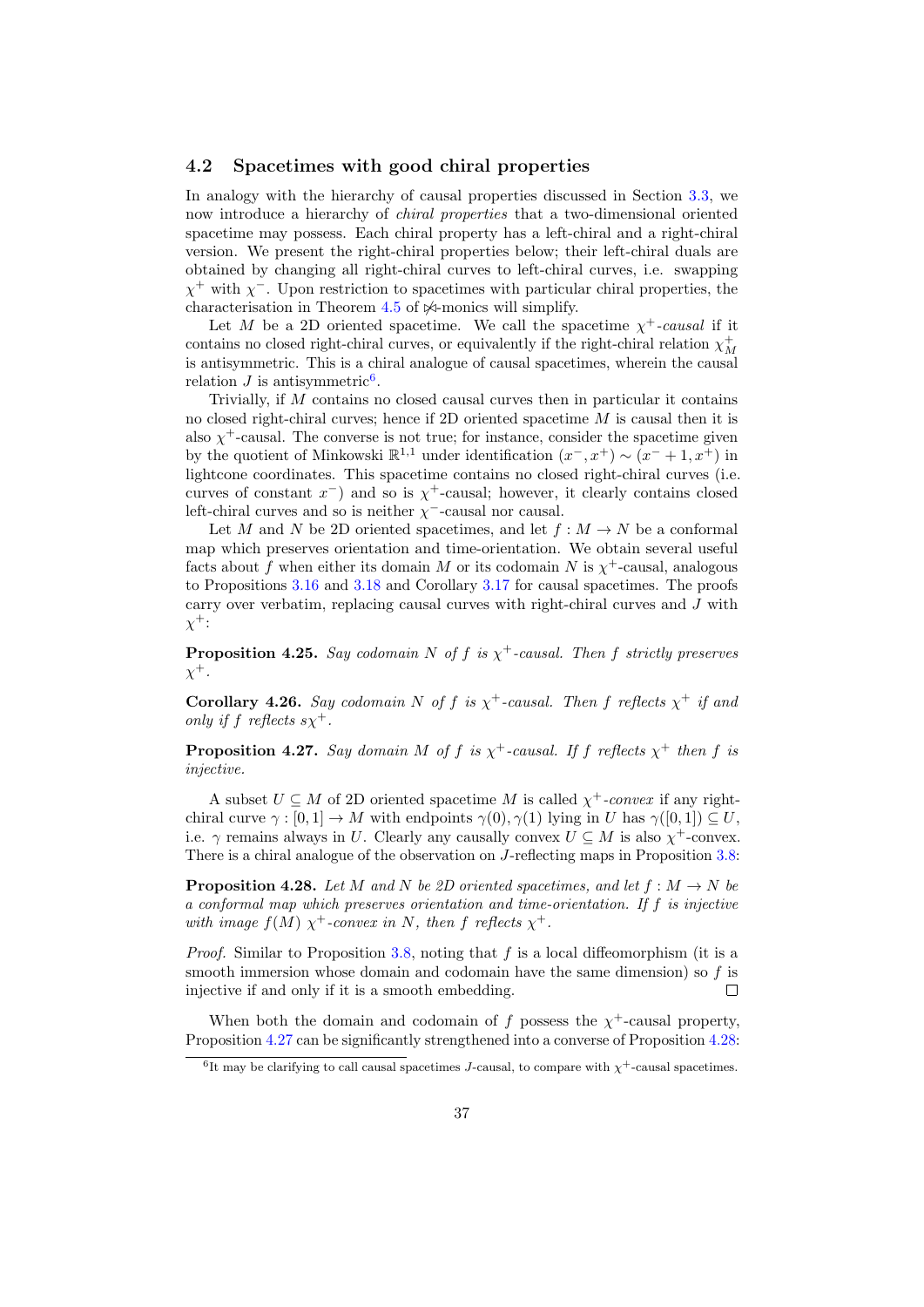### 4.2 Spacetimes with good chiral properties

In analogy with the hierarchy of causal properties discussed in Section 3.3, we now introduce a hierarchy of *chiral properties* that a two-dimensional oriented spacetime may possess. Each chiral property has a left-chiral and a right-chiral version. We present the right-chiral properties below; their left-chiral duals are obtained by changing all right-chiral curves to left-chiral curves, i.e. swapping $\chi^+$ with $\chi^-$. Upon restriction to spacetimes with particular chiral properties, the characterisation in Theorem 4.5 of $\bowtie$-monics will simplify.

Let $M$ be a 2D oriented spacetime. We call the spacetime $\chi^+$*-causal* if it contains no closed right-chiral curves, or equivalently if the right-chiral relation $\chi^+_M$ is antisymmetric. This is a chiral analogue of causal spacetimes, wherein the causal relation $J$ is antisymmetric[6].

Trivially, if $M$ contains no closed causal curves then in particular it contains no closed right-chiral curves; hence if 2D oriented spacetime $M$ is causal then it is also $\chi^+$-causal. The converse is not true; for instance, consider the spacetime given by the quotient of Minkowski $\mathbb{R}^{1,1}$ under identification $(x^-, x^+) \sim (x^- + 1, x^+)$ in lightcone coordinates. This spacetime contains no closed right-chiral curves (i.e. curves of constant $x^-$) and so is $\chi^+$-causal; however, it clearly contains closed left-chiral curves and so is neither $\chi^-$-causal nor causal.

Let $M$ and $N$ be 2D oriented spacetimes, and let $f : M \to N$ be a conformal map which preserves orientation and time-orientation. We obtain several useful facts about $f$ when either its domain $M$ or its codomain $N$ is $\chi^+$-causal, analogous to Propositions 3.16 and 3.18 and Corollary 3.17 for causal spacetimes. The proofs carry over verbatim, replacing causal curves with right-chiral curves and $J$ with $\chi^+$:

**Proposition 4.25.** *Say codomain $N$ of $f$ is $\chi^+$-causal. Then $f$ strictly preserves $\chi^+$.*

**Corollary 4.26.** *Say codomain $N$ of $f$ is $\chi^+$-causal. Then $f$ reflects $\chi^+$ if and only if $f$ reflects $s\chi^+$.*

**Proposition 4.27.** *Say domain $M$ of $f$ is $\chi^+$-causal. If $f$ reflects $\chi^+$ then $f$ is injective.*

A subset $U \subseteq M$ of 2D oriented spacetime $M$ is called $\chi^+$*-convex* if any right-chiral curve $\gamma : [0, 1] \to M$ with endpoints $\gamma(0), \gamma(1)$ lying in $U$ has $\gamma([0, 1]) \subseteq U$, i.e. $\gamma$ remains always in $U$. Clearly any causally convex $U \subseteq M$ is also $\chi^+$-convex. There is a chiral analogue of the observation on $J$-reflecting maps in Proposition 3.8:

**Proposition 4.28.** *Let $M$ and $N$ be 2D oriented spacetimes, and let $f : M \to N$ be a conformal map which preserves orientation and time-orientation. If $f$ is injective with image $f(M)$ $\chi^+$-convex in $N$, then $f$ reflects $\chi^+$.*

*Proof.* Similar to Proposition 3.8, noting that $f$ is a local diffeomorphism (it is a smooth immersion whose domain and codomain have the same dimension) so $f$ is injective if and only if it is a smooth embedding. □

When both the domain and codomain of $f$ possess the $\chi^+$-causal property, Proposition 4.27 can be significantly strengthened into a converse of Proposition 4.28:

[6] It may be clarifying to call causal spacetimes $J$-causal, to compare with $\chi^+$-causal spacetimes.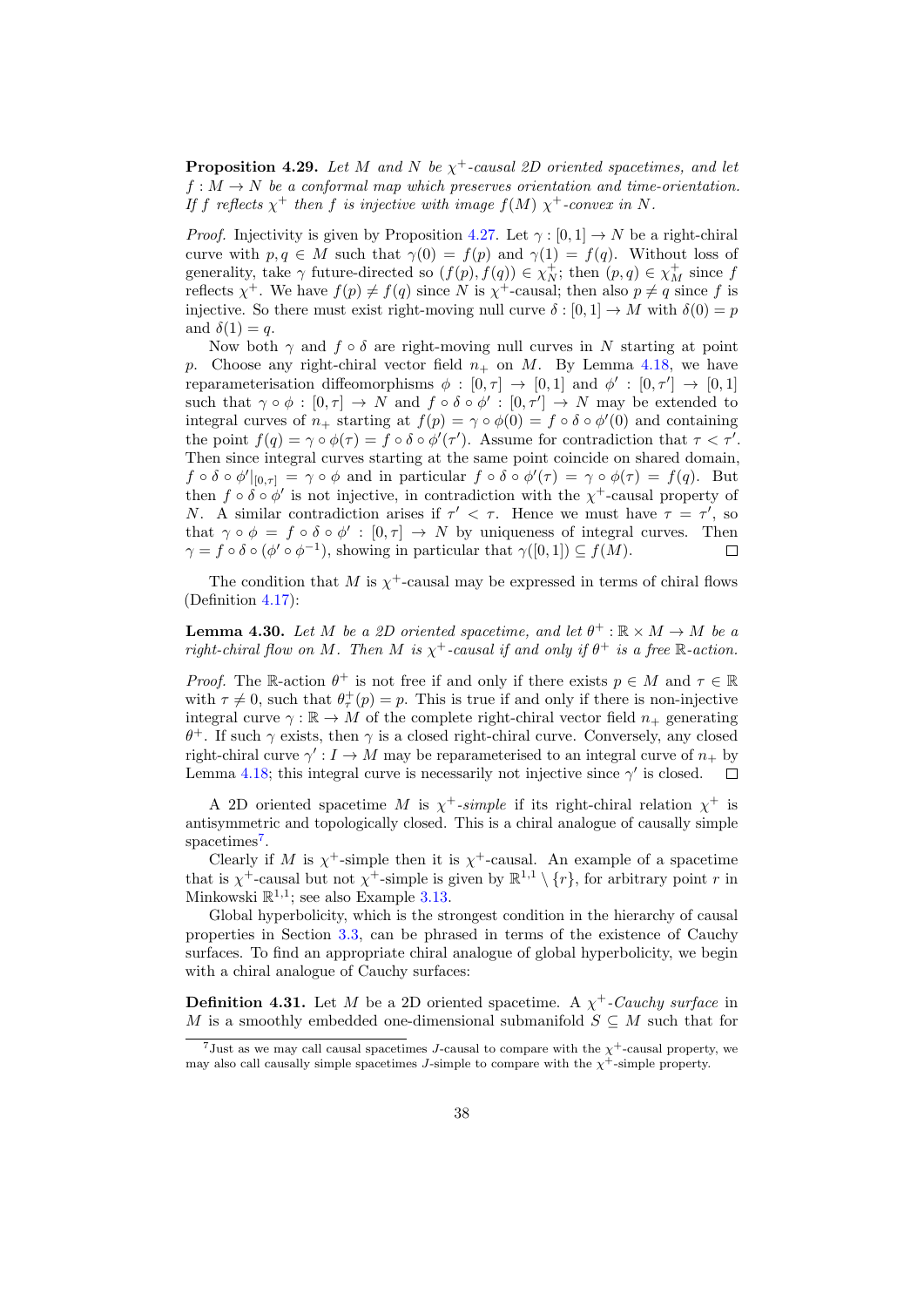**Proposition 4.29.** *Let $M$ and $N$ be $\chi^+$-causal 2D oriented spacetimes, and let $f : M \to N$ be a conformal map which preserves orientation and time-orientation. If $f$ reflects $\chi^+$ then $f$ is injective with image $f(M)$ $\chi^+$-convex in $N$.*

*Proof.* Injectivity is given by Proposition 4.27. Let $\gamma : [0, 1] \to N$ be a right-chiral curve with $p, q \in M$ such that $\gamma(0) = f(p)$ and $\gamma(1) = f(q)$. Without loss of generality, take $\gamma$ future-directed so $(f(p), f(q)) \in \chi^+_N$; then $(p, q) \in \chi^+_M$ since $f$ reflects $\chi^+$. We have $f(p) \neq f(q)$ since $N$ is $\chi^+$-causal; then also $p \neq q$ since $f$ is injective. So there must exist right-moving null curve $\delta : [0, 1] \to M$ with $\delta(0) = p$ and $\delta(1) = q$.

Now both $\gamma$ and $f \circ \delta$ are right-moving null curves in $N$ starting at point $p$. Choose any right-chiral vector field $n_+$ on $M$. By Lemma 4.18, we have reparameterisation diffeomorphisms $\phi : [0, \tau] \to [0, 1]$ and $\phi' : [0, \tau'] \to [0, 1]$ such that $\gamma \circ \phi : [0, \tau] \to N$ and $f \circ \delta \circ \phi' : [0, \tau'] \to N$ may be extended to integral curves of $n_+$ starting at $f(p) = \gamma \circ \phi(0) = f \circ \delta \circ \phi'(0)$ and containing the point $f(q) = \gamma \circ \phi(\tau) = f \circ \delta \circ \phi'(\tau')$. Assume for contradiction that $\tau < \tau'$. Then since integral curves starting at the same point coincide on shared domain, $f \circ \delta \circ \phi'|_{[0,\tau]} = \gamma \circ \phi$ and in particular $f \circ \delta \circ \phi'(\tau) = \gamma \circ \phi(\tau) = f(q)$. But then $f \circ \delta \circ \phi'$ is not injective, in contradiction with the $\chi^+$-causal property of $N$. A similar contradiction arises if $\tau' < \tau$. Hence we must have $\tau = \tau'$, so that $\gamma \circ \phi = f \circ \delta \circ \phi' : [0, \tau] \to N$ by uniqueness of integral curves. Then $\gamma = f \circ \delta \circ (\phi' \circ \phi^{-1})$, showing in particular that $\gamma([0, 1]) \subseteq f(M)$. □

The condition that $M$ is $\chi^+$-causal may be expressed in terms of chiral flows (Definition 4.17):

**Lemma 4.30.** *Let $M$ be a 2D oriented spacetime, and let $\theta^+ : \mathbb{R} \times M \to M$ be a right-chiral flow on $M$. Then $M$ is $\chi^+$-causal if and only if $\theta^+$ is a free $\mathbb{R}$-action.*

*Proof.* The $\mathbb{R}$-action $\theta^+$ is not free if and only if there exists $p \in M$ and $\tau \in \mathbb{R}$ with $\tau \neq 0$, such that $\theta^+_\tau(p) = p$. This is true if and only if there is non-injective integral curve $\gamma : \mathbb{R} \to M$ of the complete right-chiral vector field $n_+$ generating $\theta^+$. If such $\gamma$ exists, then $\gamma$ is a closed right-chiral curve. Conversely, any closed right-chiral curve $\gamma' : I \to M$ may be reparameterised to an integral curve of $n_+$ by Lemma 4.18; this integral curve is necessarily not injective since $\gamma'$ is closed. □

A 2D oriented spacetime $M$ is *$\chi^+$-simple* if its right-chiral relation $\chi^+$ is antisymmetric and topologically closed. This is a chiral analogue of causally simple spacetimes[7].

Clearly if $M$ is $\chi^+$-simple then it is $\chi^+$-causal. An example of a spacetime that is $\chi^+$-causal but not $\chi^+$-simple is given by $\mathbb{R}^{1,1} \setminus \{r\}$, for arbitrary point $r$ in Minkowski $\mathbb{R}^{1,1}$; see also Example 3.13.

Global hyperbolicity, which is the strongest condition in the hierarchy of causal properties in Section 3.3, can be phrased in terms of the existence of Cauchy surfaces. To find an appropriate chiral analogue of global hyperbolicity, we begin with a chiral analogue of Cauchy surfaces:

**Definition 4.31.** Let $M$ be a 2D oriented spacetime. A *$\chi^+$-Cauchy surface* in $M$ is a smoothly embedded one-dimensional submanifold $S \subseteq M$ such that for

[7] Just as we may call causal spacetimes $J$-causal to compare with the $\chi^+$-causal property, we may also call causally simple spacetimes $J$-simple to compare with the $\chi^+$-simple property.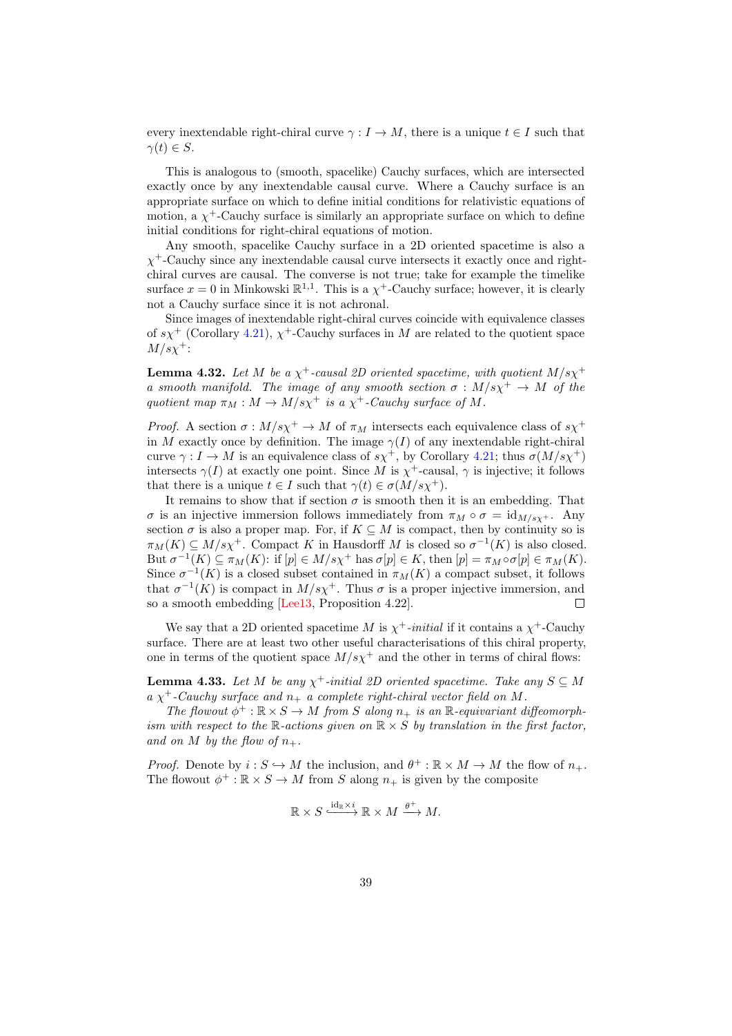every inextendable right-chiral curve $\gamma : I \to M$, there is a unique $t \in I$ such that $\gamma(t) \in S$.

This is analogous to (smooth, spacelike) Cauchy surfaces, which are intersected exactly once by any inextendable causal curve. Where a Cauchy surface is an appropriate surface on which to define initial conditions for relativistic equations of motion, a $\chi^+$-Cauchy surface is similarly an appropriate surface on which to define initial conditions for right-chiral equations of motion.

Any smooth, spacelike Cauchy surface in a 2D oriented spacetime is also a $\chi^+$-Cauchy since any inextendable causal curve intersects it exactly once and right-chiral curves are causal. The converse is not true; take for example the timelike surface $x = 0$ in Minkowski $\mathbb{R}^{1,1}$. This is a $\chi^+$-Cauchy surface; however, it is clearly not a Cauchy surface since it is not achronal.

Since images of inextendable right-chiral curves coincide with equivalence classes of $s\chi^+$ (Corollary 4.21), $\chi^+$-Cauchy surfaces in $M$ are related to the quotient space $M/s\chi^+$:

**Lemma 4.32.** *Let $M$ be a $\chi^+$-causal 2D oriented spacetime, with quotient $M/s\chi^+$ a smooth manifold. The image of any smooth section $\sigma : M/s\chi^+ \to M$ of the quotient map $\pi_M : M \to M/s\chi^+$ is a $\chi^+$-Cauchy surface of $M$.*

*Proof.* A section $\sigma : M/s\chi^+ \to M$ of $\pi_M$ intersects each equivalence class of $s\chi^+$ in $M$ exactly once by definition. The image $\gamma(I)$ of any inextendable right-chiral curve $\gamma : I \to M$ is an equivalence class of $s\chi^+$, by Corollary 4.21; thus $\sigma(M/s\chi^+)$ intersects $\gamma(I)$ at exactly one point. Since $M$ is $\chi^+$-causal, $\gamma$ is injective; it follows that there is a unique $t \in I$ such that $\gamma(t) \in \sigma(M/s\chi^+)$.

It remains to show that if section $\sigma$ is smooth then it is an embedding. That $\sigma$ is an injective immersion follows immediately from $\pi_M \circ \sigma = \mathrm{id}_{M/s\chi^+}$. Any section $\sigma$ is also a proper map. For, if $K \subseteq M$ is compact, then by continuity so is $\pi_M(K) \subseteq M/s\chi^+$. Compact $K$ in Hausdorff $M$ is closed so $\sigma^{-1}(K)$ is also closed. But $\sigma^{-1}(K) \subseteq \pi_M(K)$: if $[p] \in M/s\chi^+$ has $\sigma[p] \in K$, then $[p] = \pi_M \circ \sigma[p] \in \pi_M(K)$. Since $\sigma^{-1}(K)$ is a closed subset contained in $\pi_M(K)$ a compact subset, it follows that $\sigma^{-1}(K)$ is compact in $M/s\chi^+$. Thus $\sigma$ is a proper injective immersion, and so a smooth embedding [Lee13, Proposition 4.22]. $\square$

We say that a 2D oriented spacetime $M$ is *$\chi^+$-initial* if it contains a $\chi^+$-Cauchy surface. There are at least two other useful characterisations of this chiral property, one in terms of the quotient space $M/s\chi^+$ and the other in terms of chiral flows:

**Lemma 4.33.** *Let $M$ be any $\chi^+$-initial 2D oriented spacetime. Take any $S \subseteq M$ a $\chi^+$-Cauchy surface and $n_+$ a complete right-chiral vector field on $M$.*

*The flowout $\phi^+ : \mathbb{R} \times S \to M$ from $S$ along $n_+$ is an $\mathbb{R}$-equivariant diffeomorphism with respect to the $\mathbb{R}$-actions given on $\mathbb{R} \times S$ by translation in the first factor, and on $M$ by the flow of $n_+$.*

*Proof.* Denote by $i : S \hookrightarrow M$ the inclusion, and $\theta^+ : \mathbb{R} \times M \to M$ the flow of $n_+$. The flowout $\phi^+ : \mathbb{R} \times S \to M$ from $S$ along $n_+$ is given by the composite

$$\mathbb{R} \times S \xhookrightarrow{\mathrm{id}_{\mathbb{R}} \times i} \mathbb{R} \times M \xrightarrow{\theta^+} M.$$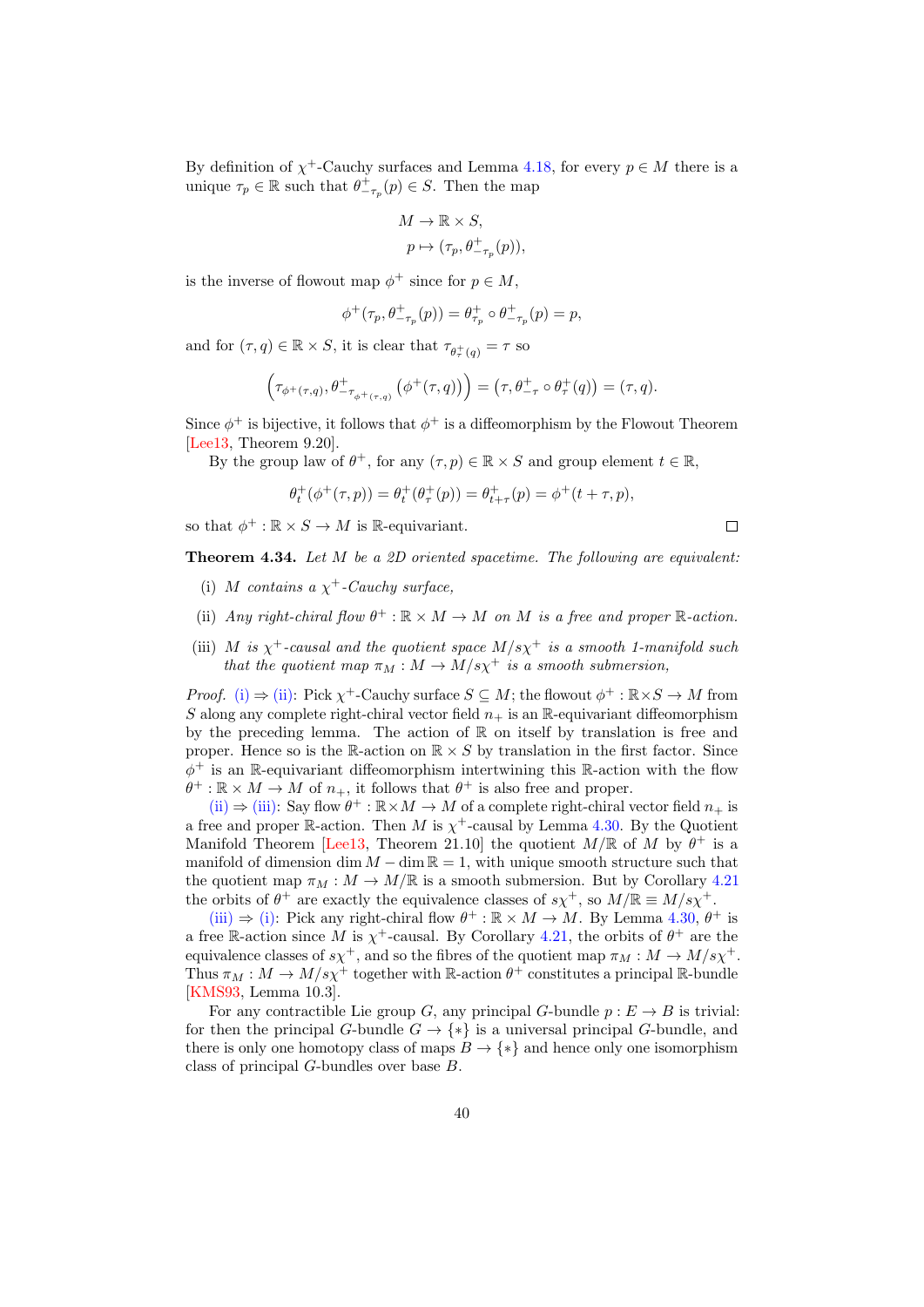By definition of $\chi^+$-Cauchy surfaces and Lemma 4.18, for every $p \in M$ there is a unique $\tau_p \in \mathbb{R}$ such that $\theta^+_{-\tau_p}(p) \in S$. Then the map

$$M \to \mathbb{R} \times S,$$
$$p \mapsto (\tau_p, \theta^+_{-\tau_p}(p)),$$

is the inverse of flowout map $\phi^+$ since for $p \in M$,

$$\phi^+(\tau_p, \theta^+_{-\tau_p}(p)) = \theta^+_{\tau_p} \circ \theta^+_{-\tau_p}(p) = p,$$

and for $(\tau, q) \in \mathbb{R} \times S$, it is clear that $\tau_{\theta^+_\tau(q)} = \tau$ so

$$\left(\tau_{\phi^+(\tau,q)}, \theta^+_{-\tau_{\phi^+(\tau,q)}}\left(\phi^+(\tau, q)\right)\right) = \left(\tau, \theta^+_{-\tau} \circ \theta^+_\tau(q)\right) = (\tau, q).$$

Since $\phi^+$ is bijective, it follows that $\phi^+$ is a diffeomorphism by the Flowout Theorem [Lee13, Theorem 9.20].

By the group law of $\theta^+$, for any $(\tau, p) \in \mathbb{R} \times S$ and group element $t \in \mathbb{R}$,

$$\theta^+_t(\phi^+(\tau, p)) = \theta^+_t(\theta^+_\tau(p)) = \theta^+_{t+\tau}(p) = \phi^+(t + \tau, p),$$

so that $\phi^+ : \mathbb{R} \times S \to M$ is $\mathbb{R}$-equivariant. □

**Theorem 4.34.** *Let $M$ be a 2D oriented spacetime. The following are equivalent:*

- (i) *$M$ contains a $\chi^+$-Cauchy surface,*
- (ii) *Any right-chiral flow $\theta^+ : \mathbb{R} \times M \to M$ on $M$ is a free and proper $\mathbb{R}$-action.*
- (iii) *$M$ is $\chi^+$-causal and the quotient space $M/s\chi^+$ is a smooth 1-manifold such that the quotient map $\pi_M : M \to M/s\chi^+$ is a smooth submersion,*

*Proof.* (i) ⇒ (ii): Pick $\chi^+$-Cauchy surface $S \subseteq M$; the flowout $\phi^+ : \mathbb{R} \times S \to M$ from $S$ along any complete right-chiral vector field $n_+$ is an $\mathbb{R}$-equivariant diffeomorphism by the preceding lemma. The action of $\mathbb{R}$ on itself by translation is free and proper. Hence so is the $\mathbb{R}$-action on $\mathbb{R} \times S$ by translation in the first factor. Since $\phi^+$ is an $\mathbb{R}$-equivariant diffeomorphism intertwining this $\mathbb{R}$-action with the flow $\theta^+ : \mathbb{R} \times M \to M$ of $n_+$, it follows that $\theta^+$ is also free and proper.

(ii) ⇒ (iii): Say flow $\theta^+ : \mathbb{R} \times M \to M$ of a complete right-chiral vector field $n_+$ is a free and proper $\mathbb{R}$-action. Then $M$ is $\chi^+$-causal by Lemma 4.30. By the Quotient Manifold Theorem [Lee13, Theorem 21.10] the quotient $M/\mathbb{R}$ of $M$ by $\theta^+$ is a manifold of dimension $\dim M - \dim \mathbb{R} = 1$, with unique smooth structure such that the quotient map $\pi_M : M \to M/\mathbb{R}$ is a smooth submersion. But by Corollary 4.21 the orbits of $\theta^+$ are exactly the equivalence classes of $s\chi^+$, so $M/\mathbb{R} \equiv M/s\chi^+$.

(iii) ⇒ (i): Pick any right-chiral flow $\theta^+ : \mathbb{R} \times M \to M$. By Lemma 4.30, $\theta^+$ is a free $\mathbb{R}$-action since $M$ is $\chi^+$-causal. By Corollary 4.21, the orbits of $\theta^+$ are the equivalence classes of $s\chi^+$, and so the fibres of the quotient map $\pi_M : M \to M/s\chi^+$. Thus $\pi_M : M \to M/s\chi^+$ together with $\mathbb{R}$-action $\theta^+$ constitutes a principal $\mathbb{R}$-bundle [KMS93, Lemma 10.3].

For any contractible Lie group $G$, any principal $G$-bundle $p : E \to B$ is trivial: for then the principal $G$-bundle $G \to \{*\}$ is a universal principal $G$-bundle, and there is only one homotopy class of maps $B \to \{*\}$ and hence only one isomorphism class of principal $G$-bundles over base $B$.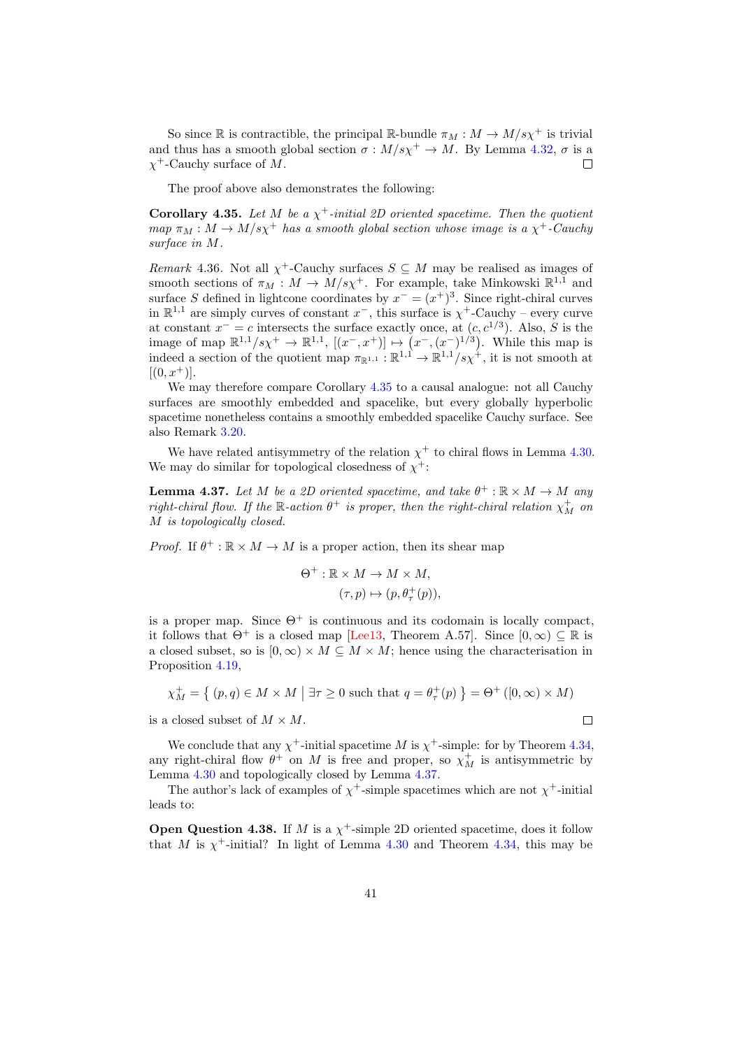So since $\mathbb{R}$ is contractible, the principal $\mathbb{R}$-bundle $\pi_M : M \to M/s\chi^+$ is trivial and thus has a smooth global section $\sigma : M/s\chi^+ \to M$. By Lemma 4.32, $\sigma$ is a $\chi^+$-Cauchy surface of $M$. $\square$

The proof above also demonstrates the following:

**Corollary 4.35.** *Let $M$ be a $\chi^+$-initial 2D oriented spacetime. Then the quotient map $\pi_M : M \to M/s\chi^+$ has a smooth global section whose image is a $\chi^+$-Cauchy surface in $M$.*

*Remark* 4.36. Not all $\chi^+$-Cauchy surfaces $S \subseteq M$ may be realised as images of smooth sections of $\pi_M : M \to M/s\chi^+$. For example, take Minkowski $\mathbb{R}^{1,1}$ and surface $S$ defined in lightcone coordinates by $x^- = (x^+)^3$. Since right-chiral curves in $\mathbb{R}^{1,1}$ are simply curves of constant $x^-$, this surface is $\chi^+$-Cauchy – every curve at constant $x^- = c$ intersects the surface exactly once, at $(c, c^{1/3})$. Also, $S$ is the image of map $\mathbb{R}^{1,1}/s\chi^+ \to \mathbb{R}^{1,1}$, $[(x^-, x^+)] \mapsto \left(x^-, (x^-)^{1/3}\right)$. While this map is indeed a section of the quotient map $\pi_{\mathbb{R}^{1,1}} : \mathbb{R}^{1,1} \to \mathbb{R}^{1,1}/s\chi^+$, it is not smooth at $[(0, x^+)]$.

We may therefore compare Corollary 4.35 to a causal analogue: not all Cauchy surfaces are smoothly embedded and spacelike, but every globally hyperbolic spacetime nonetheless contains a smoothly embedded spacelike Cauchy surface. See also Remark 3.20.

We have related antisymmetry of the relation $\chi^+$ to chiral flows in Lemma 4.30. We may do similar for topological closedness of $\chi^+$:

**Lemma 4.37.** *Let $M$ be a 2D oriented spacetime, and take $\theta^+ : \mathbb{R} \times M \to M$ any right-chiral flow. If the $\mathbb{R}$-action $\theta^+$ is proper, then the right-chiral relation $\chi^+_M$ on $M$ is topologically closed.*

*Proof.* If $\theta^+ : \mathbb{R} \times M \to M$ is a proper action, then its shear map

$$\begin{aligned} \Theta^+ : \mathbb{R} \times M &\to M \times M, \\ (\tau, p) &\mapsto (p, \theta^+_\tau(p)), \end{aligned}$$

is a proper map. Since $\Theta^+$ is continuous and its codomain is locally compact, it follows that $\Theta^+$ is a closed map [Lee13, Theorem A.57]. Since $[0, \infty) \subseteq \mathbb{R}$ is a closed subset, so is $[0, \infty) \times M \subseteq M \times M$; hence using the characterisation in Proposition 4.19,

$$\chi^+_M = \left\{ (p, q) \in M \times M \;\middle|\; \exists \tau \geq 0 \text{ such that } q = \theta^+_\tau(p) \right\} = \Theta^+\left([0, \infty) \times M\right)$$

is a closed subset of $M \times M$. $\square$

We conclude that any $\chi^+$-initial spacetime $M$ is $\chi^+$-simple: for by Theorem 4.34, any right-chiral flow $\theta^+$ on $M$ is free and proper, so $\chi^+_M$ is antisymmetric by Lemma 4.30 and topologically closed by Lemma 4.37.

The author's lack of examples of $\chi^+$-simple spacetimes which are not $\chi^+$-initial leads to:

**Open Question 4.38.** If $M$ is a $\chi^+$-simple 2D oriented spacetime, does it follow that $M$ is $\chi^+$-initial? In light of Lemma 4.30 and Theorem 4.34, this may be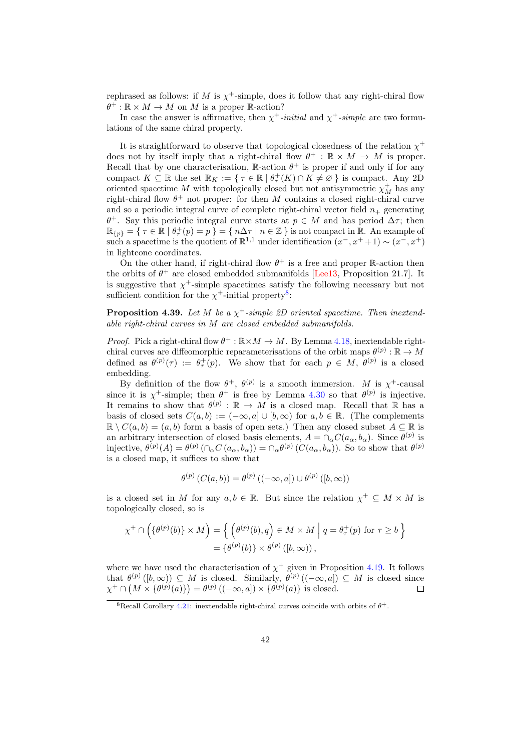rephrased as follows: if $M$ is $\chi^+$-simple, does it follow that any right-chiral flow $\theta^+ : \mathbb{R} \times M \to M$ on $M$ is a proper $\mathbb{R}$-action?

In case the answer is affirmative, then *$\chi^+$-initial* and *$\chi^+$-simple* are two formulations of the same chiral property.

It is straightforward to observe that topological closedness of the relation $\chi^+$ does not by itself imply that a right-chiral flow $\theta^+ : \mathbb{R} \times M \to M$ is proper. Recall that by one characterisation, $\mathbb{R}$-action $\theta^+$ is proper if and only if for any compact $K \subseteq \mathbb{R}$ the set $\mathbb{R}_K := \{ \tau \in \mathbb{R} \mid \theta^+_\tau(K) \cap K \neq \varnothing \}$ is compact. Any 2D oriented spacetime $M$ with topologically closed but not antisymmetric $\chi^+_M$ has any right-chiral flow $\theta^+$ not proper: for then $M$ contains a closed right-chiral curve and so a periodic integral curve of complete right-chiral vector field $n_+$ generating $\theta^+$. Say this periodic integral curve starts at $p \in M$ and has period $\Delta\tau$; then $\mathbb{R}_{\{p\}} = \{ \tau \in \mathbb{R} \mid \theta^+_\tau(p) = p \} = \{ n\Delta\tau \mid n \in \mathbb{Z} \}$ is not compact in $\mathbb{R}$. An example of such a spacetime is the quotient of $\mathbb{R}^{1,1}$ under identification $(x^-, x^+ + 1) \sim (x^-, x^+)$ in lightcone coordinates.

On the other hand, if right-chiral flow $\theta^+$ is a free and proper $\mathbb{R}$-action then the orbits of $\theta^+$ are closed embedded submanifolds [Lee13, Proposition 21.7]. It is suggestive that $\chi^+$-simple spacetimes satisfy the following necessary but not sufficient condition for the $\chi^+$-initial property[8]:

**Proposition 4.39.** *Let $M$ be a $\chi^+$-simple 2D oriented spacetime. Then inextendable right-chiral curves in $M$ are closed embedded submanifolds.*

*Proof.* Pick a right-chiral flow $\theta^+ : \mathbb{R} \times M \to M$. By Lemma 4.18, inextendable right-chiral curves are diffeomorphic reparameterisations of the orbit maps $\theta^{(p)} : \mathbb{R} \to M$ defined as $\theta^{(p)}(\tau) := \theta^+_\tau(p)$. We show that for each $p \in M$, $\theta^{(p)}$ is a closed embedding.

By definition of the flow $\theta^+$, $\theta^{(p)}$ is a smooth immersion. $M$ is $\chi^+$-causal since it is $\chi^+$-simple; then $\theta^+$ is free by Lemma 4.30 so that $\theta^{(p)}$ is injective. It remains to show that $\theta^{(p)} : \mathbb{R} \to M$ is a closed map. Recall that $\mathbb{R}$ has a basis of closed sets $C(a, b) := (-\infty, a] \cup [b, \infty)$ for $a, b \in \mathbb{R}$. (The complements $\mathbb{R} \setminus C(a, b) = (a, b)$ form a basis of open sets.) Then any closed subset $A \subseteq \mathbb{R}$ is an arbitrary intersection of closed basis elements, $A = \cap_\alpha C(a_\alpha, b_\alpha)$. Since $\theta^{(p)}$ is injective, $\theta^{(p)}(A) = \theta^{(p)}\left(\cap_\alpha C(a_\alpha, b_\alpha)\right) = \cap_\alpha \theta^{(p)}\left(C(a_\alpha, b_\alpha)\right)$. So to show that $\theta^{(p)}$ is a closed map, it suffices to show that

$$\theta^{(p)}\left(C(a, b)\right) = \theta^{(p)}\left((-\infty, a]\right) \cup \theta^{(p)}\left([b, \infty)\right)$$

is a closed set in $M$ for any $a, b \in \mathbb{R}$. But since the relation $\chi^+ \subseteq M \times M$ is topologically closed, so is

$$\begin{aligned}
\chi^+ \cap \left(\{\theta^{(p)}(b)\} \times M\right) &= \left\{ \left(\theta^{(p)}(b), q\right) \in M \times M \;\middle|\; q = \theta^+_\tau(p) \text{ for } \tau \geq b \right\} \\
&= \{\theta^{(p)}(b)\} \times \theta^{(p)}\left([b, \infty)\right),
\end{aligned}$$

where we have used the characterisation of $\chi^+$ given in Proposition 4.19. It follows that $\theta^{(p)}\left([b, \infty)\right) \subseteq M$ is closed. Similarly, $\theta^{(p)}\left((-\infty, a]\right) \subseteq M$ is closed since $\chi^+ \cap \left(M \times \{\theta^{(p)}(a)\}\right) = \theta^{(p)}\left((-\infty, a]\right) \times \{\theta^{(p)}(a)\}$ is closed. $\square$

[8] Recall Corollary 4.21: inextendable right-chiral curves coincide with orbits of $\theta^+$.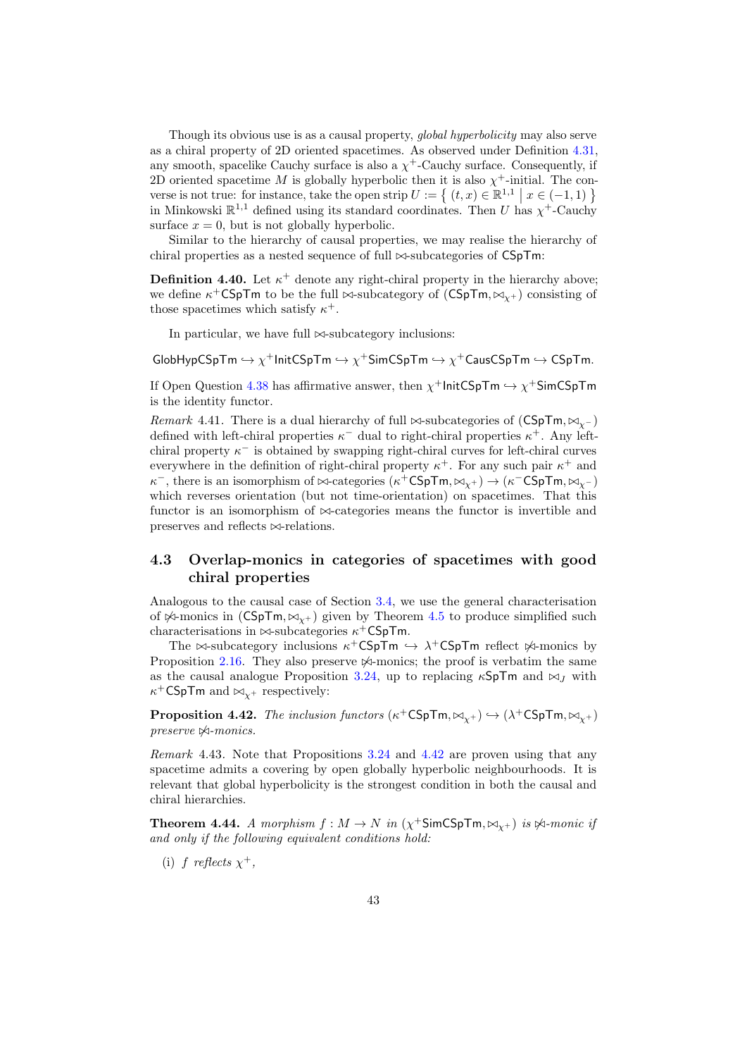Though its obvious use is as a causal property, *global hyperbolicity* may also serve as a chiral property of 2D oriented spacetimes. As observed under Definition 4.31, any smooth, spacelike Cauchy surface is also a $\chi^+$-Cauchy surface. Consequently, if 2D oriented spacetime $M$ is globally hyperbolic then it is also $\chi^+$-initial. The converse is not true: for instance, take the open strip $U := \{ (t, x) \in \mathbb{R}^{1,1} \mid x \in (-1, 1) \}$ in Minkowski $\mathbb{R}^{1,1}$ defined using its standard coordinates. Then $U$ has $\chi^+$-Cauchy surface $x = 0$, but is not globally hyperbolic.

Similar to the hierarchy of causal properties, we may realise the hierarchy of chiral properties as a nested sequence of full $\bowtie$-subcategories of $\mathsf{CSpTm}$:

**Definition 4.40.** Let $\kappa^+$ denote any right-chiral property in the hierarchy above; we define $\kappa^+\mathsf{CSpTm}$ to be the full $\bowtie$-subcategory of $(\mathsf{CSpTm}, \bowtie_{\chi^+})$ consisting of those spacetimes which satisfy $\kappa^+$.

In particular, we have full $\bowtie$-subcategory inclusions:

$$\mathsf{GlobHypCSpTm} \hookrightarrow \chi^+\mathsf{InitCSpTm} \hookrightarrow \chi^+\mathsf{SimCSpTm} \hookrightarrow \chi^+\mathsf{CausCSpTm} \hookrightarrow \mathsf{CSpTm}.$$

If Open Question 4.38 has affirmative answer, then $\chi^+\mathsf{InitCSpTm} \hookrightarrow \chi^+\mathsf{SimCSpTm}$ is the identity functor.

*Remark* 4.41. There is a dual hierarchy of full $\bowtie$-subcategories of $(\mathsf{CSpTm}, \bowtie_{\chi^-})$ defined with left-chiral properties $\kappa^-$ dual to right-chiral properties $\kappa^+$. Any left-chiral property $\kappa^-$ is obtained by swapping right-chiral curves for left-chiral curves everywhere in the definition of right-chiral property $\kappa^+$. For any such pair $\kappa^+$ and $\kappa^-$, there is an isomorphism of $\bowtie$-categories $(\kappa^+\mathsf{CSpTm}, \bowtie_{\chi^+}) \to (\kappa^-\mathsf{CSpTm}, \bowtie_{\chi^-})$ which reverses orientation (but not time-orientation) on spacetimes. That this functor is an isomorphism of $\bowtie$-categories means the functor is invertible and preserves and reflects $\bowtie$-relations.

## 4.3 Overlap-monics in categories of spacetimes with good chiral properties

Analogous to the causal case of Section 3.4, we use the general characterisation of $\not\bowtie$-monics in $(\mathsf{CSpTm}, \bowtie_{\chi^+})$ given by Theorem 4.5 to produce simplified such characterisations in $\bowtie$-subcategories $\kappa^+\mathsf{CSpTm}$.

The $\bowtie$-subcategory inclusions $\kappa^+\mathsf{CSpTm} \hookrightarrow \lambda^+\mathsf{CSpTm}$ reflect $\not\bowtie$-monics by Proposition 2.16. They also preserve $\not\bowtie$-monics; the proof is verbatim the same as the causal analogue Proposition 3.24, up to replacing $\kappa\mathsf{SpTm}$ and $\bowtie_J$ with $\kappa^+\mathsf{CSpTm}$ and $\bowtie_{\chi^+}$ respectively:

**Proposition 4.42.** *The inclusion functors $(\kappa^+\mathsf{CSpTm}, \bowtie_{\chi^+}) \hookrightarrow (\lambda^+\mathsf{CSpTm}, \bowtie_{\chi^+})$ preserve $\not\bowtie$-monics.*

*Remark* 4.43. Note that Propositions 3.24 and 4.42 are proven using that any spacetime admits a covering by open globally hyperbolic neighbourhoods. It is relevant that global hyperbolicity is the strongest condition in both the causal and chiral hierarchies.

**Theorem 4.44.** *A morphism $f : M \to N$ in $(\chi^+\mathsf{SimCSpTm}, \bowtie_{\chi^+})$ is $\not\bowtie$-monic if and only if the following equivalent conditions hold:*

(i) *$f$ reflects $\chi^+$,*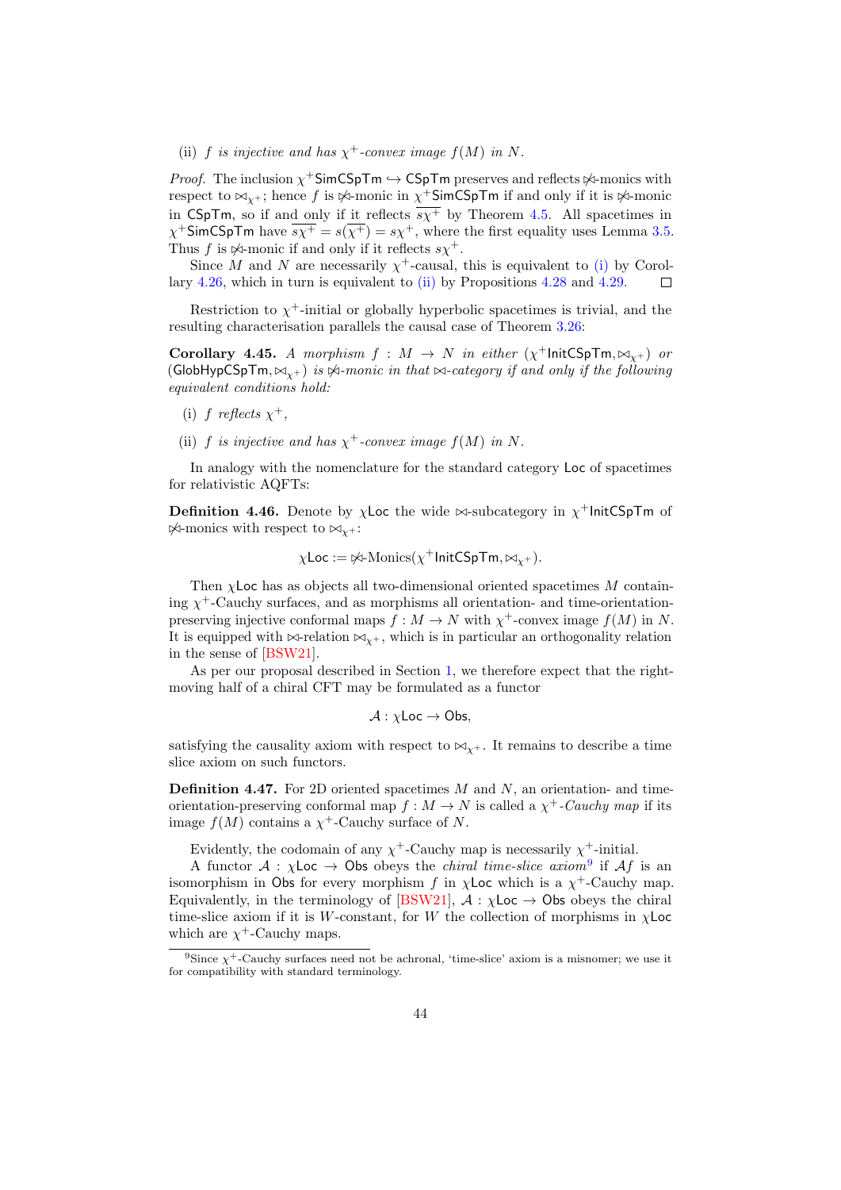(ii) *$f$ is injective and has $\chi^+$-convex image $f(M)$ in $N$.*

*Proof.* The inclusion $\chi^+\mathsf{SimCSpTm} \hookrightarrow \mathsf{CSpTm}$ preserves and reflects $\not\bowtie$-monics with respect to $\bowtie_{\chi^+}$; hence $f$ is $\not\bowtie$-monic in $\chi^+\mathsf{SimCSpTm}$ if and only if it is $\not\bowtie$-monic in $\mathsf{CSpTm}$, so if and only if it reflects $\overline{s\chi^+}$ by Theorem 4.5. All spacetimes in $\chi^+\mathsf{SimCSpTm}$ have $\overline{s\chi^+} = s(\overline{\chi^+}) = s\chi^+$, where the first equality uses Lemma 3.5. Thus $f$ is $\not\bowtie$-monic if and only if it reflects $s\chi^+$.

Since $M$ and $N$ are necessarily $\chi^+$-causal, this is equivalent to (i) by Corollary 4.26, which in turn is equivalent to (ii) by Propositions 4.28 and 4.29. □

Restriction to $\chi^+$-initial or globally hyperbolic spacetimes is trivial, and the resulting characterisation parallels the causal case of Theorem 3.26:

**Corollary 4.45.** *A morphism $f : M \to N$ in either $(\chi^+\mathsf{InitCSpTm}, \bowtie_{\chi^+})$ or $(\mathsf{GlobHypCSpTm}, \bowtie_{\chi^+})$ is $\not\bowtie$-monic in that $\bowtie$-category if and only if the following equivalent conditions hold:*

(i) *$f$ reflects $\chi^+$,*

(ii) *$f$ is injective and has $\chi^+$-convex image $f(M)$ in $N$.*

In analogy with the nomenclature for the standard category $\mathsf{Loc}$ of spacetimes for relativistic AQFTs:

**Definition 4.46.** Denote by $\chi\mathsf{Loc}$ the wide $\bowtie$-subcategory in $\chi^+\mathsf{InitCSpTm}$ of $\not\bowtie$-monics with respect to $\bowtie_{\chi^+}$:

$$\chi\mathsf{Loc} := \not\bowtie\text{-Monics}(\chi^+\mathsf{InitCSpTm}, \bowtie_{\chi^+}).$$

Then $\chi\mathsf{Loc}$ has as objects all two-dimensional oriented spacetimes $M$ containing $\chi^+$-Cauchy surfaces, and as morphisms all orientation- and time-orientation-preserving injective conformal maps $f : M \to N$ with $\chi^+$-convex image $f(M)$ in $N$. It is equipped with $\bowtie$-relation $\bowtie_{\chi^+}$, which is in particular an orthogonality relation in the sense of [BSW21].

As per our proposal described in Section 1, we therefore expect that the right-moving half of a chiral CFT may be formulated as a functor

$$\mathcal{A} : \chi\mathsf{Loc} \to \mathsf{Obs},$$

satisfying the causality axiom with respect to $\bowtie_{\chi^+}$. It remains to describe a time slice axiom on such functors.

**Definition 4.47.** For 2D oriented spacetimes $M$ and $N$, an orientation- and time-orientation-preserving conformal map $f : M \to N$ is called a *$\chi^+$-Cauchy map* if its image $f(M)$ contains a $\chi^+$-Cauchy surface of $N$.

Evidently, the codomain of any $\chi^+$-Cauchy map is necessarily $\chi^+$-initial.

A functor $\mathcal{A} : \chi\mathsf{Loc} \to \mathsf{Obs}$ obeys the *chiral time-slice axiom*[9] if $\mathcal{A}f$ is an isomorphism in $\mathsf{Obs}$ for every morphism $f$ in $\chi\mathsf{Loc}$ which is a $\chi^+$-Cauchy map. Equivalently, in the terminology of [BSW21], $\mathcal{A} : \chi\mathsf{Loc} \to \mathsf{Obs}$ obeys the chiral time-slice axiom if it is $W$-constant, for $W$ the collection of morphisms in $\chi\mathsf{Loc}$ which are $\chi^+$-Cauchy maps.

[9] Since $\chi^+$-Cauchy surfaces need not be achronal, 'time-slice' axiom is a misnomer; we use it for compatibility with standard terminology.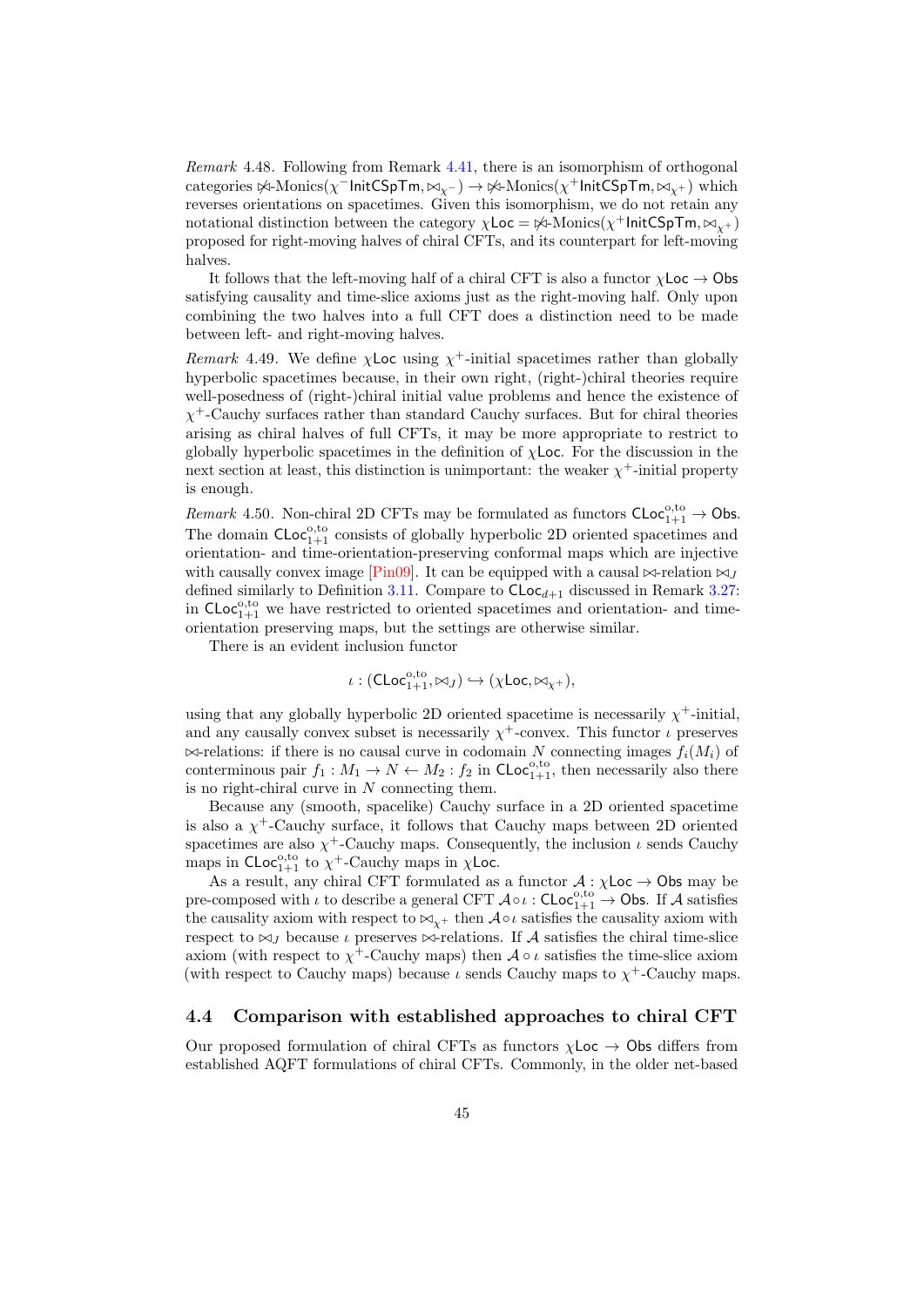*Remark* 4.48. Following from Remark 4.41, there is an isomorphism of orthogonal categories $\not\bowtie$-Monics$(\chi^-\mathsf{InitCSpTm}, \bowtie_{\chi^-}) \to \not\bowtie$-Monics$(\chi^+\mathsf{InitCSpTm}, \bowtie_{\chi^+})$ which reverses orientations on spacetimes. Given this isomorphism, we do not retain any notational distinction between the category $\chi\mathsf{Loc} = \not\bowtie$-Monics$(\chi^+\mathsf{InitCSpTm}, \bowtie_{\chi^+})$ proposed for right-moving halves of chiral CFTs, and its counterpart for left-moving halves.

It follows that the left-moving half of a chiral CFT is also a functor $\chi\mathsf{Loc} \to \mathsf{Obs}$ satisfying causality and time-slice axioms just as the right-moving half. Only upon combining the two halves into a full CFT does a distinction need to be made between left- and right-moving halves.

*Remark* 4.49. We define $\chi\mathsf{Loc}$ using $\chi^+$-initial spacetimes rather than globally hyperbolic spacetimes because, in their own right, (right-)chiral theories require well-posedness of (right-)chiral initial value problems and hence the existence of $\chi^+$-Cauchy surfaces rather than standard Cauchy surfaces. But for chiral theories arising as chiral halves of full CFTs, it may be more appropriate to restrict to globally hyperbolic spacetimes in the definition of $\chi\mathsf{Loc}$. For the discussion in the next section at least, this distinction is unimportant: the weaker $\chi^+$-initial property is enough.

*Remark* 4.50. Non-chiral 2D CFTs may be formulated as functors $\mathsf{CLoc}^{\mathrm{o,to}}_{1+1} \to \mathsf{Obs}$. The domain $\mathsf{CLoc}^{\mathrm{o,to}}_{1+1}$ consists of globally hyperbolic 2D oriented spacetimes and orientation- and time-orientation-preserving conformal maps which are injective with causally convex image [Pin09]. It can be equipped with a causal $\bowtie$-relation $\bowtie_J$ defined similarly to Definition 3.11. Compare to $\mathsf{CLoc}_{d+1}$ discussed in Remark 3.27: in $\mathsf{CLoc}^{\mathrm{o,to}}_{1+1}$ we have restricted to oriented spacetimes and orientation- and time-orientation preserving maps, but the settings are otherwise similar.

There is an evident inclusion functor

$$\iota : (\mathsf{CLoc}^{\mathrm{o,to}}_{1+1}, \bowtie_J) \hookrightarrow (\chi\mathsf{Loc}, \bowtie_{\chi^+}),$$

using that any globally hyperbolic 2D oriented spacetime is necessarily $\chi^+$-initial, and any causally convex subset is necessarily $\chi^+$-convex. This functor $\iota$ preserves $\bowtie$-relations: if there is no causal curve in codomain $N$ connecting images $f_i(M_i)$ of conterminous pair $f_1 : M_1 \to N \leftarrow M_2 : f_2$ in $\mathsf{CLoc}^{\mathrm{o,to}}_{1+1}$, then necessarily also there is no right-chiral curve in $N$ connecting them.

Because any (smooth, spacelike) Cauchy surface in a 2D oriented spacetime is also a $\chi^+$-Cauchy surface, it follows that Cauchy maps between 2D oriented spacetimes are also $\chi^+$-Cauchy maps. Consequently, the inclusion $\iota$ sends Cauchy maps in $\mathsf{CLoc}^{\mathrm{o,to}}_{1+1}$ to $\chi^+$-Cauchy maps in $\chi\mathsf{Loc}$.

As a result, any chiral CFT formulated as a functor $\mathcal{A} : \chi\mathsf{Loc} \to \mathsf{Obs}$ may be pre-composed with $\iota$ to describe a general CFT $\mathcal{A} \circ \iota : \mathsf{CLoc}^{\mathrm{o,to}}_{1+1} \to \mathsf{Obs}$. If $\mathcal{A}$ satisfies the causality axiom with respect to $\bowtie_{\chi^+}$ then $\mathcal{A} \circ \iota$ satisfies the causality axiom with respect to $\bowtie_J$ because $\iota$ preserves $\bowtie$-relations. If $\mathcal{A}$ satisfies the chiral time-slice axiom (with respect to $\chi^+$-Cauchy maps) then $\mathcal{A} \circ \iota$ satisfies the time-slice axiom (with respect to Cauchy maps) because $\iota$ sends Cauchy maps to $\chi^+$-Cauchy maps.

## 4.4 Comparison with established approaches to chiral CFT

Our proposed formulation of chiral CFTs as functors $\chi\mathsf{Loc} \to \mathsf{Obs}$ differs from established AQFT formulations of chiral CFTs. Commonly, in the older net-based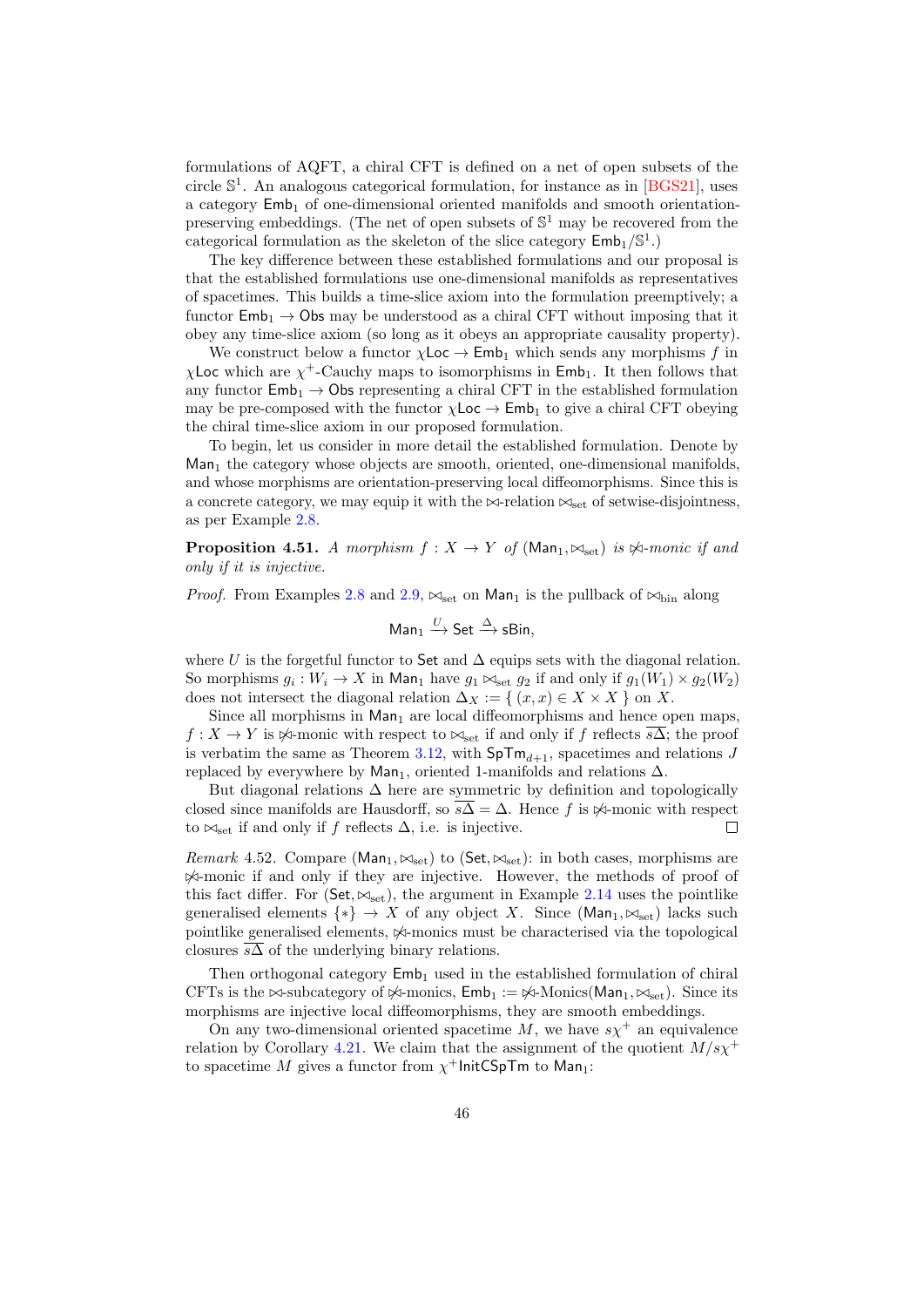formulations of AQFT, a chiral CFT is defined on a net of open subsets of the circle $\mathbb{S}^1$. An analogous categorical formulation, for instance as in [BGS21], uses a category $\mathsf{Emb}_1$ of one-dimensional oriented manifolds and smooth orientation-preserving embeddings. (The net of open subsets of $\mathbb{S}^1$ may be recovered from the categorical formulation as the skeleton of the slice category $\mathsf{Emb}_1/\mathbb{S}^1$.)

The key difference between these established formulations and our proposal is that the established formulations use one-dimensional manifolds as representatives of spacetimes. This builds a time-slice axiom into the formulation preemptively; a functor $\mathsf{Emb}_1 \to \mathsf{Obs}$ may be understood as a chiral CFT without imposing that it obey any time-slice axiom (so long as it obeys an appropriate causality property).

We construct below a functor $\chi\mathsf{Loc} \to \mathsf{Emb}_1$ which sends any morphisms $f$ in $\chi\mathsf{Loc}$ which are $\chi^+$-Cauchy maps to isomorphisms in $\mathsf{Emb}_1$. It then follows that any functor $\mathsf{Emb}_1 \to \mathsf{Obs}$ representing a chiral CFT in the established formulation may be pre-composed with the functor $\chi\mathsf{Loc} \to \mathsf{Emb}_1$ to give a chiral CFT obeying the chiral time-slice axiom in our proposed formulation.

To begin, let us consider in more detail the established formulation. Denote by $\mathsf{Man}_1$ the category whose objects are smooth, oriented, one-dimensional manifolds, and whose morphisms are orientation-preserving local diffeomorphisms. Since this is a concrete category, we may equip it with the $\bowtie$-relation $\bowtie_{\text{set}}$ of setwise-disjointness, as per Example 2.8.

**Proposition 4.51.** *A morphism $f : X \to Y$ of $(\mathsf{Man}_1, \bowtie_{\text{set}})$ is $\not\bowtie$-monic if and only if it is injective.*

*Proof.* From Examples 2.8 and 2.9, $\bowtie_{\text{set}}$ on $\mathsf{Man}_1$ is the pullback of $\bowtie_{\text{bin}}$ along

$$\mathsf{Man}_1 \xrightarrow{U} \mathsf{Set} \xrightarrow{\Delta} \mathsf{sBin},$$

where $U$ is the forgetful functor to $\mathsf{Set}$ and $\Delta$ equips sets with the diagonal relation. So morphisms $g_i : W_i \to X$ in $\mathsf{Man}_1$ have $g_1 \bowtie_{\text{set}} g_2$ if and only if $g_1(W_1) \times g_2(W_2)$ does not intersect the diagonal relation $\Delta_X := \{ (x, x) \in X \times X \}$ on $X$.

Since all morphisms in $\mathsf{Man}_1$ are local diffeomorphisms and hence open maps, $f : X \to Y$ is $\not\bowtie$-monic with respect to $\bowtie_{\text{set}}$ if and only if $f$ reflects $\overline{s\Delta}$; the proof is verbatim the same as Theorem 3.12, with $\mathsf{SpTm}_{d+1}$, spacetimes and relations $J$ replaced by everywhere by $\mathsf{Man}_1$, oriented 1-manifolds and relations $\Delta$.

But diagonal relations $\Delta$ here are symmetric by definition and topologically closed since manifolds are Hausdorff, so $\overline{s\Delta} = \Delta$. Hence $f$ is $\not\bowtie$-monic with respect to $\bowtie_{\text{set}}$ if and only if $f$ reflects $\Delta$, i.e. is injective. □

*Remark* 4.52. Compare $(\mathsf{Man}_1, \bowtie_{\text{set}})$ to $(\mathsf{Set}, \bowtie_{\text{set}})$: in both cases, morphisms are $\not\bowtie$-monic if and only if they are injective. However, the methods of proof of this fact differ. For $(\mathsf{Set}, \bowtie_{\text{set}})$, the argument in Example 2.14 uses the pointlike generalised elements $\{*\} \to X$ of any object $X$. Since $(\mathsf{Man}_1, \bowtie_{\text{set}})$ lacks such pointlike generalised elements, $\not\bowtie$-monics must be characterised via the topological closures $\overline{s\Delta}$ of the underlying binary relations.

Then orthogonal category $\mathsf{Emb}_1$ used in the established formulation of chiral CFTs is the $\bowtie$-subcategory of $\not\bowtie$-monics, $\mathsf{Emb}_1 := \not\bowtie\text{-Monics}(\mathsf{Man}_1, \bowtie_{\text{set}})$. Since its morphisms are injective local diffeomorphisms, they are smooth embeddings.

On any two-dimensional oriented spacetime $M$, we have $s\chi^+$ an equivalence relation by Corollary 4.21. We claim that the assignment of the quotient $M/s\chi^+$ to spacetime $M$ gives a functor from $\chi^+\mathsf{InitCSpTm}$ to $\mathsf{Man}_1$: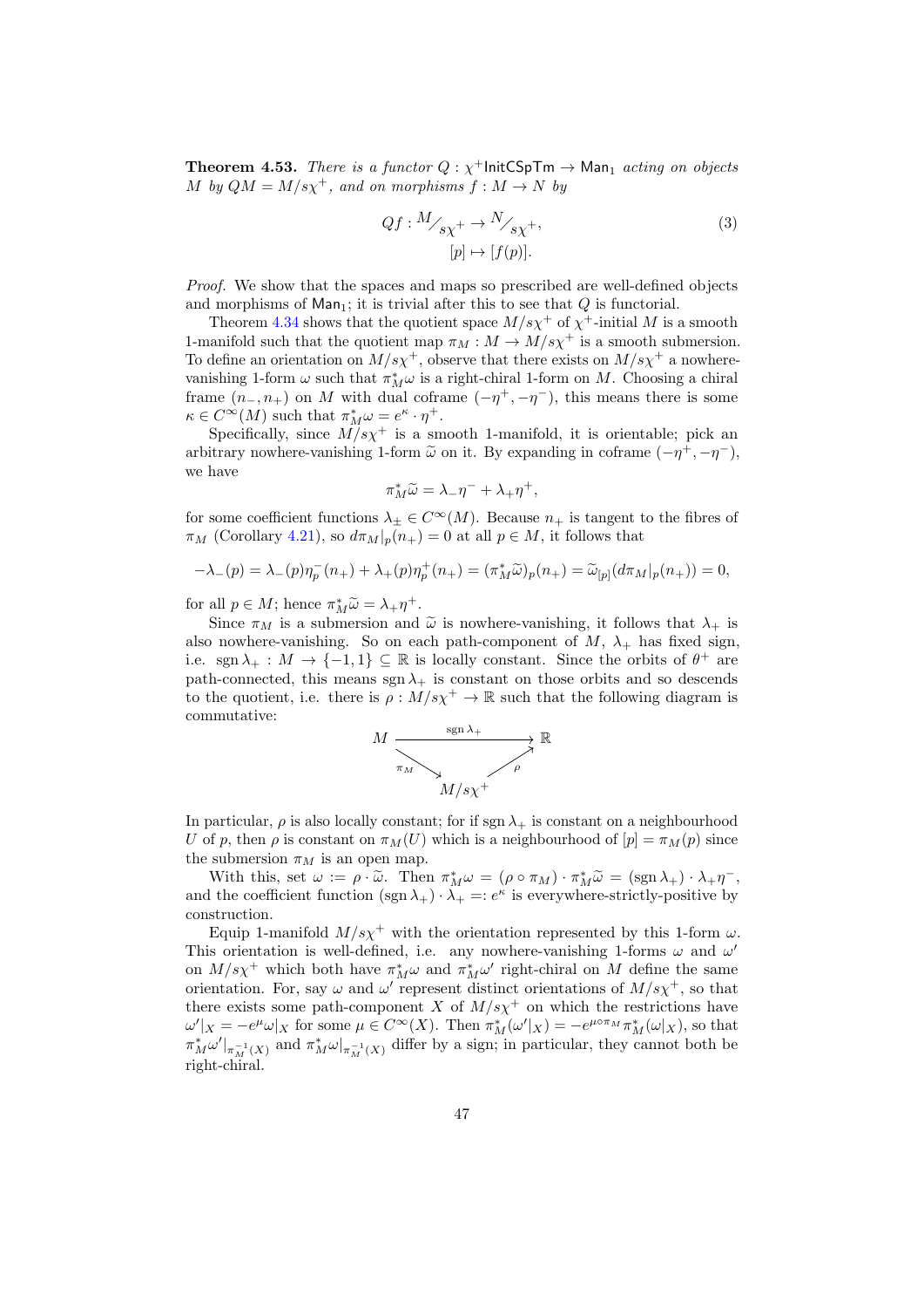**Theorem 4.53.** *There is a functor $Q : \chi^+\mathsf{InitCSpTm} \to \mathsf{Man}_1$ acting on objects $M$ by $QM = M/s\chi^+$, and on morphisms $f : M \to N$ by*

$$Qf : {}^{M}\!/_{s\chi^+} \to {}^{N}\!/_{s\chi^+}, \qquad [p] \mapsto [f(p)]. \tag{3}$$

*Proof.* We show that the spaces and maps so prescribed are well-defined objects and morphisms of $\mathsf{Man}_1$; it is trivial after this to see that $Q$ is functorial.

Theorem 4.34 shows that the quotient space $M/s\chi^+$ of $\chi^+$-initial $M$ is a smooth 1-manifold such that the quotient map $\pi_M : M \to M/s\chi^+$ is a smooth submersion. To define an orientation on $M/s\chi^+$, observe that there exists on $M/s\chi^+$ a nowhere-vanishing 1-form $\omega$ such that $\pi_M^*\omega$ is a right-chiral 1-form on $M$. Choosing a chiral frame $(n_-, n_+)$ on $M$ with dual coframe $(-\eta^+, -\eta^-)$, this means there is some $\kappa \in C^\infty(M)$ such that $\pi_M^*\omega = e^\kappa \cdot \eta^+$.

Specifically, since $M/s\chi^+$ is a smooth 1-manifold, it is orientable; pick an arbitrary nowhere-vanishing 1-form $\widetilde{\omega}$ on it. By expanding in coframe $(-\eta^+, -\eta^-)$, we have

$$\pi_M^*\widetilde{\omega} = \lambda_-\eta^- + \lambda_+\eta^+,$$

for some coefficient functions $\lambda_\pm \in C^\infty(M)$. Because $n_+$ is tangent to the fibres of $\pi_M$ (Corollary 4.21), so $d\pi_M|_p(n_+) = 0$ at all $p \in M$, it follows that

$$-\lambda_-(p) = \lambda_-(p)\eta_p^-(n_+) + \lambda_+(p)\eta_p^+(n_+) = (\pi_M^*\widetilde{\omega})_p(n_+) = \widetilde{\omega}_{[p]}(d\pi_M|_p(n_+)) = 0,$$

for all $p \in M$; hence $\pi_M^*\widetilde{\omega} = \lambda_+\eta^+$.

Since $\pi_M$ is a submersion and $\widetilde{\omega}$ is nowhere-vanishing, it follows that $\lambda_+$ is also nowhere-vanishing. So on each path-component of $M$, $\lambda_+$ has fixed sign, i.e. $\operatorname{sgn}\lambda_+ : M \to \{-1, 1\} \subseteq \mathbb{R}$ is locally constant. Since the orbits of $\theta^+$ are path-connected, this means $\operatorname{sgn}\lambda_+$ is constant on those orbits and so descends to the quotient, i.e. there is $\rho : M/s\chi^+ \to \mathbb{R}$ such that the following diagram is commutative:

$$\begin{array}{ccc} M & \xrightarrow{\ \operatorname{sgn}\lambda_+\ } & \mathbb{R} \\ & {\scriptstyle \pi_M}\searrow \quad \nearrow{\scriptstyle \rho} & \\ & M/s\chi^+ & \end{array}$$

In particular, $\rho$ is also locally constant; for if $\operatorname{sgn}\lambda_+$ is constant on a neighbourhood $U$ of $p$, then $\rho$ is constant on $\pi_M(U)$ which is a neighbourhood of $[p] = \pi_M(p)$ since the submersion $\pi_M$ is an open map.

With this, set $\omega := \rho \cdot \widetilde{\omega}$. Then $\pi_M^*\omega = (\rho \circ \pi_M) \cdot \pi_M^*\widetilde{\omega} = (\operatorname{sgn}\lambda_+) \cdot \lambda_+\eta^-$, and the coefficient function $(\operatorname{sgn}\lambda_+) \cdot \lambda_+ =: e^\kappa$ is everywhere-strictly-positive by construction.

Equip 1-manifold $M/s\chi^+$ with the orientation represented by this 1-form $\omega$. This orientation is well-defined, i.e. any nowhere-vanishing 1-forms $\omega$ and $\omega'$ on $M/s\chi^+$ which both have $\pi_M^*\omega$ and $\pi_M^*\omega'$ right-chiral on $M$ define the same orientation. For, say $\omega$ and $\omega'$ represent distinct orientations of $M/s\chi^+$, so that there exists some path-component $X$ of $M/s\chi^+$ on which the restrictions have $\omega'|_X = -e^\mu\omega|_X$ for some $\mu \in C^\infty(X)$. Then $\pi_M^*(\omega'|_X) = -e^{\mu\circ\pi_M}\pi_M^*(\omega|_X)$, so that $\pi_M^*\omega'|_{\pi_M^{-1}(X)}$ and $\pi_M^*\omega|_{\pi_M^{-1}(X)}$ differ by a sign; in particular, they cannot both be right-chiral.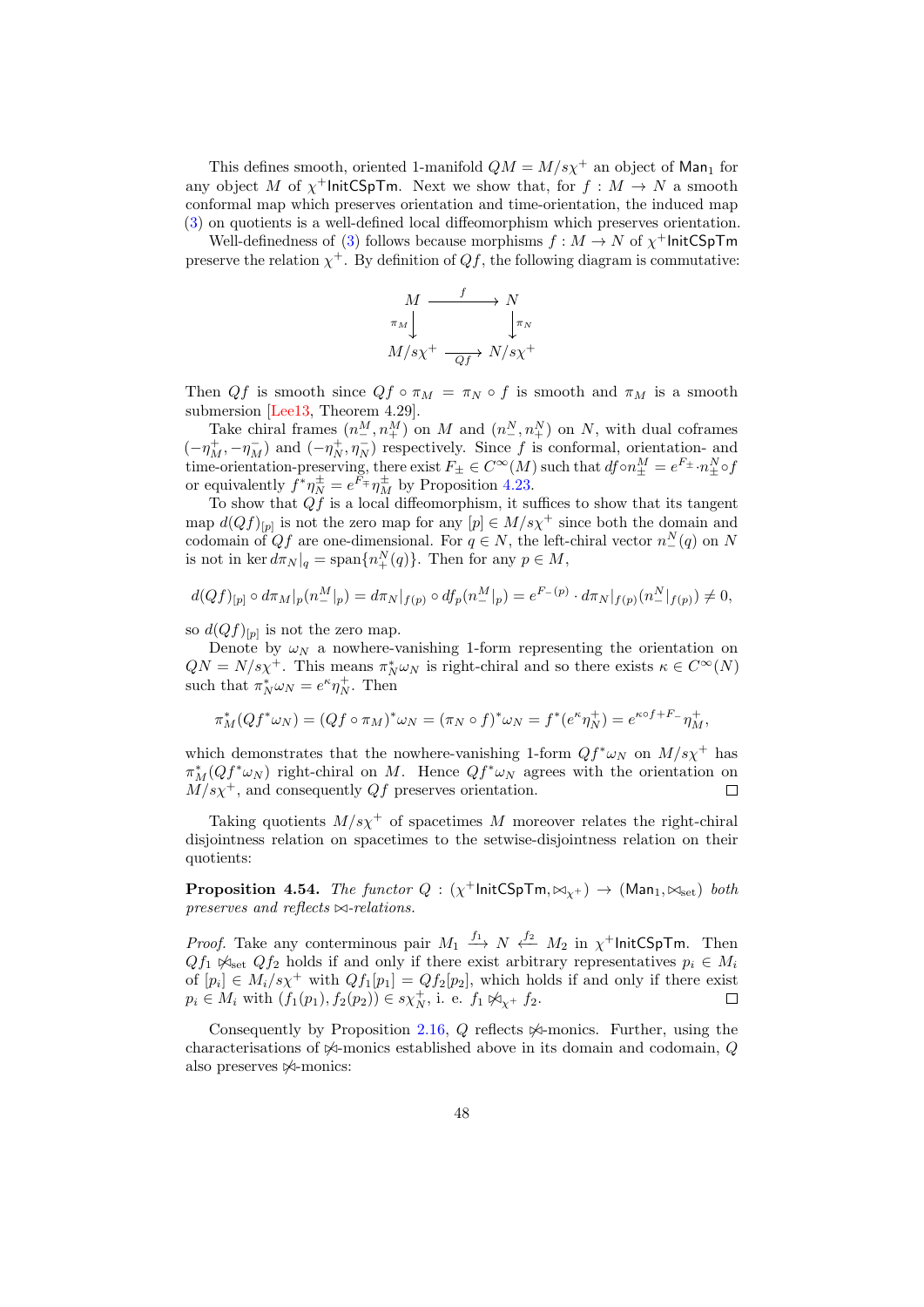This defines smooth, oriented 1-manifold $QM = M/s\chi^+$ an object of $\mathsf{Man}_1$ for any object $M$ of $\chi^+\mathsf{InitCSpTm}$. Next we show that, for $f : M \to N$ a smooth conformal map which preserves orientation and time-orientation, the induced map (3) on quotients is a well-defined local diffeomorphism which preserves orientation.

Well-definedness of (3) follows because morphisms $f : M \to N$ of $\chi^+\mathsf{InitCSpTm}$ preserve the relation $\chi^+$. By definition of $Qf$, the following diagram is commutative:

$$\begin{array}{ccc} M & \xrightarrow{\quad f \quad} & N \\ {\scriptstyle \pi_M}\downarrow & & \downarrow{\scriptstyle \pi_N} \\ M/s\chi^+ & \xrightarrow[Qf]{} & N/s\chi^+ \end{array}$$

Then $Qf$ is smooth since $Qf \circ \pi_M = \pi_N \circ f$ is smooth and $\pi_M$ is a smooth submersion [Lee13, Theorem 4.29].

Take chiral frames $(n_-^M, n_+^M)$ on $M$ and $(n_-^N, n_+^N)$ on $N$, with dual coframes $(-\eta_M^+, -\eta_M^-)$ and $(-\eta_N^+, \eta_N^-)$ respectively. Since $f$ is conformal, orientation- and time-orientation-preserving, there exist $F_\pm \in C^\infty(M)$ such that $df \circ n_\pm^M = e^{F_\pm} \cdot n_\pm^N \circ f$ or equivalently $f^*\eta_N^\pm = e^{F_\mp}\eta_M^\pm$ by Proposition 4.23.

To show that $Qf$ is a local diffeomorphism, it suffices to show that its tangent map $d(Qf)_{[p]}$ is not the zero map for any $[p] \in M/s\chi^+$ since both the domain and codomain of $Qf$ are one-dimensional. For $q \in N$, the left-chiral vector $n_-^N(q)$ on $N$ is not in $\ker d\pi_N|_q = \operatorname{span}\{n_+^N(q)\}$. Then for any $p \in M$,

$$d(Qf)_{[p]} \circ d\pi_M|_p(n_-^M|_p) = d\pi_N|_{f(p)} \circ df_p(n_-^M|_p) = e^{F_-(p)} \cdot d\pi_N|_{f(p)}(n_-^N|_{f(p)}) \neq 0,$$

so $d(Qf)_{[p]}$ is not the zero map.

Denote by $\omega_N$ a nowhere-vanishing 1-form representing the orientation on $QN = N/s\chi^+$. This means $\pi_N^*\omega_N$ is right-chiral and so there exists $\kappa \in C^\infty(N)$ such that $\pi_N^*\omega_N = e^\kappa \eta_N^+$. Then

$$\pi_M^*(Qf^*\omega_N) = (Qf \circ \pi_M)^*\omega_N = (\pi_N \circ f)^*\omega_N = f^*(e^\kappa \eta_N^+) = e^{\kappa \circ f + F_-}\eta_M^+,$$

which demonstrates that the nowhere-vanishing 1-form $Qf^*\omega_N$ on $M/s\chi^+$ has $\pi_M^*(Qf^*\omega_N)$ right-chiral on $M$. Hence $Qf^*\omega_N$ agrees with the orientation on $M/s\chi^+$, and consequently $Qf$ preserves orientation. $\square$

Taking quotients $M/s\chi^+$ of spacetimes $M$ moreover relates the right-chiral disjointness relation on spacetimes to the setwise-disjointness relation on their quotients:

**Proposition 4.54.** *The functor $Q : (\chi^+\mathsf{InitCSpTm}, \bowtie_{\chi^+}) \to (\mathsf{Man}_1, \bowtie_{\mathrm{set}})$ both preserves and reflects $\bowtie$-relations.*

*Proof.* Take any conterminous pair $M_1 \xrightarrow{f_1} N \xleftarrow{f_2} M_2$ in $\chi^+\mathsf{InitCSpTm}$. Then $Qf_1 \not\bowtie_{\mathrm{set}} Qf_2$ holds if and only if there exist arbitrary representatives $p_i \in M_i$ of $[p_i] \in M_i/s\chi^+$ with $Qf_1[p_1] = Qf_2[p_2]$, which holds if and only if there exist $p_i \in M_i$ with $(f_1(p_1), f_2(p_2)) \in s\chi_N^+$, i. e. $f_1 \not\bowtie_{\chi^+} f_2$. $\square$

Consequently by Proposition 2.16, $Q$ reflects $\not\bowtie$-monics. Further, using the characterisations of $\not\bowtie$-monics established above in its domain and codomain, $Q$ also preserves $\not\bowtie$-monics: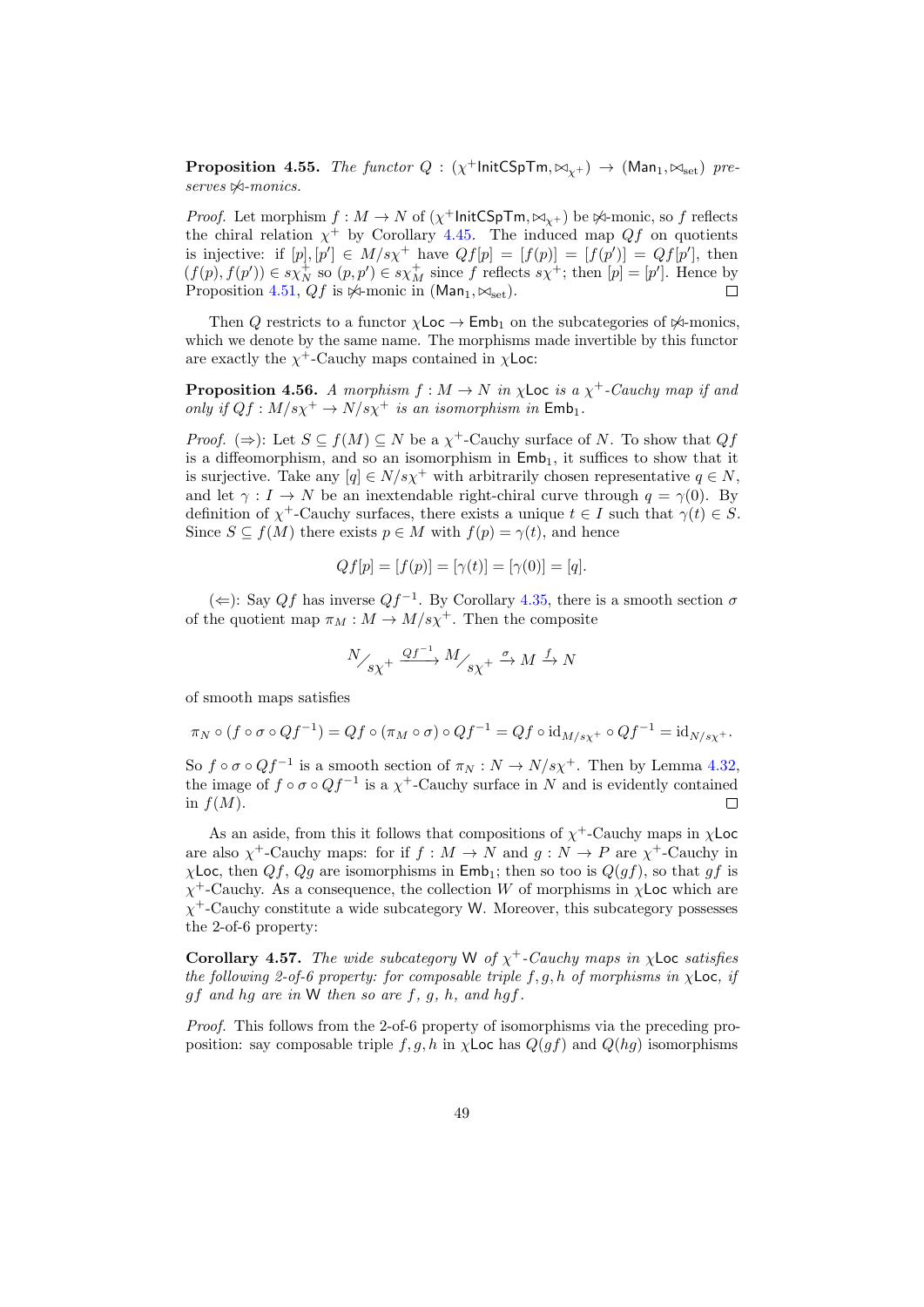**Proposition 4.55.** *The functor $Q : (\chi^+\mathsf{InitCSpTm}, \bowtie_{\chi^+}) \to (\mathsf{Man}_1, \bowtie_{\text{set}})$ preserves $\not\bowtie$-monics.*

*Proof.* Let morphism $f : M \to N$ of $(\chi^+\mathsf{InitCSpTm}, \bowtie_{\chi^+})$ be $\not\bowtie$-monic, so $f$ reflects the chiral relation $\chi^+$ by Corollary 4.45. The induced map $Qf$ on quotients is injective: if $[p], [p'] \in M/s\chi^+$ have $Qf[p] = [f(p)] = [f(p')] = Qf[p']$, then $(f(p), f(p')) \in s\chi^+_N$ so $(p, p') \in s\chi^+_M$ since $f$ reflects $s\chi^+$; then $[p] = [p']$. Hence by Proposition 4.51, $Qf$ is $\not\bowtie$-monic in $(\mathsf{Man}_1, \bowtie_{\text{set}})$. □

Then $Q$ restricts to a functor $\chi\mathsf{Loc} \to \mathsf{Emb}_1$ on the subcategories of $\not\bowtie$-monics, which we denote by the same name. The morphisms made invertible by this functor are exactly the $\chi^+$-Cauchy maps contained in $\chi\mathsf{Loc}$:

**Proposition 4.56.** *A morphism $f : M \to N$ in $\chi\mathsf{Loc}$ is a $\chi^+$-Cauchy map if and only if $Qf : M/s\chi^+ \to N/s\chi^+$ is an isomorphism in $\mathsf{Emb}_1$.*

*Proof.* ($\Rightarrow$): Let $S \subseteq f(M) \subseteq N$ be a $\chi^+$-Cauchy surface of $N$. To show that $Qf$ is a diffeomorphism, and so an isomorphism in $\mathsf{Emb}_1$, it suffices to show that it is surjective. Take any $[q] \in N/s\chi^+$ with arbitrarily chosen representative $q \in N$, and let $\gamma : I \to N$ be an inextendable right-chiral curve through $q = \gamma(0)$. By definition of $\chi^+$-Cauchy surfaces, there exists a unique $t \in I$ such that $\gamma(t) \in S$. Since $S \subseteq f(M)$ there exists $p \in M$ with $f(p) = \gamma(t)$, and hence

$$Qf[p] = [f(p)] = [\gamma(t)] = [\gamma(0)] = [q].$$

($\Leftarrow$): Say $Qf$ has inverse $Qf^{-1}$. By Corollary 4.35, there is a smooth section $\sigma$ of the quotient map $\pi_M : M \to M/s\chi^+$. Then the composite

$$N/_{s\chi^+} \xrightarrow{Qf^{-1}} M/_{s\chi^+} \xrightarrow{\sigma} M \xrightarrow{f} N$$

of smooth maps satisfies

$$\pi_N \circ (f \circ \sigma \circ Qf^{-1}) = Qf \circ (\pi_M \circ \sigma) \circ Qf^{-1} = Qf \circ \mathrm{id}_{M/s\chi^+} \circ Qf^{-1} = \mathrm{id}_{N/s\chi^+}.$$

So $f \circ \sigma \circ Qf^{-1}$ is a smooth section of $\pi_N : N \to N/s\chi^+$. Then by Lemma 4.32, the image of $f \circ \sigma \circ Qf^{-1}$ is a $\chi^+$-Cauchy surface in $N$ and is evidently contained in $f(M)$. □

As an aside, from this it follows that compositions of $\chi^+$-Cauchy maps in $\chi\mathsf{Loc}$ are also $\chi^+$-Cauchy maps: for if $f : M \to N$ and $g : N \to P$ are $\chi^+$-Cauchy in $\chi\mathsf{Loc}$, then $Qf$, $Qg$ are isomorphisms in $\mathsf{Emb}_1$; then so too is $Q(gf)$, so that $gf$ is $\chi^+$-Cauchy. As a consequence, the collection $W$ of morphisms in $\chi\mathsf{Loc}$ which are $\chi^+$-Cauchy constitute a wide subcategory $\mathsf{W}$. Moreover, this subcategory possesses the 2-of-6 property:

**Corollary 4.57.** *The wide subcategory $\mathsf{W}$ of $\chi^+$-Cauchy maps in $\chi\mathsf{Loc}$ satisfies the following 2-of-6 property: for composable triple $f, g, h$ of morphisms in $\chi\mathsf{Loc}$, if $gf$ and $hg$ are in $\mathsf{W}$ then so are $f$, $g$, $h$, and $hgf$.*

*Proof.* This follows from the 2-of-6 property of isomorphisms via the preceding proposition: say composable triple $f, g, h$ in $\chi\mathsf{Loc}$ has $Q(gf)$ and $Q(hg)$ isomorphisms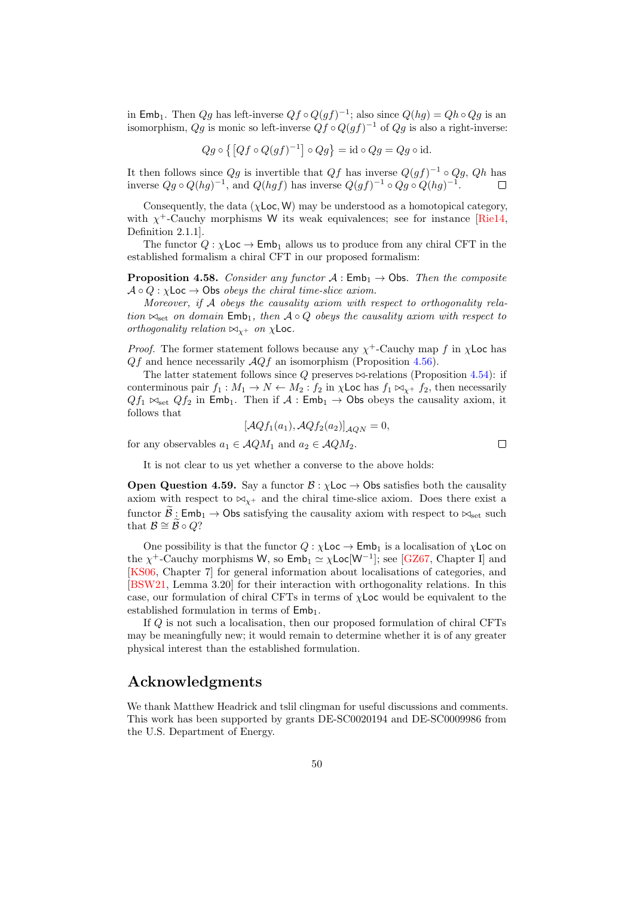in $\mathsf{Emb}_1$. Then $Qg$ has left-inverse $Qf \circ Q(gf)^{-1}$; also since $Q(hg) = Qh \circ Qg$ is an isomorphism, $Qg$ is monic so left-inverse $Qf \circ Q(gf)^{-1}$ of $Qg$ is also a right-inverse:

$$Qg \circ \left\{ \left[ Qf \circ Q(gf)^{-1} \right] \circ Qg \right\} = \mathrm{id} \circ Qg = Qg \circ \mathrm{id}.$$

It then follows since $Qg$ is invertible that $Qf$ has inverse $Q(gf)^{-1} \circ Qg$, $Qh$ has inverse $Qg \circ Q(hg)^{-1}$, and $Q(hgf)$ has inverse $Q(gf)^{-1} \circ Qg \circ Q(hg)^{-1}$. □

Consequently, the data $(\chi\mathsf{Loc}, \mathsf{W})$ may be understood as a homotopical category, with $\chi^+$-Cauchy morphisms $\mathsf{W}$ its weak equivalences; see for instance [Rie14, Definition 2.1.1].

The functor $Q : \chi\mathsf{Loc} \to \mathsf{Emb}_1$ allows us to produce from any chiral CFT in the established formalism a chiral CFT in our proposed formalism:

**Proposition 4.58.** *Consider any functor $\mathcal{A} : \mathsf{Emb}_1 \to \mathsf{Obs}$. Then the composite $\mathcal{A} \circ Q : \chi\mathsf{Loc} \to \mathsf{Obs}$ obeys the chiral time-slice axiom.*

*Moreover, if $\mathcal{A}$ obeys the causality axiom with respect to orthogonality relation $\bowtie_{\mathrm{set}}$ on domain $\mathsf{Emb}_1$, then $\mathcal{A} \circ Q$ obeys the causality axiom with respect to orthogonality relation $\bowtie_{\chi^+}$ on $\chi\mathsf{Loc}$.*

*Proof.* The former statement follows because any $\chi^+$-Cauchy map $f$ in $\chi\mathsf{Loc}$ has $Qf$ and hence necessarily $\mathcal{A}Qf$ an isomorphism (Proposition 4.56).

The latter statement follows since $Q$ preserves $\bowtie$-relations (Proposition 4.54): if conterminous pair $f_1 : M_1 \to N \leftarrow M_2 : f_2$ in $\chi\mathsf{Loc}$ has $f_1 \bowtie_{\chi^+} f_2$, then necessarily $Qf_1 \bowtie_{\mathrm{set}} Qf_2$ in $\mathsf{Emb}_1$. Then if $\mathcal{A} : \mathsf{Emb}_1 \to \mathsf{Obs}$ obeys the causality axiom, it follows that

$$\left[ \mathcal{A}Qf_1(a_1), \mathcal{A}Qf_2(a_2) \right]_{\mathcal{A}QN} = 0,$$

for any observables $a_1 \in \mathcal{A}QM_1$ and $a_2 \in \mathcal{A}QM_2$. □

It is not clear to us yet whether a converse to the above holds:

**Open Question 4.59.** Say a functor $\mathcal{B} : \chi\mathsf{Loc} \to \mathsf{Obs}$ satisfies both the causality axiom with respect to $\bowtie_{\chi^+}$ and the chiral time-slice axiom. Does there exist a functor $\widetilde{\mathcal{B}} : \mathsf{Emb}_1 \to \mathsf{Obs}$ satisfying the causality axiom with respect to $\bowtie_{\mathrm{set}}$ such that $\mathcal{B} \cong \widetilde{\mathcal{B}} \circ Q$?

One possibility is that the functor $Q : \chi\mathsf{Loc} \to \mathsf{Emb}_1$ is a localisation of $\chi\mathsf{Loc}$ on the $\chi^+$-Cauchy morphisms $\mathsf{W}$, so $\mathsf{Emb}_1 \simeq \chi\mathsf{Loc}[\mathsf{W}^{-1}]$; see [GZ67, Chapter I] and [KS06, Chapter 7] for general information about localisations of categories, and [BSW21, Lemma 3.20] for their interaction with orthogonality relations. In this case, our formulation of chiral CFTs in terms of $\chi\mathsf{Loc}$ would be equivalent to the established formulation in terms of $\mathsf{Emb}_1$.

If $Q$ is not such a localisation, then our proposed formulation of chiral CFTs may be meaningfully new; it would remain to determine whether it is of any greater physical interest than the established formulation.

## Acknowledgments

We thank Matthew Headrick and tslil clingman for useful discussions and comments. This work has been supported by grants DE-SC0020194 and DE-SC0009986 from the U.S. Department of Energy.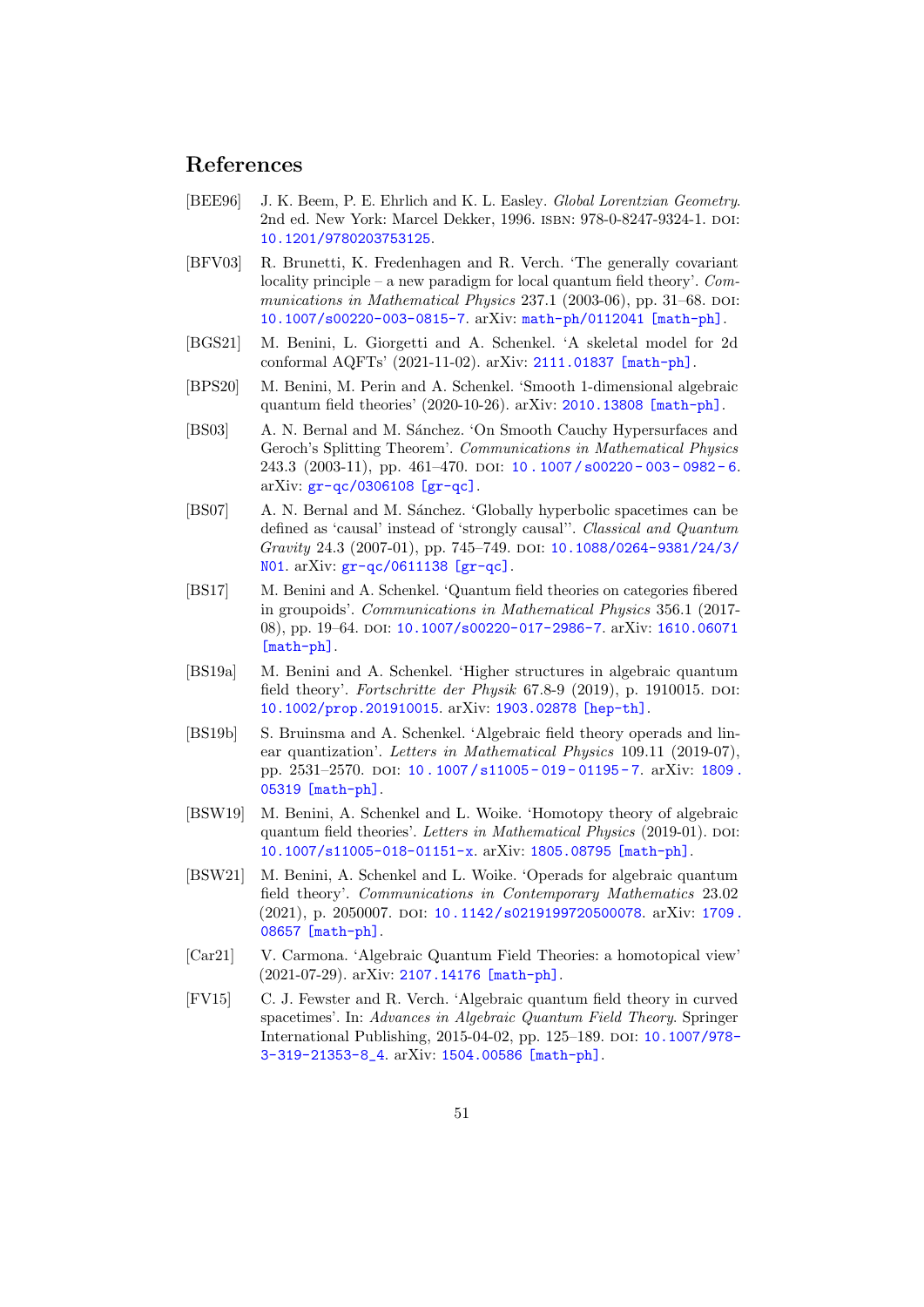## References

[BEE96] J. K. Beem, P. E. Ehrlich and K. L. Easley. *Global Lorentzian Geometry*. 2nd ed. New York: Marcel Dekker, 1996. ISBN: 978-0-8247-9324-1. DOI: 10.1201/9780203753125.

[BFV03] R. Brunetti, K. Fredenhagen and R. Verch. 'The generally covariant locality principle – a new paradigm for local quantum field theory'. *Communications in Mathematical Physics* 237.1 (2003-06), pp. 31–68. DOI: 10.1007/s00220-003-0815-7. arXiv: math-ph/0112041 [math-ph].

[BGS21] M. Benini, L. Giorgetti and A. Schenkel. 'A skeletal model for 2d conformal AQFTs' (2021-11-02). arXiv: 2111.01837 [math-ph].

[BPS20] M. Benini, M. Perin and A. Schenkel. 'Smooth 1-dimensional algebraic quantum field theories' (2020-10-26). arXiv: 2010.13808 [math-ph].

[BS03] A. N. Bernal and M. Sánchez. 'On Smooth Cauchy Hypersurfaces and Geroch's Splitting Theorem'. *Communications in Mathematical Physics* 243.3 (2003-11), pp. 461–470. DOI: 10.1007/s00220-003-0982-6. arXiv: gr-qc/0306108 [gr-qc].

[BS07] A. N. Bernal and M. Sánchez. 'Globally hyperbolic spacetimes can be defined as 'causal' instead of 'strongly causal''. *Classical and Quantum Gravity* 24.3 (2007-01), pp. 745–749. DOI: 10.1088/0264-9381/24/3/N01. arXiv: gr-qc/0611138 [gr-qc].

[BS17] M. Benini and A. Schenkel. 'Quantum field theories on categories fibered in groupoids'. *Communications in Mathematical Physics* 356.1 (2017-08), pp. 19–64. DOI: 10.1007/s00220-017-2986-7. arXiv: 1610.06071 [math-ph].

[BS19a] M. Benini and A. Schenkel. 'Higher structures in algebraic quantum field theory'. *Fortschritte der Physik* 67.8-9 (2019), p. 1910015. DOI: 10.1002/prop.201910015. arXiv: 1903.02878 [hep-th].

[BS19b] S. Bruinsma and A. Schenkel. 'Algebraic field theory operads and linear quantization'. *Letters in Mathematical Physics* 109.11 (2019-07), pp. 2531–2570. DOI: 10.1007/s11005-019-01195-7. arXiv: 1809.05319 [math-ph].

[BSW19] M. Benini, A. Schenkel and L. Woike. 'Homotopy theory of algebraic quantum field theories'. *Letters in Mathematical Physics* (2019-01). DOI: 10.1007/s11005-018-01151-x. arXiv: 1805.08795 [math-ph].

[BSW21] M. Benini, A. Schenkel and L. Woike. 'Operads for algebraic quantum field theory'. *Communications in Contemporary Mathematics* 23.02 (2021), p. 2050007. DOI: 10.1142/s0219199720500078. arXiv: 1709.08657 [math-ph].

[Car21] V. Carmona. 'Algebraic Quantum Field Theories: a homotopical view' (2021-07-29). arXiv: 2107.14176 [math-ph].

[FV15] C. J. Fewster and R. Verch. 'Algebraic quantum field theory in curved spacetimes'. In: *Advances in Algebraic Quantum Field Theory*. Springer International Publishing, 2015-04-02, pp. 125–189. DOI: 10.1007/978-3-319-21353-8_4. arXiv: 1504.00586 [math-ph].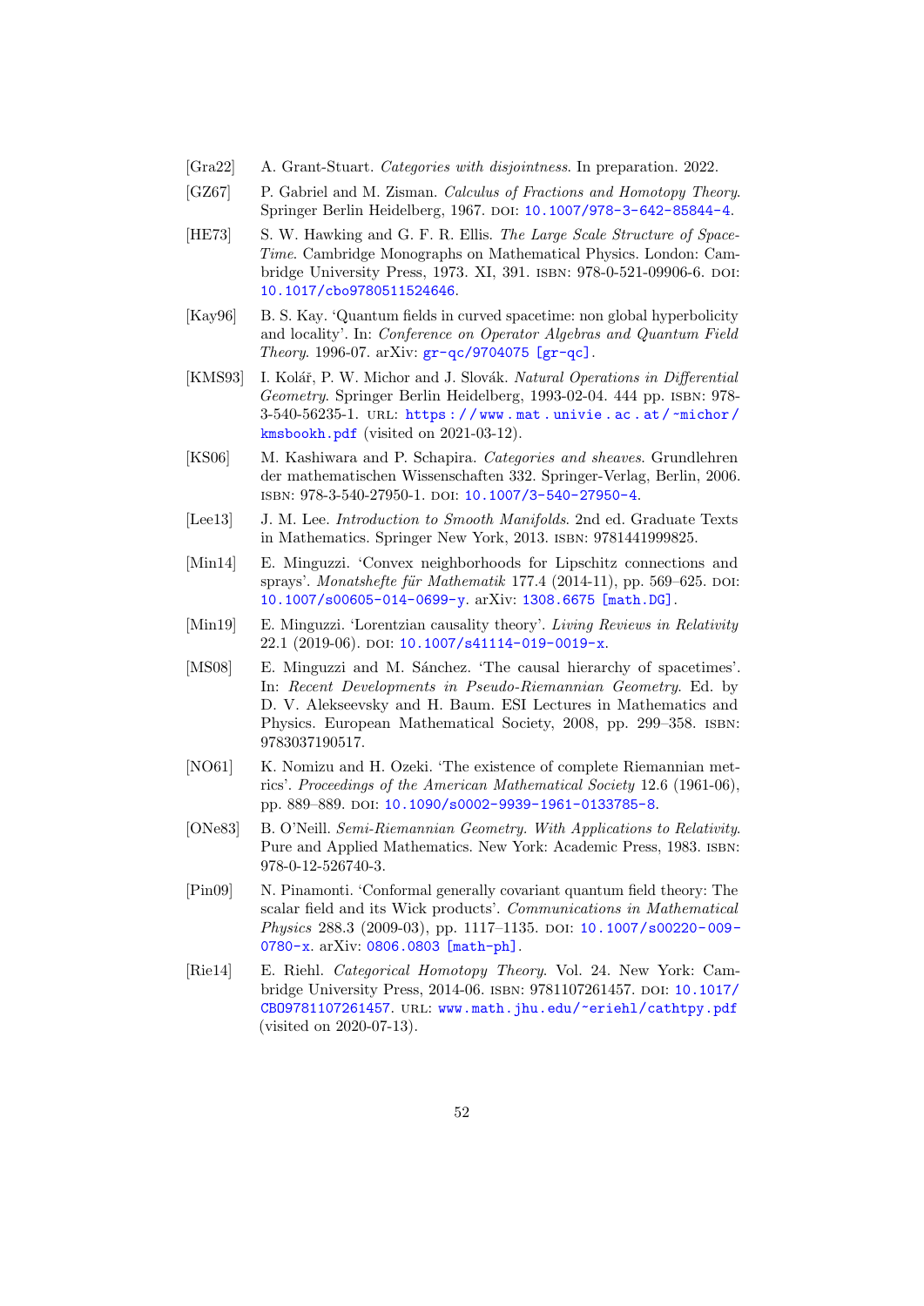[Gra22] A. Grant-Stuart. *Categories with disjointness*. In preparation. 2022.

[GZ67] P. Gabriel and M. Zisman. *Calculus of Fractions and Homotopy Theory*. Springer Berlin Heidelberg, 1967. DOI: 10.1007/978-3-642-85844-4.

[HE73] S. W. Hawking and G. F. R. Ellis. *The Large Scale Structure of Space-Time*. Cambridge Monographs on Mathematical Physics. London: Cambridge University Press, 1973. XI, 391. ISBN: 978-0-521-09906-6. DOI: 10.1017/cbo9780511524646.

[Kay96] B. S. Kay. 'Quantum fields in curved spacetime: non global hyperbolicity and locality'. In: *Conference on Operator Algebras and Quantum Field Theory*. 1996-07. arXiv: gr-qc/9704075 [gr-qc].

[KMS93] I. Kolář, P. W. Michor and J. Slovák. *Natural Operations in Differential Geometry*. Springer Berlin Heidelberg, 1993-02-04. 444 pp. ISBN: 978-3-540-56235-1. URL: https://www.mat.univie.ac.at/~michor/kmsbookh.pdf (visited on 2021-03-12).

[KS06] M. Kashiwara and P. Schapira. *Categories and sheaves*. Grundlehren der mathematischen Wissenschaften 332. Springer-Verlag, Berlin, 2006. ISBN: 978-3-540-27950-1. DOI: 10.1007/3-540-27950-4.

[Lee13] J. M. Lee. *Introduction to Smooth Manifolds*. 2nd ed. Graduate Texts in Mathematics. Springer New York, 2013. ISBN: 9781441999825.

[Min14] E. Minguzzi. 'Convex neighborhoods for Lipschitz connections and sprays'. *Monatshefte für Mathematik* 177.4 (2014-11), pp. 569–625. DOI: 10.1007/s00605-014-0699-y. arXiv: 1308.6675 [math.DG].

[Min19] E. Minguzzi. 'Lorentzian causality theory'. *Living Reviews in Relativity* 22.1 (2019-06). DOI: 10.1007/s41114-019-0019-x.

[MS08] E. Minguzzi and M. Sánchez. 'The causal hierarchy of spacetimes'. In: *Recent Developments in Pseudo-Riemannian Geometry*. Ed. by D. V. Alekseevsky and H. Baum. ESI Lectures in Mathematics and Physics. European Mathematical Society, 2008, pp. 299–358. ISBN: 9783037190517.

[NO61] K. Nomizu and H. Ozeki. 'The existence of complete Riemannian metrics'. *Proceedings of the American Mathematical Society* 12.6 (1961-06), pp. 889–889. DOI: 10.1090/s0002-9939-1961-0133785-8.

[ONe83] B. O'Neill. *Semi-Riemannian Geometry. With Applications to Relativity*. Pure and Applied Mathematics. New York: Academic Press, 1983. ISBN: 978-0-12-526740-3.

[Pin09] N. Pinamonti. 'Conformal generally covariant quantum field theory: The scalar field and its Wick products'. *Communications in Mathematical Physics* 288.3 (2009-03), pp. 1117–1135. DOI: 10.1007/s00220-009-0780-x. arXiv: 0806.0803 [math-ph].

[Rie14] E. Riehl. *Categorical Homotopy Theory*. Vol. 24. New York: Cambridge University Press, 2014-06. ISBN: 9781107261457. DOI: 10.1017/CBO9781107261457. URL: www.math.jhu.edu/~eriehl/cathtpy.pdf (visited on 2020-07-13).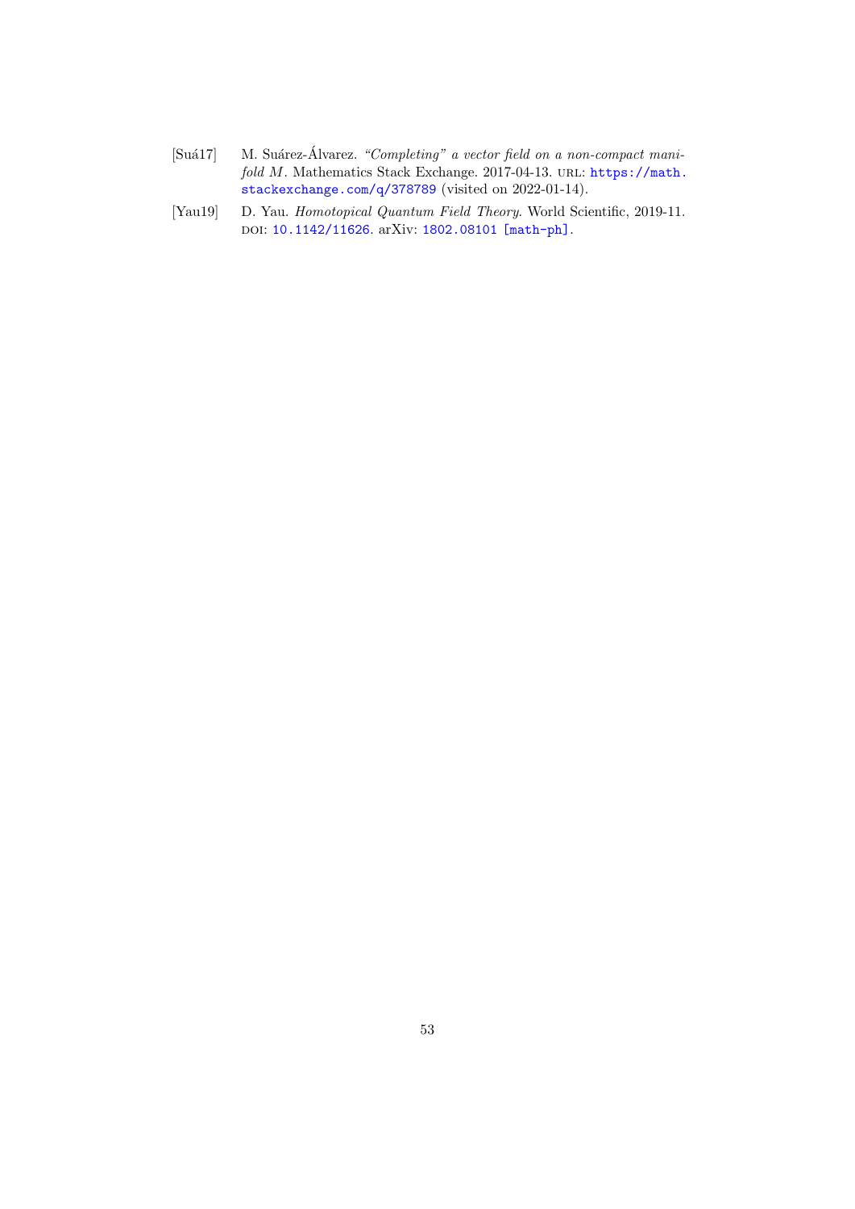[Suá17] M. Suárez-Álvarez. *"Completing" a vector field on a non-compact manifold $M$*. Mathematics Stack Exchange. 2017-04-13. URL: https://math.stackexchange.com/q/378789 (visited on 2022-01-14).

[Yau19] D. Yau. *Homotopical Quantum Field Theory*. World Scientific, 2019-11. DOI: 10.1142/11626. arXiv: 1802.08101 [math-ph].